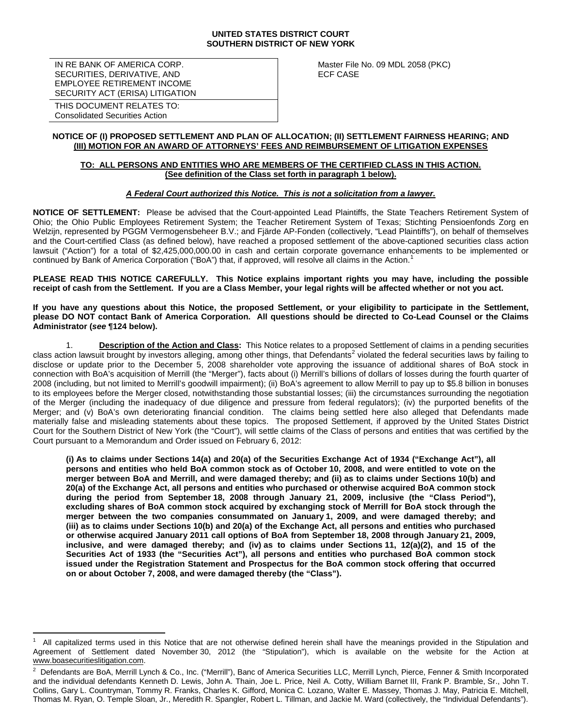**UNITED STATES DISTRICT COURT**
**SOUTHERN DISTRICT OF NEW YORK**

| | |
|---|---|
| IN RE BANK OF AMERICA CORP. SECURITIES, DERIVATIVE, AND EMPLOYEE RETIREMENT INCOME SECURITY ACT (ERISA) LITIGATION | Master File No. 09 MDL 2058 (PKC) ECF CASE |
| THIS DOCUMENT RELATES TO: Consolidated Securities Action | |

**NOTICE OF (I) PROPOSED SETTLEMENT AND PLAN OF ALLOCATION; (II) SETTLEMENT FAIRNESS HEARING; AND (III) MOTION FOR AN AWARD OF ATTORNEYS' FEES AND REIMBURSEMENT OF LITIGATION EXPENSES**

**TO: ALL PERSONS AND ENTITIES WHO ARE MEMBERS OF THE CERTIFIED CLASS IN THIS ACTION. (See definition of the Class set forth in paragraph 1 below).**

***A Federal Court authorized this Notice. This is not a solicitation from a lawyer.***

**NOTICE OF SETTLEMENT:** Please be advised that the Court-appointed Lead Plaintiffs, the State Teachers Retirement System of Ohio; the Ohio Public Employees Retirement System; the Teacher Retirement System of Texas; Stichting Pensioenfonds Zorg en Welzijn, represented by PGGM Vermogensbeheer B.V.; and Fjärde AP-Fonden (collectively, "Lead Plaintiffs"), on behalf of themselves and the Court-certified Class (as defined below), have reached a proposed settlement of the above-captioned securities class action lawsuit ("Action") for a total of $2,425,000,000.00 in cash and certain corporate governance enhancements to be implemented or continued by Bank of America Corporation ("BoA") that, if approved, will resolve all claims in the Action.[1]

**PLEASE READ THIS NOTICE CAREFULLY. This Notice explains important rights you may have, including the possible receipt of cash from the Settlement. If you are a Class Member, your legal rights will be affected whether or not you act.**

**If you have any questions about this Notice, the proposed Settlement, or your eligibility to participate in the Settlement, please DO NOT contact Bank of America Corporation. All questions should be directed to Co-Lead Counsel or the Claims Administrator (*see* ¶124 below).**

1. **Description of the Action and Class:** This Notice relates to a proposed Settlement of claims in a pending securities class action lawsuit brought by investors alleging, among other things, that Defendants[2] violated the federal securities laws by failing to disclose or update prior to the December 5, 2008 shareholder vote approving the issuance of additional shares of BoA stock in connection with BoA's acquisition of Merrill (the "Merger"), facts about (i) Merrill's billions of dollars of losses during the fourth quarter of 2008 (including, but not limited to Merrill's goodwill impairment); (ii) BoA's agreement to allow Merrill to pay up to $5.8 billion in bonuses to its employees before the Merger closed, notwithstanding those substantial losses; (iii) the circumstances surrounding the negotiation of the Merger (including the inadequacy of due diligence and pressure from federal regulators); (iv) the purported benefits of the Merger; and (v) BoA's own deteriorating financial condition. The claims being settled here also alleged that Defendants made materially false and misleading statements about these topics. The proposed Settlement, if approved by the United States District Court for the Southern District of New York (the "Court"), will settle claims of the Class of persons and entities that was certified by the Court pursuant to a Memorandum and Order issued on February 6, 2012:

**(i) As to claims under Sections 14(a) and 20(a) of the Securities Exchange Act of 1934 ("Exchange Act"), all persons and entities who held BoA common stock as of October 10, 2008, and were entitled to vote on the merger between BoA and Merrill, and were damaged thereby; and (ii) as to claims under Sections 10(b) and 20(a) of the Exchange Act, all persons and entities who purchased or otherwise acquired BoA common stock during the period from September 18, 2008 through January 21, 2009, inclusive (the "Class Period"), excluding shares of BoA common stock acquired by exchanging stock of Merrill for BoA stock through the merger between the two companies consummated on January 1, 2009, and were damaged thereby; and (iii) as to claims under Sections 10(b) and 20(a) of the Exchange Act, all persons and entities who purchased or otherwise acquired January 2011 call options of BoA from September 18, 2008 through January 21, 2009, inclusive, and were damaged thereby; and (iv) as to claims under Sections 11, 12(a)(2), and 15 of the Securities Act of 1933 (the "Securities Act"), all persons and entities who purchased BoA common stock issued under the Registration Statement and Prospectus for the BoA common stock offering that occurred on or about October 7, 2008, and were damaged thereby (the "Class").**

---

[1] All capitalized terms used in this Notice that are not otherwise defined herein shall have the meanings provided in the Stipulation and Agreement of Settlement dated November 30, 2012 (the "Stipulation"), which is available on the website for the Action at www.boasecuritieslitigation.com.

[2] Defendants are BoA, Merrill Lynch & Co., Inc. ("Merrill"), Banc of America Securities LLC, Merrill Lynch, Pierce, Fenner & Smith Incorporated and the individual defendants Kenneth D. Lewis, John A. Thain, Joe L. Price, Neil A. Cotty, William Barnet III, Frank P. Bramble, Sr., John T. Collins, Gary L. Countryman, Tommy R. Franks, Charles K. Gifford, Monica C. Lozano, Walter E. Massey, Thomas J. May, Patricia E. Mitchell, Thomas M. Ryan, O. Temple Sloan, Jr., Meredith R. Spangler, Robert L. Tillman, and Jackie M. Ward (collectively, the "Individual Defendants").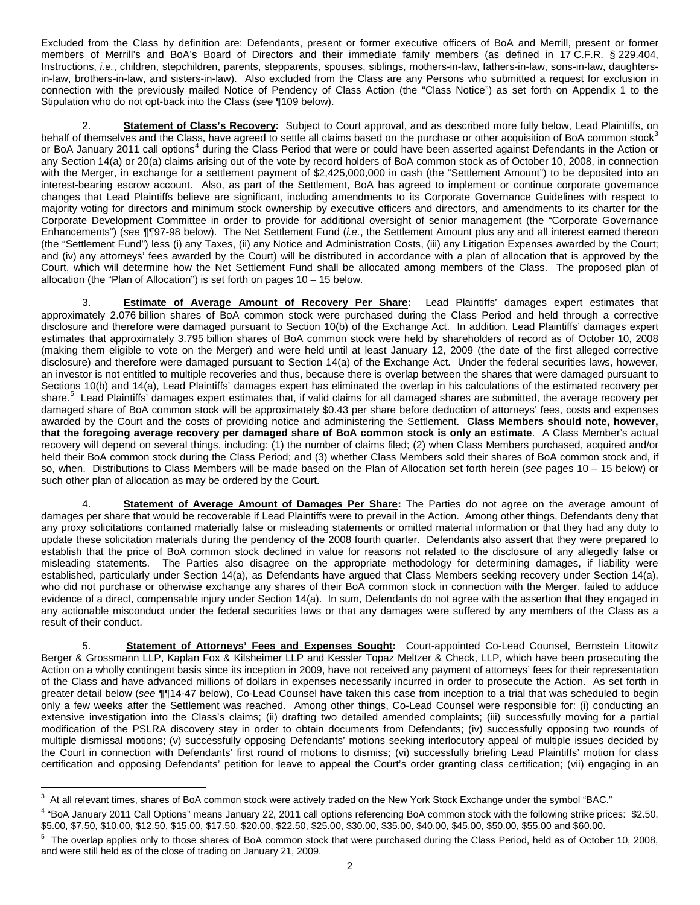Excluded from the Class by definition are: Defendants, present or former executive officers of BoA and Merrill, present or former members of Merrill's and BoA's Board of Directors and their immediate family members (as defined in 17 C.F.R. § 229.404, Instructions, *i.e.*, children, stepchildren, parents, stepparents, spouses, siblings, mothers-in-law, fathers-in-law, sons-in-law, daughters-in-law, brothers-in-law, and sisters-in-law). Also excluded from the Class are any Persons who submitted a request for exclusion in connection with the previously mailed Notice of Pendency of Class Action (the "Class Notice") as set forth on Appendix 1 to the Stipulation who do not opt-back into the Class (*see* ¶109 below).

2. **Statement of Class's Recovery:** Subject to Court approval, and as described more fully below, Lead Plaintiffs, on behalf of themselves and the Class, have agreed to settle all claims based on the purchase or other acquisition of BoA common stock[3] or BoA January 2011 call options[4] during the Class Period that were or could have been asserted against Defendants in the Action or any Section 14(a) or 20(a) claims arising out of the vote by record holders of BoA common stock as of October 10, 2008, in connection with the Merger, in exchange for a settlement payment of $2,425,000,000 in cash (the "Settlement Amount") to be deposited into an interest-bearing escrow account. Also, as part of the Settlement, BoA has agreed to implement or continue corporate governance changes that Lead Plaintiffs believe are significant, including amendments to its Corporate Governance Guidelines with respect to majority voting for directors and minimum stock ownership by executive officers and directors, and amendments to its charter for the Corporate Development Committee in order to provide for additional oversight of senior management (the "Corporate Governance Enhancements") (*see* ¶¶97-98 below). The Net Settlement Fund (*i.e.*, the Settlement Amount plus any and all interest earned thereon (the "Settlement Fund") less (i) any Taxes, (ii) any Notice and Administration Costs, (iii) any Litigation Expenses awarded by the Court; and (iv) any attorneys' fees awarded by the Court) will be distributed in accordance with a plan of allocation that is approved by the Court, which will determine how the Net Settlement Fund shall be allocated among members of the Class. The proposed plan of allocation (the "Plan of Allocation") is set forth on pages 10 – 15 below.

3. **Estimate of Average Amount of Recovery Per Share:** Lead Plaintiffs' damages expert estimates that approximately 2.076 billion shares of BoA common stock were purchased during the Class Period and held through a corrective disclosure and therefore were damaged pursuant to Section 10(b) of the Exchange Act. In addition, Lead Plaintiffs' damages expert estimates that approximately 3.795 billion shares of BoA common stock were held by shareholders of record as of October 10, 2008 (making them eligible to vote on the Merger) and were held until at least January 12, 2009 (the date of the first alleged corrective disclosure) and therefore were damaged pursuant to Section 14(a) of the Exchange Act. Under the federal securities laws, however, an investor is not entitled to multiple recoveries and thus, because there is overlap between the shares that were damaged pursuant to Sections 10(b) and 14(a), Lead Plaintiffs' damages expert has eliminated the overlap in his calculations of the estimated recovery per share.[5] Lead Plaintiffs' damages expert estimates that, if valid claims for all damaged shares are submitted, the average recovery per damaged share of BoA common stock will be approximately $0.43 per share before deduction of attorneys' fees, costs and expenses awarded by the Court and the costs of providing notice and administering the Settlement. **Class Members should note, however, that the foregoing average recovery per damaged share of BoA common stock is only an estimate**. A Class Member's actual recovery will depend on several things, including: (1) the number of claims filed; (2) when Class Members purchased, acquired and/or held their BoA common stock during the Class Period; and (3) whether Class Members sold their shares of BoA common stock and, if so, when. Distributions to Class Members will be made based on the Plan of Allocation set forth herein (*see* pages 10 – 15 below) or such other plan of allocation as may be ordered by the Court.

4. **Statement of Average Amount of Damages Per Share:** The Parties do not agree on the average amount of damages per share that would be recoverable if Lead Plaintiffs were to prevail in the Action. Among other things, Defendants deny that any proxy solicitations contained materially false or misleading statements or omitted material information or that they had any duty to update these solicitation materials during the pendency of the 2008 fourth quarter. Defendants also assert that they were prepared to establish that the price of BoA common stock declined in value for reasons not related to the disclosure of any allegedly false or misleading statements. The Parties also disagree on the appropriate methodology for determining damages, if liability were established, particularly under Section 14(a), as Defendants have argued that Class Members seeking recovery under Section 14(a), who did not purchase or otherwise exchange any shares of their BoA common stock in connection with the Merger, failed to adduce evidence of a direct, compensable injury under Section 14(a). In sum, Defendants do not agree with the assertion that they engaged in any actionable misconduct under the federal securities laws or that any damages were suffered by any members of the Class as a result of their conduct.

5. **Statement of Attorneys' Fees and Expenses Sought:** Court-appointed Co-Lead Counsel, Bernstein Litowitz Berger & Grossmann LLP, Kaplan Fox & Kilsheimer LLP and Kessler Topaz Meltzer & Check, LLP, which have been prosecuting the Action on a wholly contingent basis since its inception in 2009, have not received any payment of attorneys' fees for their representation of the Class and have advanced millions of dollars in expenses necessarily incurred in order to prosecute the Action. As set forth in greater detail below (*see* ¶¶14-47 below), Co-Lead Counsel have taken this case from inception to a trial that was scheduled to begin only a few weeks after the Settlement was reached. Among other things, Co-Lead Counsel were responsible for: (i) conducting an extensive investigation into the Class's claims; (ii) drafting two detailed amended complaints; (iii) successfully moving for a partial modification of the PSLRA discovery stay in order to obtain documents from Defendants; (iv) successfully opposing two rounds of multiple dismissal motions; (v) successfully opposing Defendants' motions seeking interlocutory appeal of multiple issues decided by the Court in connection with Defendants' first round of motions to dismiss; (vi) successfully briefing Lead Plaintiffs' motion for class certification and opposing Defendants' petition for leave to appeal the Court's order granting class certification; (vii) engaging in an

[3] At all relevant times, shares of BoA common stock were actively traded on the New York Stock Exchange under the symbol "BAC."

[4] "BoA January 2011 Call Options" means January 22, 2011 call options referencing BoA common stock with the following strike prices: $2.50, $5.00, $7.50, $10.00, $12.50, $15.00, $17.50, $20.00, $22.50, $25.00, $30.00, $35.00, $40.00, $45.00, $50.00, $55.00 and $60.00.

[5] The overlap applies only to those shares of BoA common stock that were purchased during the Class Period, held as of October 10, 2008, and were still held as of the close of trading on January 21, 2009.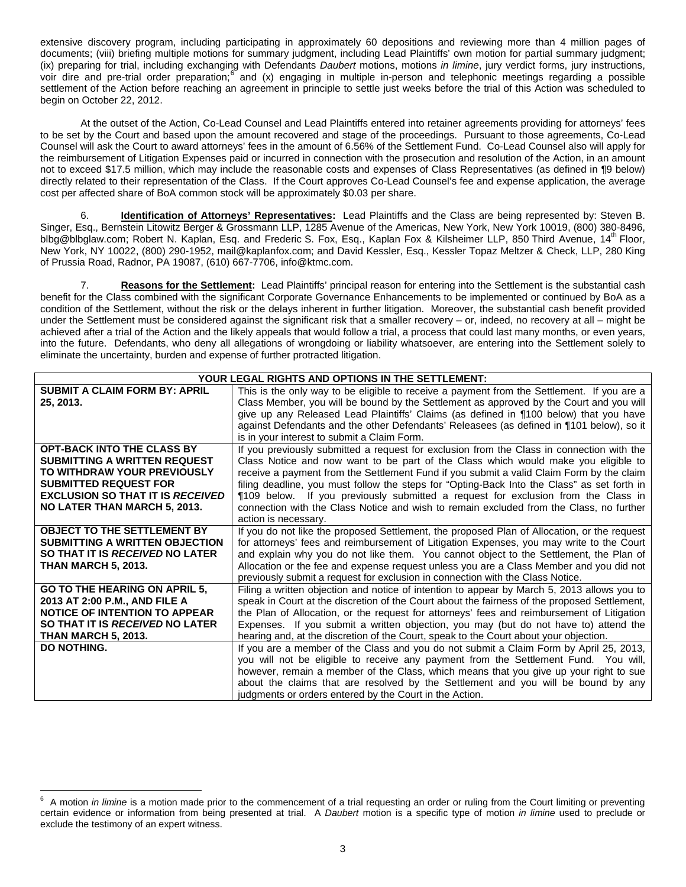extensive discovery program, including participating in approximately 60 depositions and reviewing more than 4 million pages of documents; (viii) briefing multiple motions for summary judgment, including Lead Plaintiffs' own motion for partial summary judgment; (ix) preparing for trial, including exchanging with Defendants *Daubert* motions, motions *in limine*, jury verdict forms, jury instructions, voir dire and pre-trial order preparation;[6] and (x) engaging in multiple in-person and telephonic meetings regarding a possible settlement of the Action before reaching an agreement in principle to settle just weeks before the trial of this Action was scheduled to begin on October 22, 2012.

At the outset of the Action, Co-Lead Counsel and Lead Plaintiffs entered into retainer agreements providing for attorneys' fees to be set by the Court and based upon the amount recovered and stage of the proceedings. Pursuant to those agreements, Co-Lead Counsel will ask the Court to award attorneys' fees in the amount of 6.56% of the Settlement Fund. Co-Lead Counsel also will apply for the reimbursement of Litigation Expenses paid or incurred in connection with the prosecution and resolution of the Action, in an amount not to exceed $17.5 million, which may include the reasonable costs and expenses of Class Representatives (as defined in ¶9 below) directly related to their representation of the Class. If the Court approves Co-Lead Counsel's fee and expense application, the average cost per affected share of BoA common stock will be approximately $0.03 per share.

6. **Identification of Attorneys' Representatives:** Lead Plaintiffs and the Class are being represented by: Steven B. Singer, Esq., Bernstein Litowitz Berger & Grossmann LLP, 1285 Avenue of the Americas, New York, New York 10019, (800) 380-8496, blbg@blbglaw.com; Robert N. Kaplan, Esq. and Frederic S. Fox, Esq., Kaplan Fox & Kilsheimer LLP, 850 Third Avenue, 14th Floor, New York, NY 10022, (800) 290-1952, mail@kaplanfox.com; and David Kessler, Esq., Kessler Topaz Meltzer & Check, LLP, 280 King of Prussia Road, Radnor, PA 19087, (610) 667-7706, info@ktmc.com.

7. **Reasons for the Settlement:** Lead Plaintiffs' principal reason for entering into the Settlement is the substantial cash benefit for the Class combined with the significant Corporate Governance Enhancements to be implemented or continued by BoA as a condition of the Settlement, without the risk or the delays inherent in further litigation. Moreover, the substantial cash benefit provided under the Settlement must be considered against the significant risk that a smaller recovery – or, indeed, no recovery at all – might be achieved after a trial of the Action and the likely appeals that would follow a trial, a process that could last many months, or even years, into the future. Defendants, who deny all allegations of wrongdoing or liability whatsoever, are entering into the Settlement solely to eliminate the uncertainty, burden and expense of further protracted litigation.

| YOUR LEGAL RIGHTS AND OPTIONS IN THE SETTLEMENT: | |
|---|---|
| **SUBMIT A CLAIM FORM BY: APRIL 25, 2013.** | This is the only way to be eligible to receive a payment from the Settlement. If you are a Class Member, you will be bound by the Settlement as approved by the Court and you will give up any Released Lead Plaintiffs' Claims (as defined in ¶100 below) that you have against Defendants and the other Defendants' Releasees (as defined in ¶101 below), so it is in your interest to submit a Claim Form. |
| **OPT-BACK INTO THE CLASS BY SUBMITTING A WRITTEN REQUEST TO WITHDRAW YOUR PREVIOUSLY SUBMITTED REQUEST FOR EXCLUSION SO THAT IT IS *RECEIVED* NO LATER THAN MARCH 5, 2013.** | If you previously submitted a request for exclusion from the Class in connection with the Class Notice and now want to be part of the Class which would make you eligible to receive a payment from the Settlement Fund if you submit a valid Claim Form by the claim filing deadline, you must follow the steps for "Opting-Back Into the Class" as set forth in ¶109 below. If you previously submitted a request for exclusion from the Class in connection with the Class Notice and wish to remain excluded from the Class, no further action is necessary. |
| **OBJECT TO THE SETTLEMENT BY SUBMITTING A WRITTEN OBJECTION SO THAT IT IS *RECEIVED* NO LATER THAN MARCH 5, 2013.** | If you do not like the proposed Settlement, the proposed Plan of Allocation, or the request for attorneys' fees and reimbursement of Litigation Expenses, you may write to the Court and explain why you do not like them. You cannot object to the Settlement, the Plan of Allocation or the fee and expense request unless you are a Class Member and you did not previously submit a request for exclusion in connection with the Class Notice. |
| **GO TO THE HEARING ON APRIL 5, 2013 AT 2:00 P.M., AND FILE A NOTICE OF INTENTION TO APPEAR SO THAT IT IS *RECEIVED* NO LATER THAN MARCH 5, 2013.** | Filing a written objection and notice of intention to appear by March 5, 2013 allows you to speak in Court at the discretion of the Court about the fairness of the proposed Settlement, the Plan of Allocation, or the request for attorneys' fees and reimbursement of Litigation Expenses. If you submit a written objection, you may (but do not have to) attend the hearing and, at the discretion of the Court, speak to the Court about your objection. |
| **DO NOTHING.** | If you are a member of the Class and you do not submit a Claim Form by April 25, 2013, you will not be eligible to receive any payment from the Settlement Fund. You will, however, remain a member of the Class, which means that you give up your right to sue about the claims that are resolved by the Settlement and you will be bound by any judgments or orders entered by the Court in the Action. |

[6] A motion *in limine* is a motion made prior to the commencement of a trial requesting an order or ruling from the Court limiting or preventing certain evidence or information from being presented at trial. A *Daubert* motion is a specific type of motion *in limine* used to preclude or exclude the testimony of an expert witness.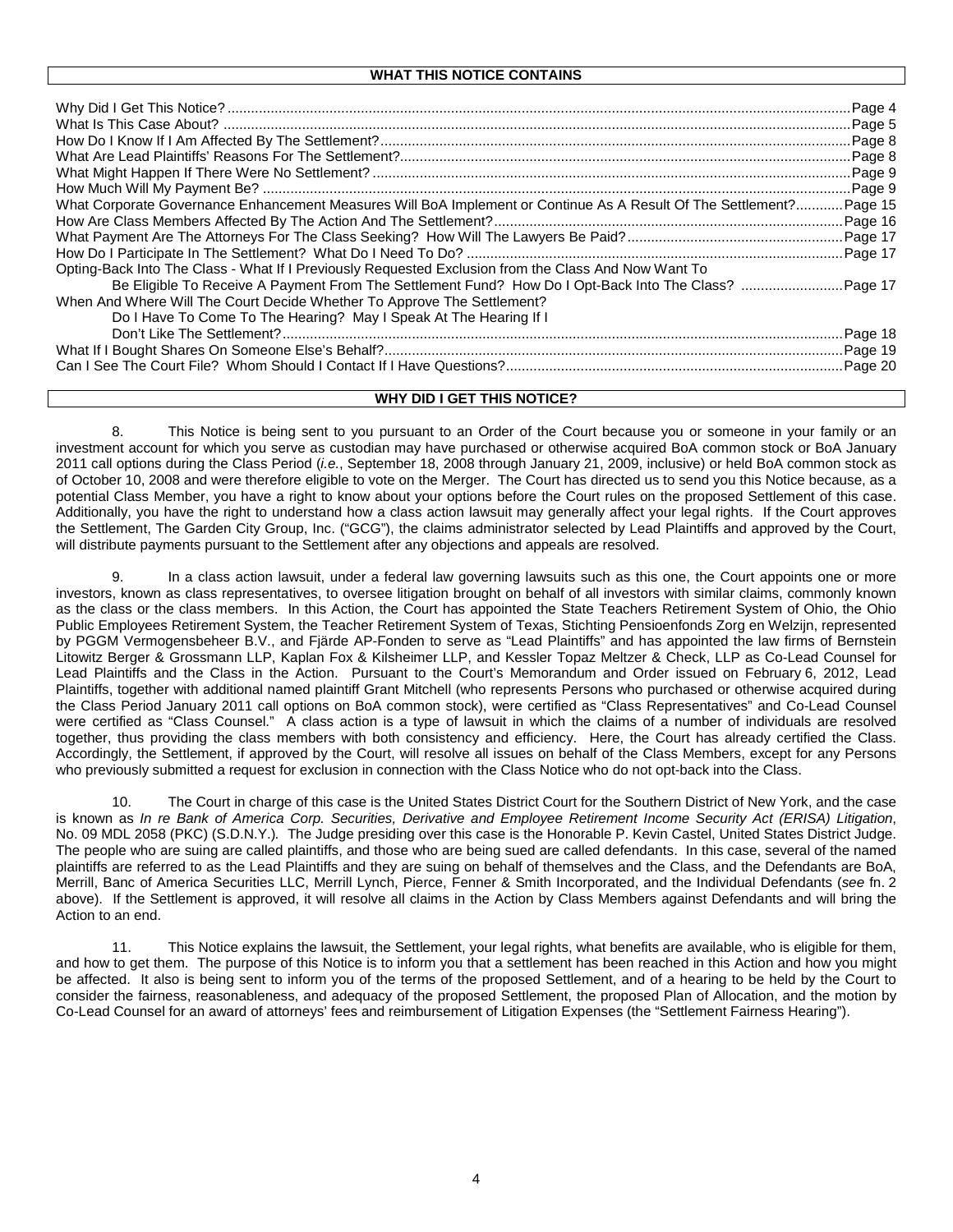## WHAT THIS NOTICE CONTAINS

| | |
|---|---|
| Why Did I Get This Notice? | Page 4 |
| What Is This Case About? | Page 5 |
| How Do I Know If I Am Affected By The Settlement? | Page 8 |
| What Are Lead Plaintiffs' Reasons For The Settlement? | Page 8 |
| What Might Happen If There Were No Settlement? | Page 9 |
| How Much Will My Payment Be? | Page 9 |
| What Corporate Governance Enhancement Measures Will BoA Implement or Continue As A Result Of The Settlement? | Page 15 |
| How Are Class Members Affected By The Action And The Settlement? | Page 16 |
| What Payment Are The Attorneys For The Class Seeking? How Will The Lawyers Be Paid? | Page 17 |
| How Do I Participate In The Settlement? What Do I Need To Do? | Page 17 |
| Opting-Back Into The Class - What If I Previously Requested Exclusion from the Class And Now Want To Be Eligible To Receive A Payment From The Settlement Fund? How Do I Opt-Back Into The Class? | Page 17 |
| When And Where Will The Court Decide Whether To Approve The Settlement? Do I Have To Come To The Hearing? May I Speak At The Hearing If I Don't Like The Settlement? | Page 18 |
| What If I Bought Shares On Someone Else's Behalf? | Page 19 |
| Can I See The Court File? Whom Should I Contact If I Have Questions? | Page 20 |

## WHY DID I GET THIS NOTICE?

8. This Notice is being sent to you pursuant to an Order of the Court because you or someone in your family or an investment account for which you serve as custodian may have purchased or otherwise acquired BoA common stock or BoA January 2011 call options during the Class Period (*i.e.*, September 18, 2008 through January 21, 2009, inclusive) or held BoA common stock as of October 10, 2008 and were therefore eligible to vote on the Merger. The Court has directed us to send you this Notice because, as a potential Class Member, you have a right to know about your options before the Court rules on the proposed Settlement of this case. Additionally, you have the right to understand how a class action lawsuit may generally affect your legal rights. If the Court approves the Settlement, The Garden City Group, Inc. ("GCG"), the claims administrator selected by Lead Plaintiffs and approved by the Court, will distribute payments pursuant to the Settlement after any objections and appeals are resolved.

9. In a class action lawsuit, under a federal law governing lawsuits such as this one, the Court appoints one or more investors, known as class representatives, to oversee litigation brought on behalf of all investors with similar claims, commonly known as the class or the class members. In this Action, the Court has appointed the State Teachers Retirement System of Ohio, the Ohio Public Employees Retirement System, the Teacher Retirement System of Texas, Stichting Pensioenfonds Zorg en Welzijn, represented by PGGM Vermogensbeheer B.V., and Fjärde AP-Fonden to serve as "Lead Plaintiffs" and has appointed the law firms of Bernstein Litowitz Berger & Grossmann LLP, Kaplan Fox & Kilsheimer LLP, and Kessler Topaz Meltzer & Check, LLP as Co-Lead Counsel for Lead Plaintiffs and the Class in the Action. Pursuant to the Court's Memorandum and Order issued on February 6, 2012, Lead Plaintiffs, together with additional named plaintiff Grant Mitchell (who represents Persons who purchased or otherwise acquired during the Class Period January 2011 call options on BoA common stock), were certified as "Class Representatives" and Co-Lead Counsel were certified as "Class Counsel." A class action is a type of lawsuit in which the claims of a number of individuals are resolved together, thus providing the class members with both consistency and efficiency. Here, the Court has already certified the Class. Accordingly, the Settlement, if approved by the Court, will resolve all issues on behalf of the Class Members, except for any Persons who previously submitted a request for exclusion in connection with the Class Notice who do not opt-back into the Class.

10. The Court in charge of this case is the United States District Court for the Southern District of New York, and the case is known as *In re Bank of America Corp. Securities, Derivative and Employee Retirement Income Security Act (ERISA) Litigation*, No. 09 MDL 2058 (PKC) (S.D.N.Y.). The Judge presiding over this case is the Honorable P. Kevin Castel, United States District Judge. The people who are suing are called plaintiffs, and those who are being sued are called defendants. In this case, several of the named plaintiffs are referred to as the Lead Plaintiffs and they are suing on behalf of themselves and the Class, and the Defendants are BoA, Merrill, Banc of America Securities LLC, Merrill Lynch, Pierce, Fenner & Smith Incorporated, and the Individual Defendants (*see* fn. 2 above). If the Settlement is approved, it will resolve all claims in the Action by Class Members against Defendants and will bring the Action to an end.

11. This Notice explains the lawsuit, the Settlement, your legal rights, what benefits are available, who is eligible for them, and how to get them. The purpose of this Notice is to inform you that a settlement has been reached in this Action and how you might be affected. It also is being sent to inform you of the terms of the proposed Settlement, and of a hearing to be held by the Court to consider the fairness, reasonableness, and adequacy of the proposed Settlement, the proposed Plan of Allocation, and the motion by Co-Lead Counsel for an award of attorneys' fees and reimbursement of Litigation Expenses (the "Settlement Fairness Hearing").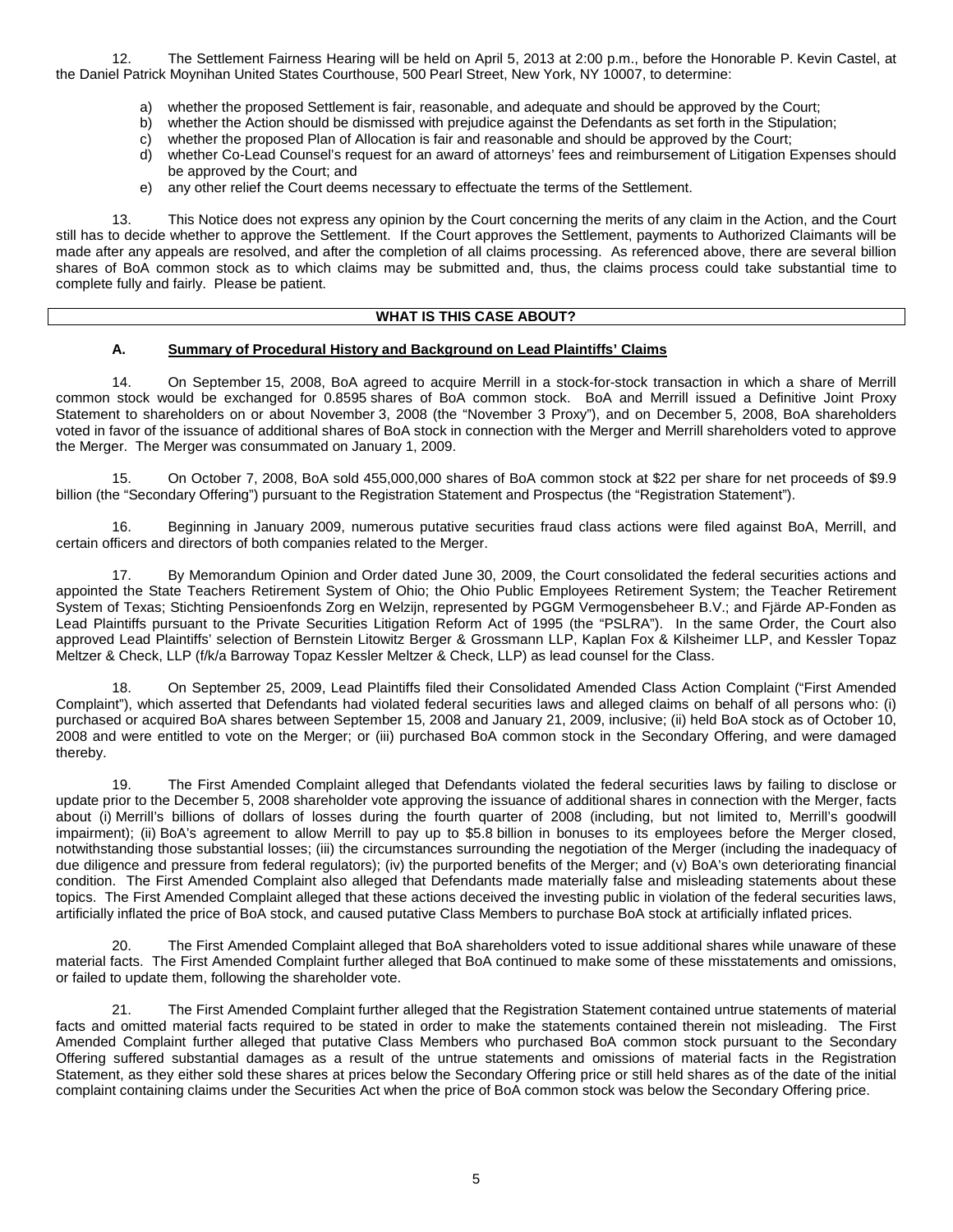12. The Settlement Fairness Hearing will be held on April 5, 2013 at 2:00 p.m., before the Honorable P. Kevin Castel, at the Daniel Patrick Moynihan United States Courthouse, 500 Pearl Street, New York, NY 10007, to determine:

a) whether the proposed Settlement is fair, reasonable, and adequate and should be approved by the Court;
b) whether the Action should be dismissed with prejudice against the Defendants as set forth in the Stipulation;
c) whether the proposed Plan of Allocation is fair and reasonable and should be approved by the Court;
d) whether Co-Lead Counsel's request for an award of attorneys' fees and reimbursement of Litigation Expenses should be approved by the Court; and
e) any other relief the Court deems necessary to effectuate the terms of the Settlement.

13. This Notice does not express any opinion by the Court concerning the merits of any claim in the Action, and the Court still has to decide whether to approve the Settlement. If the Court approves the Settlement, payments to Authorized Claimants will be made after any appeals are resolved, and after the completion of all claims processing. As referenced above, there are several billion shares of BoA common stock as to which claims may be submitted and, thus, the claims process could take substantial time to complete fully and fairly. Please be patient.

## WHAT IS THIS CASE ABOUT?

### A. Summary of Procedural History and Background on Lead Plaintiffs' Claims

14. On September 15, 2008, BoA agreed to acquire Merrill in a stock-for-stock transaction in which a share of Merrill common stock would be exchanged for 0.8595 shares of BoA common stock. BoA and Merrill issued a Definitive Joint Proxy Statement to shareholders on or about November 3, 2008 (the "November 3 Proxy"), and on December 5, 2008, BoA shareholders voted in favor of the issuance of additional shares of BoA stock in connection with the Merger and Merrill shareholders voted to approve the Merger. The Merger was consummated on January 1, 2009.

15. On October 7, 2008, BoA sold 455,000,000 shares of BoA common stock at $22 per share for net proceeds of $9.9 billion (the "Secondary Offering") pursuant to the Registration Statement and Prospectus (the "Registration Statement").

16. Beginning in January 2009, numerous putative securities fraud class actions were filed against BoA, Merrill, and certain officers and directors of both companies related to the Merger.

17. By Memorandum Opinion and Order dated June 30, 2009, the Court consolidated the federal securities actions and appointed the State Teachers Retirement System of Ohio; the Ohio Public Employees Retirement System; the Teacher Retirement System of Texas; Stichting Pensioenfonds Zorg en Welzijn, represented by PGGM Vermogensbeheer B.V.; and Fjärde AP-Fonden as Lead Plaintiffs pursuant to the Private Securities Litigation Reform Act of 1995 (the "PSLRA"). In the same Order, the Court also approved Lead Plaintiffs' selection of Bernstein Litowitz Berger & Grossmann LLP, Kaplan Fox & Kilsheimer LLP, and Kessler Topaz Meltzer & Check, LLP (f/k/a Barroway Topaz Kessler Meltzer & Check, LLP) as lead counsel for the Class.

18. On September 25, 2009, Lead Plaintiffs filed their Consolidated Amended Class Action Complaint ("First Amended Complaint"), which asserted that Defendants had violated federal securities laws and alleged claims on behalf of all persons who: (i) purchased or acquired BoA shares between September 15, 2008 and January 21, 2009, inclusive; (ii) held BoA stock as of October 10, 2008 and were entitled to vote on the Merger; or (iii) purchased BoA common stock in the Secondary Offering, and were damaged thereby.

19. The First Amended Complaint alleged that Defendants violated the federal securities laws by failing to disclose or update prior to the December 5, 2008 shareholder vote approving the issuance of additional shares in connection with the Merger, facts about (i) Merrill's billions of dollars of losses during the fourth quarter of 2008 (including, but not limited to, Merrill's goodwill impairment); (ii) BoA's agreement to allow Merrill to pay up to $5.8 billion in bonuses to its employees before the Merger closed, notwithstanding those substantial losses; (iii) the circumstances surrounding the negotiation of the Merger (including the inadequacy of due diligence and pressure from federal regulators); (iv) the purported benefits of the Merger; and (v) BoA's own deteriorating financial condition. The First Amended Complaint also alleged that Defendants made materially false and misleading statements about these topics. The First Amended Complaint alleged that these actions deceived the investing public in violation of the federal securities laws, artificially inflated the price of BoA stock, and caused putative Class Members to purchase BoA stock at artificially inflated prices.

20. The First Amended Complaint alleged that BoA shareholders voted to issue additional shares while unaware of these material facts. The First Amended Complaint further alleged that BoA continued to make some of these misstatements and omissions, or failed to update them, following the shareholder vote.

21. The First Amended Complaint further alleged that the Registration Statement contained untrue statements of material facts and omitted material facts required to be stated in order to make the statements contained therein not misleading. The First Amended Complaint further alleged that putative Class Members who purchased BoA common stock pursuant to the Secondary Offering suffered substantial damages as a result of the untrue statements and omissions of material facts in the Registration Statement, as they either sold these shares at prices below the Secondary Offering price or still held shares as of the date of the initial complaint containing claims under the Securities Act when the price of BoA common stock was below the Secondary Offering price.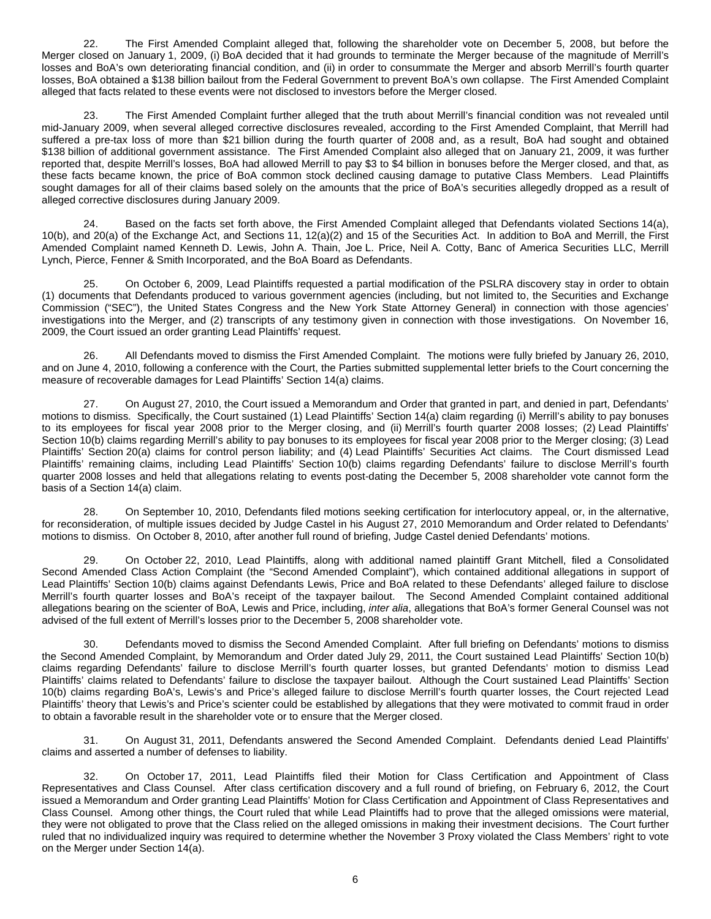22. The First Amended Complaint alleged that, following the shareholder vote on December 5, 2008, but before the Merger closed on January 1, 2009, (i) BoA decided that it had grounds to terminate the Merger because of the magnitude of Merrill's losses and BoA's own deteriorating financial condition, and (ii) in order to consummate the Merger and absorb Merrill's fourth quarter losses, BoA obtained a $138 billion bailout from the Federal Government to prevent BoA's own collapse. The First Amended Complaint alleged that facts related to these events were not disclosed to investors before the Merger closed.

23. The First Amended Complaint further alleged that the truth about Merrill's financial condition was not revealed until mid-January 2009, when several alleged corrective disclosures revealed, according to the First Amended Complaint, that Merrill had suffered a pre-tax loss of more than $21 billion during the fourth quarter of 2008 and, as a result, BoA had sought and obtained $138 billion of additional government assistance. The First Amended Complaint also alleged that on January 21, 2009, it was further reported that, despite Merrill's losses, BoA had allowed Merrill to pay $3 to $4 billion in bonuses before the Merger closed, and that, as these facts became known, the price of BoA common stock declined causing damage to putative Class Members. Lead Plaintiffs sought damages for all of their claims based solely on the amounts that the price of BoA's securities allegedly dropped as a result of alleged corrective disclosures during January 2009.

24. Based on the facts set forth above, the First Amended Complaint alleged that Defendants violated Sections 14(a), 10(b), and 20(a) of the Exchange Act, and Sections 11, 12(a)(2) and 15 of the Securities Act. In addition to BoA and Merrill, the First Amended Complaint named Kenneth D. Lewis, John A. Thain, Joe L. Price, Neil A. Cotty, Banc of America Securities LLC, Merrill Lynch, Pierce, Fenner & Smith Incorporated, and the BoA Board as Defendants.

25. On October 6, 2009, Lead Plaintiffs requested a partial modification of the PSLRA discovery stay in order to obtain (1) documents that Defendants produced to various government agencies (including, but not limited to, the Securities and Exchange Commission ("SEC"), the United States Congress and the New York State Attorney General) in connection with those agencies' investigations into the Merger, and (2) transcripts of any testimony given in connection with those investigations. On November 16, 2009, the Court issued an order granting Lead Plaintiffs' request.

26. All Defendants moved to dismiss the First Amended Complaint. The motions were fully briefed by January 26, 2010, and on June 4, 2010, following a conference with the Court, the Parties submitted supplemental letter briefs to the Court concerning the measure of recoverable damages for Lead Plaintiffs' Section 14(a) claims.

27. On August 27, 2010, the Court issued a Memorandum and Order that granted in part, and denied in part, Defendants' motions to dismiss. Specifically, the Court sustained (1) Lead Plaintiffs' Section 14(a) claim regarding (i) Merrill's ability to pay bonuses to its employees for fiscal year 2008 prior to the Merger closing, and (ii) Merrill's fourth quarter 2008 losses; (2) Lead Plaintiffs' Section 10(b) claims regarding Merrill's ability to pay bonuses to its employees for fiscal year 2008 prior to the Merger closing; (3) Lead Plaintiffs' Section 20(a) claims for control person liability; and (4) Lead Plaintiffs' Securities Act claims. The Court dismissed Lead Plaintiffs' remaining claims, including Lead Plaintiffs' Section 10(b) claims regarding Defendants' failure to disclose Merrill's fourth quarter 2008 losses and held that allegations relating to events post-dating the December 5, 2008 shareholder vote cannot form the basis of a Section 14(a) claim.

28. On September 10, 2010, Defendants filed motions seeking certification for interlocutory appeal, or, in the alternative, for reconsideration, of multiple issues decided by Judge Castel in his August 27, 2010 Memorandum and Order related to Defendants' motions to dismiss. On October 8, 2010, after another full round of briefing, Judge Castel denied Defendants' motions.

29. On October 22, 2010, Lead Plaintiffs, along with additional named plaintiff Grant Mitchell, filed a Consolidated Second Amended Class Action Complaint (the "Second Amended Complaint"), which contained additional allegations in support of Lead Plaintiffs' Section 10(b) claims against Defendants Lewis, Price and BoA related to these Defendants' alleged failure to disclose Merrill's fourth quarter losses and BoA's receipt of the taxpayer bailout. The Second Amended Complaint contained additional allegations bearing on the scienter of BoA, Lewis and Price, including, *inter alia*, allegations that BoA's former General Counsel was not advised of the full extent of Merrill's losses prior to the December 5, 2008 shareholder vote.

30. Defendants moved to dismiss the Second Amended Complaint. After full briefing on Defendants' motions to dismiss the Second Amended Complaint, by Memorandum and Order dated July 29, 2011, the Court sustained Lead Plaintiffs' Section 10(b) claims regarding Defendants' failure to disclose Merrill's fourth quarter losses, but granted Defendants' motion to dismiss Lead Plaintiffs' claims related to Defendants' failure to disclose the taxpayer bailout. Although the Court sustained Lead Plaintiffs' Section 10(b) claims regarding BoA's, Lewis's and Price's alleged failure to disclose Merrill's fourth quarter losses, the Court rejected Lead Plaintiffs' theory that Lewis's and Price's scienter could be established by allegations that they were motivated to commit fraud in order to obtain a favorable result in the shareholder vote or to ensure that the Merger closed.

31. On August 31, 2011, Defendants answered the Second Amended Complaint. Defendants denied Lead Plaintiffs' claims and asserted a number of defenses to liability.

32. On October 17, 2011, Lead Plaintiffs filed their Motion for Class Certification and Appointment of Class Representatives and Class Counsel. After class certification discovery and a full round of briefing, on February 6, 2012, the Court issued a Memorandum and Order granting Lead Plaintiffs' Motion for Class Certification and Appointment of Class Representatives and Class Counsel. Among other things, the Court ruled that while Lead Plaintiffs had to prove that the alleged omissions were material, they were not obligated to prove that the Class relied on the alleged omissions in making their investment decisions. The Court further ruled that no individualized inquiry was required to determine whether the November 3 Proxy violated the Class Members' right to vote on the Merger under Section 14(a).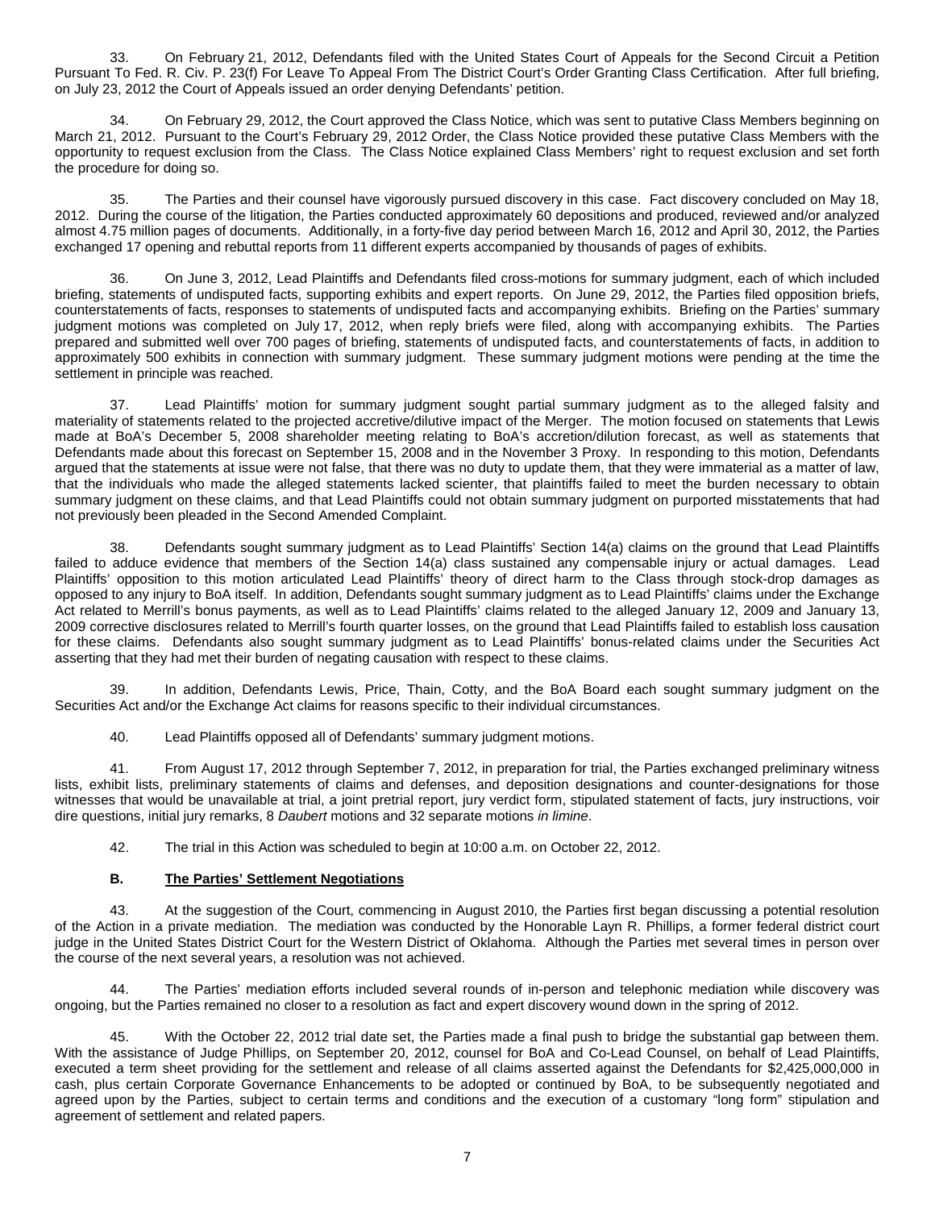33. On February 21, 2012, Defendants filed with the United States Court of Appeals for the Second Circuit a Petition Pursuant To Fed. R. Civ. P. 23(f) For Leave To Appeal From The District Court's Order Granting Class Certification. After full briefing, on July 23, 2012 the Court of Appeals issued an order denying Defendants' petition.

34. On February 29, 2012, the Court approved the Class Notice, which was sent to putative Class Members beginning on March 21, 2012. Pursuant to the Court's February 29, 2012 Order, the Class Notice provided these putative Class Members with the opportunity to request exclusion from the Class. The Class Notice explained Class Members' right to request exclusion and set forth the procedure for doing so.

35. The Parties and their counsel have vigorously pursued discovery in this case. Fact discovery concluded on May 18, 2012. During the course of the litigation, the Parties conducted approximately 60 depositions and produced, reviewed and/or analyzed almost 4.75 million pages of documents. Additionally, in a forty-five day period between March 16, 2012 and April 30, 2012, the Parties exchanged 17 opening and rebuttal reports from 11 different experts accompanied by thousands of pages of exhibits.

36. On June 3, 2012, Lead Plaintiffs and Defendants filed cross-motions for summary judgment, each of which included briefing, statements of undisputed facts, supporting exhibits and expert reports. On June 29, 2012, the Parties filed opposition briefs, counterstatements of facts, responses to statements of undisputed facts and accompanying exhibits. Briefing on the Parties' summary judgment motions was completed on July 17, 2012, when reply briefs were filed, along with accompanying exhibits. The Parties prepared and submitted well over 700 pages of briefing, statements of undisputed facts, and counterstatements of facts, in addition to approximately 500 exhibits in connection with summary judgment. These summary judgment motions were pending at the time the settlement in principle was reached.

37. Lead Plaintiffs' motion for summary judgment sought partial summary judgment as to the alleged falsity and materiality of statements related to the projected accretive/dilutive impact of the Merger. The motion focused on statements that Lewis made at BoA's December 5, 2008 shareholder meeting relating to BoA's accretion/dilution forecast, as well as statements that Defendants made about this forecast on September 15, 2008 and in the November 3 Proxy. In responding to this motion, Defendants argued that the statements at issue were not false, that there was no duty to update them, that they were immaterial as a matter of law, that the individuals who made the alleged statements lacked scienter, that plaintiffs failed to meet the burden necessary to obtain summary judgment on these claims, and that Lead Plaintiffs could not obtain summary judgment on purported misstatements that had not previously been pleaded in the Second Amended Complaint.

38. Defendants sought summary judgment as to Lead Plaintiffs' Section 14(a) claims on the ground that Lead Plaintiffs failed to adduce evidence that members of the Section 14(a) class sustained any compensable injury or actual damages. Lead Plaintiffs' opposition to this motion articulated Lead Plaintiffs' theory of direct harm to the Class through stock-drop damages as opposed to any injury to BoA itself. In addition, Defendants sought summary judgment as to Lead Plaintiffs' claims under the Exchange Act related to Merrill's bonus payments, as well as to Lead Plaintiffs' claims related to the alleged January 12, 2009 and January 13, 2009 corrective disclosures related to Merrill's fourth quarter losses, on the ground that Lead Plaintiffs failed to establish loss causation for these claims. Defendants also sought summary judgment as to Lead Plaintiffs' bonus-related claims under the Securities Act asserting that they had met their burden of negating causation with respect to these claims.

39. In addition, Defendants Lewis, Price, Thain, Cotty, and the BoA Board each sought summary judgment on the Securities Act and/or the Exchange Act claims for reasons specific to their individual circumstances.

40. Lead Plaintiffs opposed all of Defendants' summary judgment motions.

41. From August 17, 2012 through September 7, 2012, in preparation for trial, the Parties exchanged preliminary witness lists, exhibit lists, preliminary statements of claims and defenses, and deposition designations and counter-designations for those witnesses that would be unavailable at trial, a joint pretrial report, jury verdict form, stipulated statement of facts, jury instructions, voir dire questions, initial jury remarks, 8 *Daubert* motions and 32 separate motions *in limine*.

42. The trial in this Action was scheduled to begin at 10:00 a.m. on October 22, 2012.

### B. The Parties' Settlement Negotiations

43. At the suggestion of the Court, commencing in August 2010, the Parties first began discussing a potential resolution of the Action in a private mediation. The mediation was conducted by the Honorable Layn R. Phillips, a former federal district court judge in the United States District Court for the Western District of Oklahoma. Although the Parties met several times in person over the course of the next several years, a resolution was not achieved.

44. The Parties' mediation efforts included several rounds of in-person and telephonic mediation while discovery was ongoing, but the Parties remained no closer to a resolution as fact and expert discovery wound down in the spring of 2012.

45. With the October 22, 2012 trial date set, the Parties made a final push to bridge the substantial gap between them. With the assistance of Judge Phillips, on September 20, 2012, counsel for BoA and Co-Lead Counsel, on behalf of Lead Plaintiffs, executed a term sheet providing for the settlement and release of all claims asserted against the Defendants for $2,425,000,000 in cash, plus certain Corporate Governance Enhancements to be adopted or continued by BoA, to be subsequently negotiated and agreed upon by the Parties, subject to certain terms and conditions and the execution of a customary "long form" stipulation and agreement of settlement and related papers.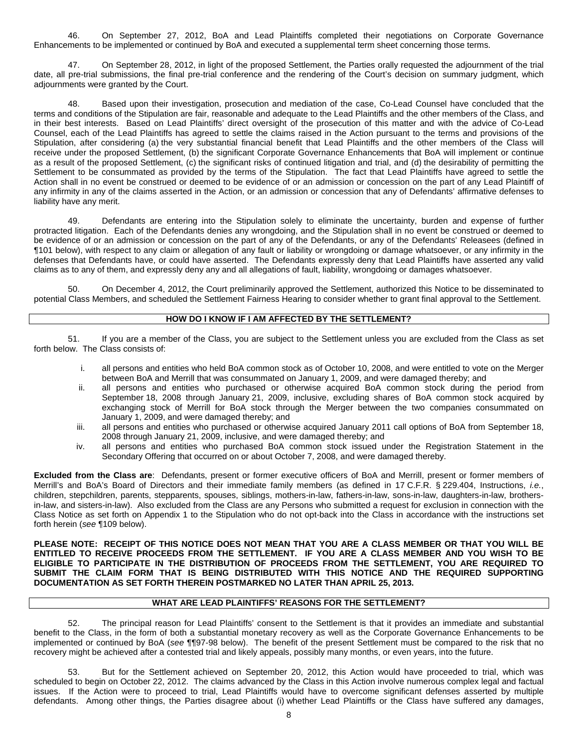46. On September 27, 2012, BoA and Lead Plaintiffs completed their negotiations on Corporate Governance Enhancements to be implemented or continued by BoA and executed a supplemental term sheet concerning those terms.

47. On September 28, 2012, in light of the proposed Settlement, the Parties orally requested the adjournment of the trial date, all pre-trial submissions, the final pre-trial conference and the rendering of the Court's decision on summary judgment, which adjournments were granted by the Court.

48. Based upon their investigation, prosecution and mediation of the case, Co-Lead Counsel have concluded that the terms and conditions of the Stipulation are fair, reasonable and adequate to the Lead Plaintiffs and the other members of the Class, and in their best interests. Based on Lead Plaintiffs' direct oversight of the prosecution of this matter and with the advice of Co-Lead Counsel, each of the Lead Plaintiffs has agreed to settle the claims raised in the Action pursuant to the terms and provisions of the Stipulation, after considering (a) the very substantial financial benefit that Lead Plaintiffs and the other members of the Class will receive under the proposed Settlement, (b) the significant Corporate Governance Enhancements that BoA will implement or continue as a result of the proposed Settlement, (c) the significant risks of continued litigation and trial, and (d) the desirability of permitting the Settlement to be consummated as provided by the terms of the Stipulation. The fact that Lead Plaintiffs have agreed to settle the Action shall in no event be construed or deemed to be evidence of or an admission or concession on the part of any Lead Plaintiff of any infirmity in any of the claims asserted in the Action, or an admission or concession that any of Defendants' affirmative defenses to liability have any merit.

49. Defendants are entering into the Stipulation solely to eliminate the uncertainty, burden and expense of further protracted litigation. Each of the Defendants denies any wrongdoing, and the Stipulation shall in no event be construed or deemed to be evidence of or an admission or concession on the part of any of the Defendants, or any of the Defendants' Releasees (defined in ¶101 below), with respect to any claim or allegation of any fault or liability or wrongdoing or damage whatsoever, or any infirmity in the defenses that Defendants have, or could have asserted. The Defendants expressly deny that Lead Plaintiffs have asserted any valid claims as to any of them, and expressly deny any and all allegations of fault, liability, wrongdoing or damages whatsoever.

50. On December 4, 2012, the Court preliminarily approved the Settlement, authorized this Notice to be disseminated to potential Class Members, and scheduled the Settlement Fairness Hearing to consider whether to grant final approval to the Settlement.

## HOW DO I KNOW IF I AM AFFECTED BY THE SETTLEMENT?

51. If you are a member of the Class, you are subject to the Settlement unless you are excluded from the Class as set forth below. The Class consists of:

i. all persons and entities who held BoA common stock as of October 10, 2008, and were entitled to vote on the Merger between BoA and Merrill that was consummated on January 1, 2009, and were damaged thereby; and

ii. all persons and entities who purchased or otherwise acquired BoA common stock during the period from September 18, 2008 through January 21, 2009, inclusive, excluding shares of BoA common stock acquired by exchanging stock of Merrill for BoA stock through the Merger between the two companies consummated on January 1, 2009, and were damaged thereby; and

iii. all persons and entities who purchased or otherwise acquired January 2011 call options of BoA from September 18, 2008 through January 21, 2009, inclusive, and were damaged thereby; and

iv. all persons and entities who purchased BoA common stock issued under the Registration Statement in the Secondary Offering that occurred on or about October 7, 2008, and were damaged thereby.

**Excluded from the Class are**: Defendants, present or former executive officers of BoA and Merrill, present or former members of Merrill's and BoA's Board of Directors and their immediate family members (as defined in 17 C.F.R. § 229.404, Instructions, *i.e.*, children, stepchildren, parents, stepparents, spouses, siblings, mothers-in-law, fathers-in-law, sons-in-law, daughters-in-law, brothers-in-law, and sisters-in-law). Also excluded from the Class are any Persons who submitted a request for exclusion in connection with the Class Notice as set forth on Appendix 1 to the Stipulation who do not opt-back into the Class in accordance with the instructions set forth herein (*see* ¶109 below).

**PLEASE NOTE: RECEIPT OF THIS NOTICE DOES NOT MEAN THAT YOU ARE A CLASS MEMBER OR THAT YOU WILL BE ENTITLED TO RECEIVE PROCEEDS FROM THE SETTLEMENT. IF YOU ARE A CLASS MEMBER AND YOU WISH TO BE ELIGIBLE TO PARTICIPATE IN THE DISTRIBUTION OF PROCEEDS FROM THE SETTLEMENT, YOU ARE REQUIRED TO SUBMIT THE CLAIM FORM THAT IS BEING DISTRIBUTED WITH THIS NOTICE AND THE REQUIRED SUPPORTING DOCUMENTATION AS SET FORTH THEREIN POSTMARKED NO LATER THAN APRIL 25, 2013.**

## WHAT ARE LEAD PLAINTIFFS' REASONS FOR THE SETTLEMENT?

52. The principal reason for Lead Plaintiffs' consent to the Settlement is that it provides an immediate and substantial benefit to the Class, in the form of both a substantial monetary recovery as well as the Corporate Governance Enhancements to be implemented or continued by BoA (*see* ¶¶97-98 below). The benefit of the present Settlement must be compared to the risk that no recovery might be achieved after a contested trial and likely appeals, possibly many months, or even years, into the future.

53. But for the Settlement achieved on September 20, 2012, this Action would have proceeded to trial, which was scheduled to begin on October 22, 2012. The claims advanced by the Class in this Action involve numerous complex legal and factual issues. If the Action were to proceed to trial, Lead Plaintiffs would have to overcome significant defenses asserted by multiple defendants. Among other things, the Parties disagree about (i) whether Lead Plaintiffs or the Class have suffered any damages,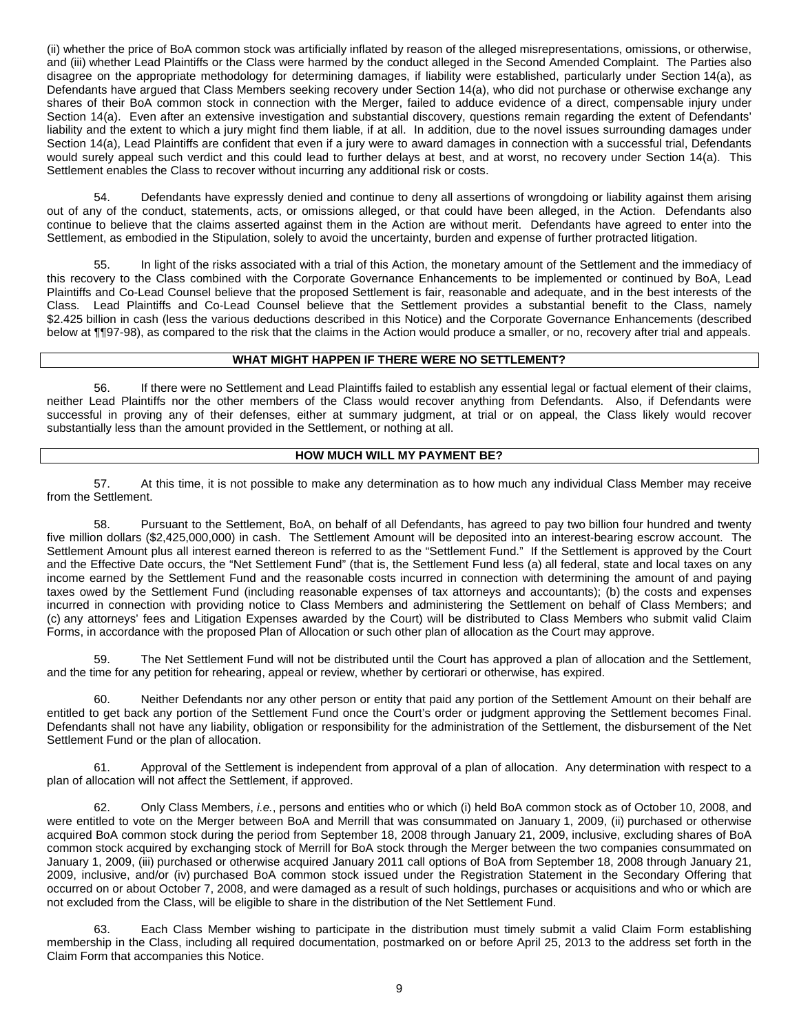(ii) whether the price of BoA common stock was artificially inflated by reason of the alleged misrepresentations, omissions, or otherwise, and (iii) whether Lead Plaintiffs or the Class were harmed by the conduct alleged in the Second Amended Complaint. The Parties also disagree on the appropriate methodology for determining damages, if liability were established, particularly under Section 14(a), as Defendants have argued that Class Members seeking recovery under Section 14(a), who did not purchase or otherwise exchange any shares of their BoA common stock in connection with the Merger, failed to adduce evidence of a direct, compensable injury under Section 14(a). Even after an extensive investigation and substantial discovery, questions remain regarding the extent of Defendants' liability and the extent to which a jury might find them liable, if at all. In addition, due to the novel issues surrounding damages under Section 14(a), Lead Plaintiffs are confident that even if a jury were to award damages in connection with a successful trial, Defendants would surely appeal such verdict and this could lead to further delays at best, and at worst, no recovery under Section 14(a). This Settlement enables the Class to recover without incurring any additional risk or costs.

54. Defendants have expressly denied and continue to deny all assertions of wrongdoing or liability against them arising out of any of the conduct, statements, acts, or omissions alleged, or that could have been alleged, in the Action. Defendants also continue to believe that the claims asserted against them in the Action are without merit. Defendants have agreed to enter into the Settlement, as embodied in the Stipulation, solely to avoid the uncertainty, burden and expense of further protracted litigation.

55. In light of the risks associated with a trial of this Action, the monetary amount of the Settlement and the immediacy of this recovery to the Class combined with the Corporate Governance Enhancements to be implemented or continued by BoA, Lead Plaintiffs and Co-Lead Counsel believe that the proposed Settlement is fair, reasonable and adequate, and in the best interests of the Class. Lead Plaintiffs and Co-Lead Counsel believe that the Settlement provides a substantial benefit to the Class, namely $2.425 billion in cash (less the various deductions described in this Notice) and the Corporate Governance Enhancements (described below at ¶¶97-98), as compared to the risk that the claims in the Action would produce a smaller, or no, recovery after trial and appeals.

## WHAT MIGHT HAPPEN IF THERE WERE NO SETTLEMENT?

56. If there were no Settlement and Lead Plaintiffs failed to establish any essential legal or factual element of their claims, neither Lead Plaintiffs nor the other members of the Class would recover anything from Defendants. Also, if Defendants were successful in proving any of their defenses, either at summary judgment, at trial or on appeal, the Class likely would recover substantially less than the amount provided in the Settlement, or nothing at all.

## HOW MUCH WILL MY PAYMENT BE?

57. At this time, it is not possible to make any determination as to how much any individual Class Member may receive from the Settlement.

58. Pursuant to the Settlement, BoA, on behalf of all Defendants, has agreed to pay two billion four hundred and twenty five million dollars ($2,425,000,000) in cash. The Settlement Amount will be deposited into an interest-bearing escrow account. The Settlement Amount plus all interest earned thereon is referred to as the "Settlement Fund." If the Settlement is approved by the Court and the Effective Date occurs, the "Net Settlement Fund" (that is, the Settlement Fund less (a) all federal, state and local taxes on any income earned by the Settlement Fund and the reasonable costs incurred in connection with determining the amount of and paying taxes owed by the Settlement Fund (including reasonable expenses of tax attorneys and accountants); (b) the costs and expenses incurred in connection with providing notice to Class Members and administering the Settlement on behalf of Class Members; and (c) any attorneys' fees and Litigation Expenses awarded by the Court) will be distributed to Class Members who submit valid Claim Forms, in accordance with the proposed Plan of Allocation or such other plan of allocation as the Court may approve.

59. The Net Settlement Fund will not be distributed until the Court has approved a plan of allocation and the Settlement, and the time for any petition for rehearing, appeal or review, whether by certiorari or otherwise, has expired.

60. Neither Defendants nor any other person or entity that paid any portion of the Settlement Amount on their behalf are entitled to get back any portion of the Settlement Fund once the Court's order or judgment approving the Settlement becomes Final. Defendants shall not have any liability, obligation or responsibility for the administration of the Settlement, the disbursement of the Net Settlement Fund or the plan of allocation.

61. Approval of the Settlement is independent from approval of a plan of allocation. Any determination with respect to a plan of allocation will not affect the Settlement, if approved.

62. Only Class Members, *i.e.*, persons and entities who or which (i) held BoA common stock as of October 10, 2008, and were entitled to vote on the Merger between BoA and Merrill that was consummated on January 1, 2009, (ii) purchased or otherwise acquired BoA common stock during the period from September 18, 2008 through January 21, 2009, inclusive, excluding shares of BoA common stock acquired by exchanging stock of Merrill for BoA stock through the Merger between the two companies consummated on January 1, 2009, (iii) purchased or otherwise acquired January 2011 call options of BoA from September 18, 2008 through January 21, 2009, inclusive, and/or (iv) purchased BoA common stock issued under the Registration Statement in the Secondary Offering that occurred on or about October 7, 2008, and were damaged as a result of such holdings, purchases or acquisitions and who or which are not excluded from the Class, will be eligible to share in the distribution of the Net Settlement Fund.

63. Each Class Member wishing to participate in the distribution must timely submit a valid Claim Form establishing membership in the Class, including all required documentation, postmarked on or before April 25, 2013 to the address set forth in the Claim Form that accompanies this Notice.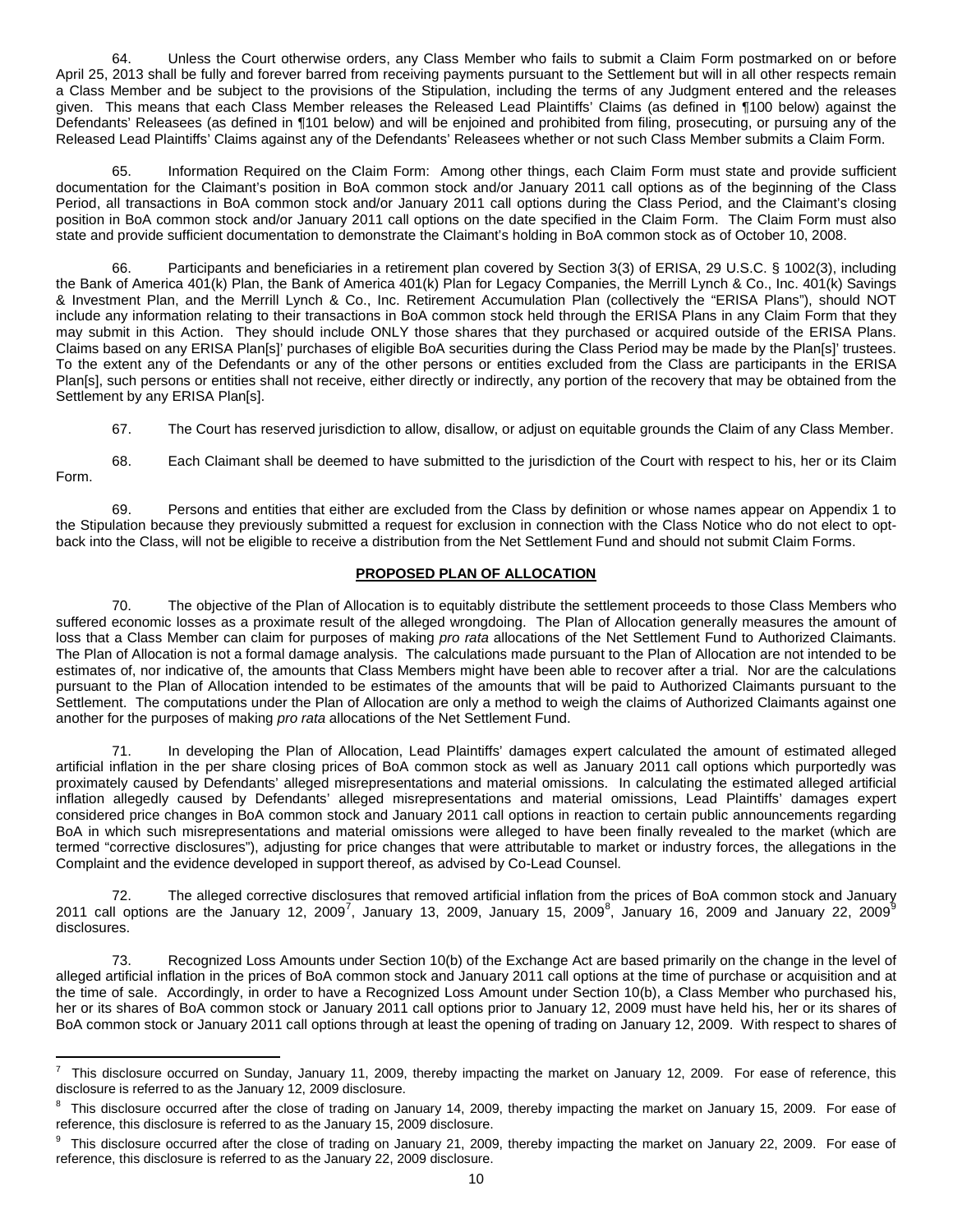64. Unless the Court otherwise orders, any Class Member who fails to submit a Claim Form postmarked on or before April 25, 2013 shall be fully and forever barred from receiving payments pursuant to the Settlement but will in all other respects remain a Class Member and be subject to the provisions of the Stipulation, including the terms of any Judgment entered and the releases given. This means that each Class Member releases the Released Lead Plaintiffs' Claims (as defined in ¶100 below) against the Defendants' Releasees (as defined in ¶101 below) and will be enjoined and prohibited from filing, prosecuting, or pursuing any of the Released Lead Plaintiffs' Claims against any of the Defendants' Releasees whether or not such Class Member submits a Claim Form.

65. Information Required on the Claim Form: Among other things, each Claim Form must state and provide sufficient documentation for the Claimant's position in BoA common stock and/or January 2011 call options as of the beginning of the Class Period, all transactions in BoA common stock and/or January 2011 call options during the Class Period, and the Claimant's closing position in BoA common stock and/or January 2011 call options on the date specified in the Claim Form. The Claim Form must also state and provide sufficient documentation to demonstrate the Claimant's holding in BoA common stock as of October 10, 2008.

66. Participants and beneficiaries in a retirement plan covered by Section 3(3) of ERISA, 29 U.S.C. § 1002(3), including the Bank of America 401(k) Plan, the Bank of America 401(k) Plan for Legacy Companies, the Merrill Lynch & Co., Inc. 401(k) Savings & Investment Plan, and the Merrill Lynch & Co., Inc. Retirement Accumulation Plan (collectively the "ERISA Plans"), should NOT include any information relating to their transactions in BoA common stock held through the ERISA Plans in any Claim Form that they may submit in this Action. They should include ONLY those shares that they purchased or acquired outside of the ERISA Plans. Claims based on any ERISA Plan[s]' purchases of eligible BoA securities during the Class Period may be made by the Plan[s]' trustees. To the extent any of the Defendants or any of the other persons or entities excluded from the Class are participants in the ERISA Plan[s], such persons or entities shall not receive, either directly or indirectly, any portion of the recovery that may be obtained from the Settlement by any ERISA Plan[s].

67. The Court has reserved jurisdiction to allow, disallow, or adjust on equitable grounds the Claim of any Class Member.

68. Each Claimant shall be deemed to have submitted to the jurisdiction of the Court with respect to his, her or its Claim Form.

69. Persons and entities that either are excluded from the Class by definition or whose names appear on Appendix 1 to the Stipulation because they previously submitted a request for exclusion in connection with the Class Notice who do not elect to opt-back into the Class, will not be eligible to receive a distribution from the Net Settlement Fund and should not submit Claim Forms.

## PROPOSED PLAN OF ALLOCATION

70. The objective of the Plan of Allocation is to equitably distribute the settlement proceeds to those Class Members who suffered economic losses as a proximate result of the alleged wrongdoing. The Plan of Allocation generally measures the amount of loss that a Class Member can claim for purposes of making *pro rata* allocations of the Net Settlement Fund to Authorized Claimants. The Plan of Allocation is not a formal damage analysis. The calculations made pursuant to the Plan of Allocation are not intended to be estimates of, nor indicative of, the amounts that Class Members might have been able to recover after a trial. Nor are the calculations pursuant to the Plan of Allocation intended to be estimates of the amounts that will be paid to Authorized Claimants pursuant to the Settlement. The computations under the Plan of Allocation are only a method to weigh the claims of Authorized Claimants against one another for the purposes of making *pro rata* allocations of the Net Settlement Fund.

71. In developing the Plan of Allocation, Lead Plaintiffs' damages expert calculated the amount of estimated alleged artificial inflation in the per share closing prices of BoA common stock as well as January 2011 call options which purportedly was proximately caused by Defendants' alleged misrepresentations and material omissions. In calculating the estimated alleged artificial inflation allegedly caused by Defendants' alleged misrepresentations and material omissions, Lead Plaintiffs' damages expert considered price changes in BoA common stock and January 2011 call options in reaction to certain public announcements regarding BoA in which such misrepresentations and material omissions were alleged to have been finally revealed to the market (which are termed "corrective disclosures"), adjusting for price changes that were attributable to market or industry forces, the allegations in the Complaint and the evidence developed in support thereof, as advised by Co-Lead Counsel.

72. The alleged corrective disclosures that removed artificial inflation from the prices of BoA common stock and January 2011 call options are the January 12, 2009[7], January 13, 2009, January 15, 2009[8], January 16, 2009 and January 22, 2009[9] disclosures.

73. Recognized Loss Amounts under Section 10(b) of the Exchange Act are based primarily on the change in the level of alleged artificial inflation in the prices of BoA common stock and January 2011 call options at the time of purchase or acquisition and at the time of sale. Accordingly, in order to have a Recognized Loss Amount under Section 10(b), a Class Member who purchased his, her or its shares of BoA common stock or January 2011 call options prior to January 12, 2009 must have held his, her or its shares of BoA common stock or January 2011 call options through at least the opening of trading on January 12, 2009. With respect to shares of

---

[7] This disclosure occurred on Sunday, January 11, 2009, thereby impacting the market on January 12, 2009. For ease of reference, this disclosure is referred to as the January 12, 2009 disclosure.

[8] This disclosure occurred after the close of trading on January 14, 2009, thereby impacting the market on January 15, 2009. For ease of reference, this disclosure is referred to as the January 15, 2009 disclosure.

[9] This disclosure occurred after the close of trading on January 21, 2009, thereby impacting the market on January 22, 2009. For ease of reference, this disclosure is referred to as the January 22, 2009 disclosure.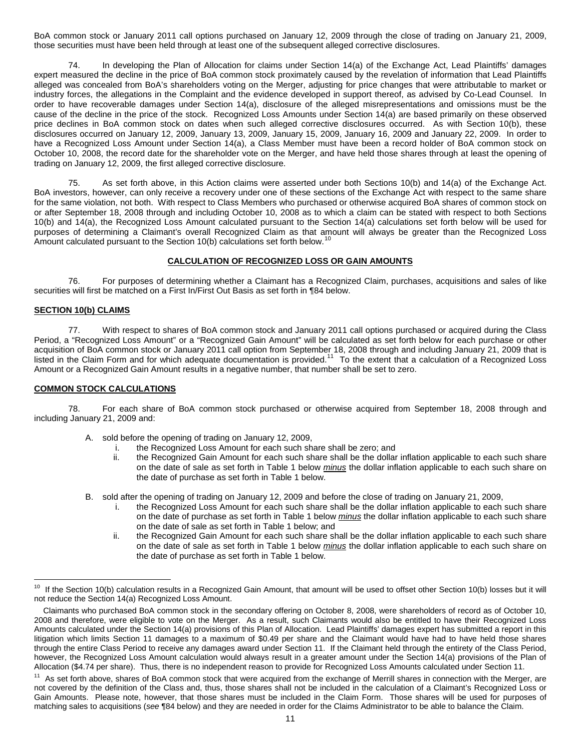BoA common stock or January 2011 call options purchased on January 12, 2009 through the close of trading on January 21, 2009, those securities must have been held through at least one of the subsequent alleged corrective disclosures.

74. In developing the Plan of Allocation for claims under Section 14(a) of the Exchange Act, Lead Plaintiffs' damages expert measured the decline in the price of BoA common stock proximately caused by the revelation of information that Lead Plaintiffs alleged was concealed from BoA's shareholders voting on the Merger, adjusting for price changes that were attributable to market or industry forces, the allegations in the Complaint and the evidence developed in support thereof, as advised by Co-Lead Counsel. In order to have recoverable damages under Section 14(a), disclosure of the alleged misrepresentations and omissions must be the cause of the decline in the price of the stock. Recognized Loss Amounts under Section 14(a) are based primarily on these observed price declines in BoA common stock on dates when such alleged corrective disclosures occurred. As with Section 10(b), these disclosures occurred on January 12, 2009, January 13, 2009, January 15, 2009, January 16, 2009 and January 22, 2009. In order to have a Recognized Loss Amount under Section 14(a), a Class Member must have been a record holder of BoA common stock on October 10, 2008, the record date for the shareholder vote on the Merger, and have held those shares through at least the opening of trading on January 12, 2009, the first alleged corrective disclosure.

75. As set forth above, in this Action claims were asserted under both Sections 10(b) and 14(a) of the Exchange Act. BoA investors, however, can only receive a recovery under one of these sections of the Exchange Act with respect to the same share for the same violation, not both. With respect to Class Members who purchased or otherwise acquired BoA shares of common stock on or after September 18, 2008 through and including October 10, 2008 as to which a claim can be stated with respect to both Sections 10(b) and 14(a), the Recognized Loss Amount calculated pursuant to the Section 14(a) calculations set forth below will be used for purposes of determining a Claimant's overall Recognized Claim as that amount will always be greater than the Recognized Loss Amount calculated pursuant to the Section 10(b) calculations set forth below.[10]

## CALCULATION OF RECOGNIZED LOSS OR GAIN AMOUNTS

76. For purposes of determining whether a Claimant has a Recognized Claim, purchases, acquisitions and sales of like securities will first be matched on a First In/First Out Basis as set forth in ¶84 below.

### SECTION 10(b) CLAIMS

77. With respect to shares of BoA common stock and January 2011 call options purchased or acquired during the Class Period, a "Recognized Loss Amount" or a "Recognized Gain Amount" will be calculated as set forth below for each purchase or other acquisition of BoA common stock or January 2011 call option from September 18, 2008 through and including January 21, 2009 that is listed in the Claim Form and for which adequate documentation is provided.[11] To the extent that a calculation of a Recognized Loss Amount or a Recognized Gain Amount results in a negative number, that number shall be set to zero.

### COMMON STOCK CALCULATIONS

78. For each share of BoA common stock purchased or otherwise acquired from September 18, 2008 through and including January 21, 2009 and:

A. sold before the opening of trading on January 12, 2009,
   i. the Recognized Loss Amount for each such share shall be zero; and
   ii. the Recognized Gain Amount for each such share shall be the dollar inflation applicable to each such share on the date of sale as set forth in Table 1 below ***minus*** the dollar inflation applicable to each such share on the date of purchase as set forth in Table 1 below.

B. sold after the opening of trading on January 12, 2009 and before the close of trading on January 21, 2009,
   i. the Recognized Loss Amount for each such share shall be the dollar inflation applicable to each such share on the date of purchase as set forth in Table 1 below ***minus*** the dollar inflation applicable to each such share on the date of sale as set forth in Table 1 below; and
   ii. the Recognized Gain Amount for each such share shall be the dollar inflation applicable to each such share on the date of sale as set forth in Table 1 below ***minus*** the dollar inflation applicable to each such share on the date of purchase as set forth in Table 1 below.

---

[10] If the Section 10(b) calculation results in a Recognized Gain Amount, that amount will be used to offset other Section 10(b) losses but it will not reduce the Section 14(a) Recognized Loss Amount.

Claimants who purchased BoA common stock in the secondary offering on October 8, 2008, were shareholders of record as of October 10, 2008 and therefore, were eligible to vote on the Merger. As a result, such Claimants would also be entitled to have their Recognized Loss Amounts calculated under the Section 14(a) provisions of this Plan of Allocation. Lead Plaintiffs' damages expert has submitted a report in this litigation which limits Section 11 damages to a maximum of $0.49 per share and the Claimant would have had to have held those shares through the entire Class Period to receive any damages award under Section 11. If the Claimant held through the entirety of the Class Period, however, the Recognized Loss Amount calculation would always result in a greater amount under the Section 14(a) provisions of the Plan of Allocation ($4.74 per share). Thus, there is no independent reason to provide for Recognized Loss Amounts calculated under Section 11.

[11] As set forth above, shares of BoA common stock that were acquired from the exchange of Merrill shares in connection with the Merger, are not covered by the definition of the Class and, thus, those shares shall not be included in the calculation of a Claimant's Recognized Loss or Gain Amounts. Please note, however, that those shares must be included in the Claim Form. Those shares will be used for purposes of matching sales to acquisitions (*see* ¶84 below) and they are needed in order for the Claims Administrator to be able to balance the Claim.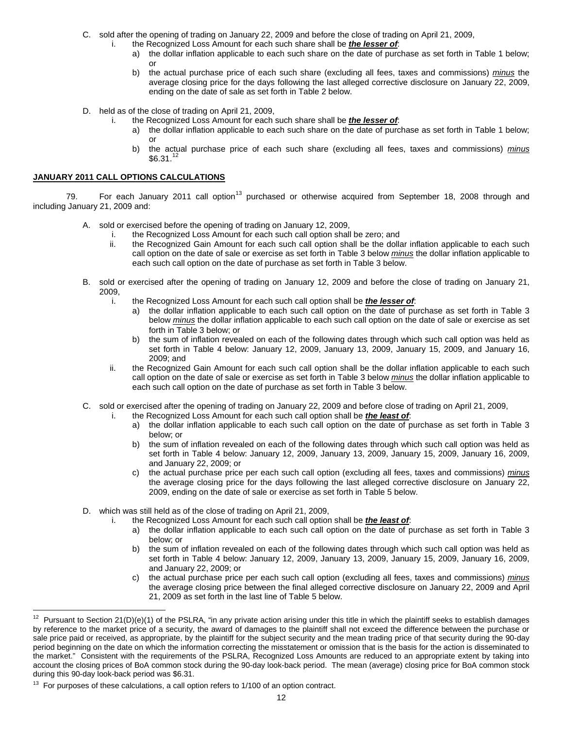C. sold after the opening of trading on January 22, 2009 and before the close of trading on April 21, 2009,
   i. the Recognized Loss Amount for each such share shall be ***the lesser of***:
      a) the dollar inflation applicable to each such share on the date of purchase as set forth in Table 1 below; or
      b) the actual purchase price of each such share (excluding all fees, taxes and commissions) *minus* the average closing price for the days following the last alleged corrective disclosure on January 22, 2009, ending on the date of sale as set forth in Table 2 below.

D. held as of the close of trading on April 21, 2009,
   i. the Recognized Loss Amount for each such share shall be ***the lesser of***:
      a) the dollar inflation applicable to each such share on the date of purchase as set forth in Table 1 below; or
      b) the actual purchase price of each such share (excluding all fees, taxes and commissions) *minus* $6.31.[12]

**JANUARY 2011 CALL OPTIONS CALCULATIONS**

79. For each January 2011 call option[13] purchased or otherwise acquired from September 18, 2008 through and including January 21, 2009 and:

A. sold or exercised before the opening of trading on January 12, 2009,
   i. the Recognized Loss Amount for each such call option shall be zero; and
   ii. the Recognized Gain Amount for each such call option shall be the dollar inflation applicable to each such call option on the date of sale or exercise as set forth in Table 3 below *minus* the dollar inflation applicable to each such call option on the date of purchase as set forth in Table 3 below.

B. sold or exercised after the opening of trading on January 12, 2009 and before the close of trading on January 21, 2009,
   i. the Recognized Loss Amount for each such call option shall be ***the lesser of***:
      a) the dollar inflation applicable to each such call option on the date of purchase as set forth in Table 3 below *minus* the dollar inflation applicable to each such call option on the date of sale or exercise as set forth in Table 3 below; or
      b) the sum of inflation revealed on each of the following dates through which such call option was held as set forth in Table 4 below: January 12, 2009, January 13, 2009, January 15, 2009, and January 16, 2009; and
   ii. the Recognized Gain Amount for each such call option shall be the dollar inflation applicable to each such call option on the date of sale or exercise as set forth in Table 3 below *minus* the dollar inflation applicable to each such call option on the date of purchase as set forth in Table 3 below.

C. sold or exercised after the opening of trading on January 22, 2009 and before close of trading on April 21, 2009,
   i. the Recognized Loss Amount for each such call option shall be ***the least of***:
      a) the dollar inflation applicable to each such call option on the date of purchase as set forth in Table 3 below; or
      b) the sum of inflation revealed on each of the following dates through which such call option was held as set forth in Table 4 below: January 12, 2009, January 13, 2009, January 15, 2009, January 16, 2009, and January 22, 2009; or
      c) the actual purchase price per each such call option (excluding all fees, taxes and commissions) *minus* the average closing price for the days following the last alleged corrective disclosure on January 22, 2009, ending on the date of sale or exercise as set forth in Table 5 below.

D. which was still held as of the close of trading on April 21, 2009,
   i. the Recognized Loss Amount for each such call option shall be ***the least of***:
      a) the dollar inflation applicable to each such call option on the date of purchase as set forth in Table 3 below; or
      b) the sum of inflation revealed on each of the following dates through which such call option was held as set forth in Table 4 below: January 12, 2009, January 13, 2009, January 15, 2009, January 16, 2009, and January 22, 2009; or
      c) the actual purchase price per each such call option (excluding all fees, taxes and commissions) *minus* the average closing price between the final alleged corrective disclosure on January 22, 2009 and April 21, 2009 as set forth in the last line of Table 5 below.

---

[12] Pursuant to Section 21(D)(e)(1) of the PSLRA, "in any private action arising under this title in which the plaintiff seeks to establish damages by reference to the market price of a security, the award of damages to the plaintiff shall not exceed the difference between the purchase or sale price paid or received, as appropriate, by the plaintiff for the subject security and the mean trading price of that security during the 90-day period beginning on the date on which the information correcting the misstatement or omission that is the basis for the action is disseminated to the market." Consistent with the requirements of the PSLRA, Recognized Loss Amounts are reduced to an appropriate extent by taking into account the closing prices of BoA common stock during the 90-day look-back period. The mean (average) closing price for BoA common stock during this 90-day look-back period was $6.31.

[13] For purposes of these calculations, a call option refers to 1/100 of an option contract.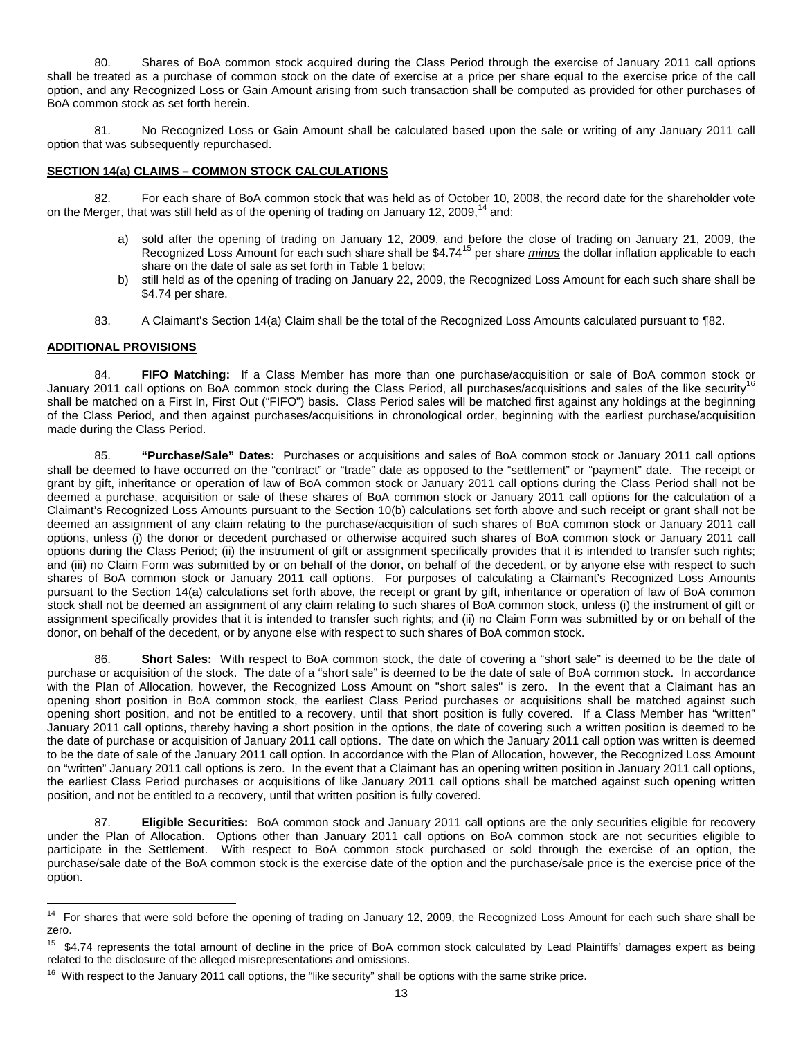80. Shares of BoA common stock acquired during the Class Period through the exercise of January 2011 call options shall be treated as a purchase of common stock on the date of exercise at a price per share equal to the exercise price of the call option, and any Recognized Loss or Gain Amount arising from such transaction shall be computed as provided for other purchases of BoA common stock as set forth herein.

81. No Recognized Loss or Gain Amount shall be calculated based upon the sale or writing of any January 2011 call option that was subsequently repurchased.

**SECTION 14(a) CLAIMS – COMMON STOCK CALCULATIONS**

82. For each share of BoA common stock that was held as of October 10, 2008, the record date for the shareholder vote on the Merger, that was still held as of the opening of trading on January 12, 2009,[14] and:

a) sold after the opening of trading on January 12, 2009, and before the close of trading on January 21, 2009, the Recognized Loss Amount for each such share shall be $4.74[15] per share *minus* the dollar inflation applicable to each share on the date of sale as set forth in Table 1 below;

b) still held as of the opening of trading on January 22, 2009, the Recognized Loss Amount for each such share shall be $4.74 per share.

83. A Claimant's Section 14(a) Claim shall be the total of the Recognized Loss Amounts calculated pursuant to ¶82.

**ADDITIONAL PROVISIONS**

84. **FIFO Matching:** If a Class Member has more than one purchase/acquisition or sale of BoA common stock or January 2011 call options on BoA common stock during the Class Period, all purchases/acquisitions and sales of the like security[16] shall be matched on a First In, First Out ("FIFO") basis. Class Period sales will be matched first against any holdings at the beginning of the Class Period, and then against purchases/acquisitions in chronological order, beginning with the earliest purchase/acquisition made during the Class Period.

85. **"Purchase/Sale" Dates:** Purchases or acquisitions and sales of BoA common stock or January 2011 call options shall be deemed to have occurred on the "contract" or "trade" date as opposed to the "settlement" or "payment" date. The receipt or grant by gift, inheritance or operation of law of BoA common stock or January 2011 call options during the Class Period shall not be deemed a purchase, acquisition or sale of these shares of BoA common stock or January 2011 call options for the calculation of a Claimant's Recognized Loss Amounts pursuant to the Section 10(b) calculations set forth above and such receipt or grant shall not be deemed an assignment of any claim relating to the purchase/acquisition of such shares of BoA common stock or January 2011 call options, unless (i) the donor or decedent purchased or otherwise acquired such shares of BoA common stock or January 2011 call options during the Class Period; (ii) the instrument of gift or assignment specifically provides that it is intended to transfer such rights; and (iii) no Claim Form was submitted by or on behalf of the donor, on behalf of the decedent, or by anyone else with respect to such shares of BoA common stock or January 2011 call options. For purposes of calculating a Claimant's Recognized Loss Amounts pursuant to the Section 14(a) calculations set forth above, the receipt or grant by gift, inheritance or operation of law of BoA common stock shall not be deemed an assignment of any claim relating to such shares of BoA common stock, unless (i) the instrument of gift or assignment specifically provides that it is intended to transfer such rights; and (ii) no Claim Form was submitted by or on behalf of the donor, on behalf of the decedent, or by anyone else with respect to such shares of BoA common stock.

86. **Short Sales:** With respect to BoA common stock, the date of covering a "short sale" is deemed to be the date of purchase or acquisition of the stock. The date of a "short sale" is deemed to be the date of sale of BoA common stock. In accordance with the Plan of Allocation, however, the Recognized Loss Amount on "short sales" is zero. In the event that a Claimant has an opening short position in BoA common stock, the earliest Class Period purchases or acquisitions shall be matched against such opening short position, and not be entitled to a recovery, until that short position is fully covered. If a Class Member has "written" January 2011 call options, thereby having a short position in the options, the date of covering such a written position is deemed to be the date of purchase or acquisition of January 2011 call options. The date on which the January 2011 call option was written is deemed to be the date of sale of the January 2011 call option. In accordance with the Plan of Allocation, however, the Recognized Loss Amount on "written" January 2011 call options is zero. In the event that a Claimant has an opening written position in January 2011 call options, the earliest Class Period purchases or acquisitions of like January 2011 call options shall be matched against such opening written position, and not be entitled to a recovery, until that written position is fully covered.

87. **Eligible Securities:** BoA common stock and January 2011 call options are the only securities eligible for recovery under the Plan of Allocation. Options other than January 2011 call options on BoA common stock are not securities eligible to participate in the Settlement. With respect to BoA common stock purchased or sold through the exercise of an option, the purchase/sale date of the BoA common stock is the exercise date of the option and the purchase/sale price is the exercise price of the option.

---

[14] For shares that were sold before the opening of trading on January 12, 2009, the Recognized Loss Amount for each such share shall be zero.

[15] $4.74 represents the total amount of decline in the price of BoA common stock calculated by Lead Plaintiffs' damages expert as being related to the disclosure of the alleged misrepresentations and omissions.

[16] With respect to the January 2011 call options, the "like security" shall be options with the same strike price.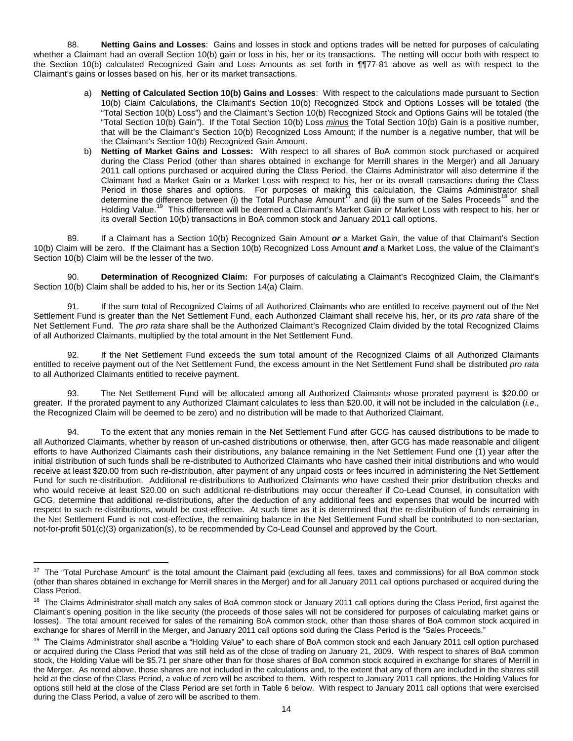88. **Netting Gains and Losses**: Gains and losses in stock and options trades will be netted for purposes of calculating whether a Claimant had an overall Section 10(b) gain or loss in his, her or its transactions. The netting will occur both with respect to the Section 10(b) calculated Recognized Gain and Loss Amounts as set forth in ¶¶77-81 above as well as with respect to the Claimant's gains or losses based on his, her or its market transactions.

a) **Netting of Calculated Section 10(b) Gains and Losses**: With respect to the calculations made pursuant to Section 10(b) Claim Calculations, the Claimant's Section 10(b) Recognized Stock and Options Losses will be totaled (the "Total Section 10(b) Loss") and the Claimant's Section 10(b) Recognized Stock and Options Gains will be totaled (the "Total Section 10(b) Gain"). If the Total Section 10(b) Loss ***minus*** the Total Section 10(b) Gain is a positive number, that will be the Claimant's Section 10(b) Recognized Loss Amount; if the number is a negative number, that will be the Claimant's Section 10(b) Recognized Gain Amount.

b) **Netting of Market Gains and Losses:** With respect to all shares of BoA common stock purchased or acquired during the Class Period (other than shares obtained in exchange for Merrill shares in the Merger) and all January 2011 call options purchased or acquired during the Class Period, the Claims Administrator will also determine if the Claimant had a Market Gain or a Market Loss with respect to his, her or its overall transactions during the Class Period in those shares and options. For purposes of making this calculation, the Claims Administrator shall determine the difference between (i) the Total Purchase Amount[17] and (ii) the sum of the Sales Proceeds[18] and the Holding Value.[19] This difference will be deemed a Claimant's Market Gain or Market Loss with respect to his, her or its overall Section 10(b) transactions in BoA common stock and January 2011 call options.

89. If a Claimant has a Section 10(b) Recognized Gain Amount ***or*** a Market Gain, the value of that Claimant's Section 10(b) Claim will be zero. If the Claimant has a Section 10(b) Recognized Loss Amount ***and*** a Market Loss, the value of the Claimant's Section 10(b) Claim will be the lesser of the two.

90. **Determination of Recognized Claim:** For purposes of calculating a Claimant's Recognized Claim, the Claimant's Section 10(b) Claim shall be added to his, her or its Section 14(a) Claim.

91. If the sum total of Recognized Claims of all Authorized Claimants who are entitled to receive payment out of the Net Settlement Fund is greater than the Net Settlement Fund, each Authorized Claimant shall receive his, her, or its *pro rata* share of the Net Settlement Fund. The *pro rata* share shall be the Authorized Claimant's Recognized Claim divided by the total Recognized Claims of all Authorized Claimants, multiplied by the total amount in the Net Settlement Fund.

92. If the Net Settlement Fund exceeds the sum total amount of the Recognized Claims of all Authorized Claimants entitled to receive payment out of the Net Settlement Fund, the excess amount in the Net Settlement Fund shall be distributed *pro rata* to all Authorized Claimants entitled to receive payment.

93. The Net Settlement Fund will be allocated among all Authorized Claimants whose prorated payment is $20.00 or greater. If the prorated payment to any Authorized Claimant calculates to less than $20.00, it will not be included in the calculation (*i.e*., the Recognized Claim will be deemed to be zero) and no distribution will be made to that Authorized Claimant.

94. To the extent that any monies remain in the Net Settlement Fund after GCG has caused distributions to be made to all Authorized Claimants, whether by reason of un-cashed distributions or otherwise, then, after GCG has made reasonable and diligent efforts to have Authorized Claimants cash their distributions, any balance remaining in the Net Settlement Fund one (1) year after the initial distribution of such funds shall be re-distributed to Authorized Claimants who have cashed their initial distributions and who would receive at least $20.00 from such re-distribution, after payment of any unpaid costs or fees incurred in administering the Net Settlement Fund for such re-distribution. Additional re-distributions to Authorized Claimants who have cashed their prior distribution checks and who would receive at least $20.00 on such additional re-distributions may occur thereafter if Co-Lead Counsel, in consultation with GCG, determine that additional re-distributions, after the deduction of any additional fees and expenses that would be incurred with respect to such re-distributions, would be cost-effective. At such time as it is determined that the re-distribution of funds remaining in the Net Settlement Fund is not cost-effective, the remaining balance in the Net Settlement Fund shall be contributed to non-sectarian, not-for-profit 501(c)(3) organization(s), to be recommended by Co-Lead Counsel and approved by the Court.

---

[17] The "Total Purchase Amount" is the total amount the Claimant paid (excluding all fees, taxes and commissions) for all BoA common stock (other than shares obtained in exchange for Merrill shares in the Merger) and for all January 2011 call options purchased or acquired during the Class Period.

[18] The Claims Administrator shall match any sales of BoA common stock or January 2011 call options during the Class Period, first against the Claimant's opening position in the like security (the proceeds of those sales will not be considered for purposes of calculating market gains or losses). The total amount received for sales of the remaining BoA common stock, other than those shares of BoA common stock acquired in exchange for shares of Merrill in the Merger, and January 2011 call options sold during the Class Period is the "Sales Proceeds."

[19] The Claims Administrator shall ascribe a "Holding Value" to each share of BoA common stock and each January 2011 call option purchased or acquired during the Class Period that was still held as of the close of trading on January 21, 2009. With respect to shares of BoA common stock, the Holding Value will be $5.71 per share other than for those shares of BoA common stock acquired in exchange for shares of Merrill in the Merger. As noted above, those shares are not included in the calculations and, to the extent that any of them are included in the shares still held at the close of the Class Period, a value of zero will be ascribed to them. With respect to January 2011 call options, the Holding Values for options still held at the close of the Class Period are set forth in Table 6 below. With respect to January 2011 call options that were exercised during the Class Period, a value of zero will be ascribed to them.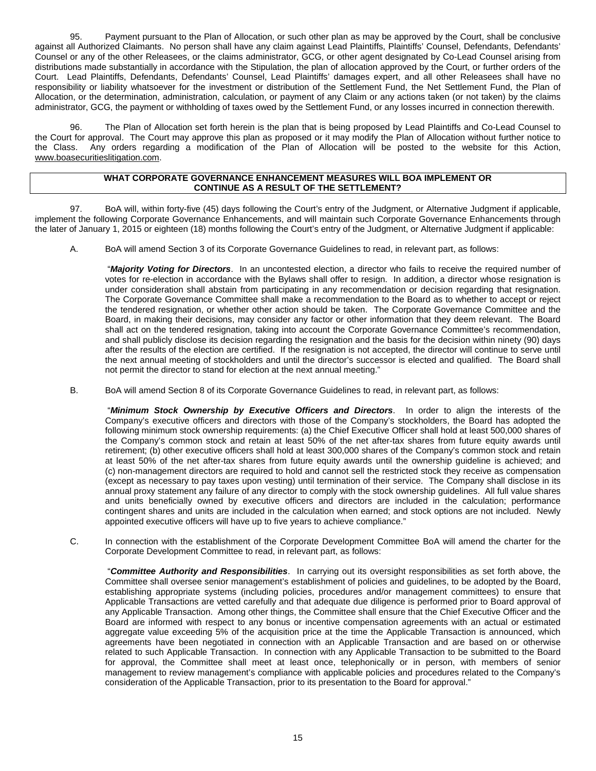95. Payment pursuant to the Plan of Allocation, or such other plan as may be approved by the Court, shall be conclusive against all Authorized Claimants. No person shall have any claim against Lead Plaintiffs, Plaintiffs' Counsel, Defendants, Defendants' Counsel or any of the other Releasees, or the claims administrator, GCG, or other agent designated by Co-Lead Counsel arising from distributions made substantially in accordance with the Stipulation, the plan of allocation approved by the Court, or further orders of the Court. Lead Plaintiffs, Defendants, Defendants' Counsel, Lead Plaintiffs' damages expert, and all other Releasees shall have no responsibility or liability whatsoever for the investment or distribution of the Settlement Fund, the Net Settlement Fund, the Plan of Allocation, or the determination, administration, calculation, or payment of any Claim or any actions taken (or not taken) by the claims administrator, GCG, the payment or withholding of taxes owed by the Settlement Fund, or any losses incurred in connection therewith.

96. The Plan of Allocation set forth herein is the plan that is being proposed by Lead Plaintiffs and Co-Lead Counsel to the Court for approval. The Court may approve this plan as proposed or it may modify the Plan of Allocation without further notice to the Class. Any orders regarding a modification of the Plan of Allocation will be posted to the website for this Action, www.boasecuritieslitigation.com.

## WHAT CORPORATE GOVERNANCE ENHANCEMENT MEASURES WILL BOA IMPLEMENT OR CONTINUE AS A RESULT OF THE SETTLEMENT?

97. BoA will, within forty-five (45) days following the Court's entry of the Judgment, or Alternative Judgment if applicable, implement the following Corporate Governance Enhancements, and will maintain such Corporate Governance Enhancements through the later of January 1, 2015 or eighteen (18) months following the Court's entry of the Judgment, or Alternative Judgment if applicable:

A. BoA will amend Section 3 of its Corporate Governance Guidelines to read, in relevant part, as follows:

> "***Majority Voting for Directors***. In an uncontested election, a director who fails to receive the required number of votes for re-election in accordance with the Bylaws shall offer to resign. In addition, a director whose resignation is under consideration shall abstain from participating in any recommendation or decision regarding that resignation. The Corporate Governance Committee shall make a recommendation to the Board as to whether to accept or reject the tendered resignation, or whether other action should be taken. The Corporate Governance Committee and the Board, in making their decisions, may consider any factor or other information that they deem relevant. The Board shall act on the tendered resignation, taking into account the Corporate Governance Committee's recommendation, and shall publicly disclose its decision regarding the resignation and the basis for the decision within ninety (90) days after the results of the election are certified. If the resignation is not accepted, the director will continue to serve until the next annual meeting of stockholders and until the director's successor is elected and qualified. The Board shall not permit the director to stand for election at the next annual meeting."

B. BoA will amend Section 8 of its Corporate Governance Guidelines to read, in relevant part, as follows:

> "***Minimum Stock Ownership by Executive Officers and Directors***. In order to align the interests of the Company's executive officers and directors with those of the Company's stockholders, the Board has adopted the following minimum stock ownership requirements: (a) the Chief Executive Officer shall hold at least 500,000 shares of the Company's common stock and retain at least 50% of the net after-tax shares from future equity awards until retirement; (b) other executive officers shall hold at least 300,000 shares of the Company's common stock and retain at least 50% of the net after-tax shares from future equity awards until the ownership guideline is achieved; and (c) non-management directors are required to hold and cannot sell the restricted stock they receive as compensation (except as necessary to pay taxes upon vesting) until termination of their service. The Company shall disclose in its annual proxy statement any failure of any director to comply with the stock ownership guidelines. All full value shares and units beneficially owned by executive officers and directors are included in the calculation; performance contingent shares and units are included in the calculation when earned; and stock options are not included. Newly appointed executive officers will have up to five years to achieve compliance."

C. In connection with the establishment of the Corporate Development Committee BoA will amend the charter for the Corporate Development Committee to read, in relevant part, as follows:

> "***Committee Authority and Responsibilities***. In carrying out its oversight responsibilities as set forth above, the Committee shall oversee senior management's establishment of policies and guidelines, to be adopted by the Board, establishing appropriate systems (including policies, procedures and/or management committees) to ensure that Applicable Transactions are vetted carefully and that adequate due diligence is performed prior to Board approval of any Applicable Transaction. Among other things, the Committee shall ensure that the Chief Executive Officer and the Board are informed with respect to any bonus or incentive compensation agreements with an actual or estimated aggregate value exceeding 5% of the acquisition price at the time the Applicable Transaction is announced, which agreements have been negotiated in connection with an Applicable Transaction and are based on or otherwise related to such Applicable Transaction. In connection with any Applicable Transaction to be submitted to the Board for approval, the Committee shall meet at least once, telephonically or in person, with members of senior management to review management's compliance with applicable policies and procedures related to the Company's consideration of the Applicable Transaction, prior to its presentation to the Board for approval."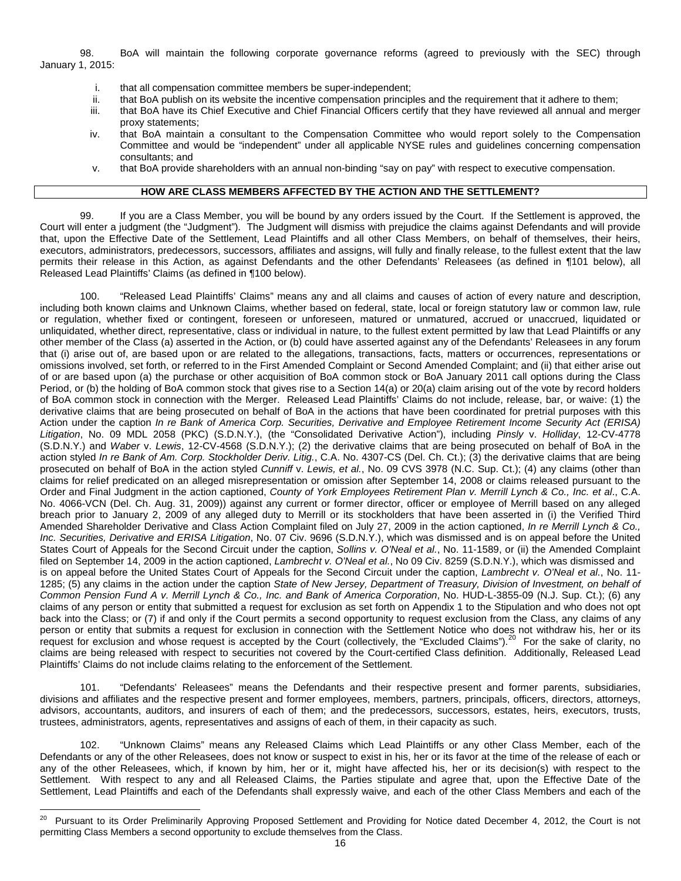98. BoA will maintain the following corporate governance reforms (agreed to previously with the SEC) through January 1, 2015:

i. that all compensation committee members be super-independent;
ii. that BoA publish on its website the incentive compensation principles and the requirement that it adhere to them;
iii. that BoA have its Chief Executive and Chief Financial Officers certify that they have reviewed all annual and merger proxy statements;
iv. that BoA maintain a consultant to the Compensation Committee who would report solely to the Compensation Committee and would be "independent" under all applicable NYSE rules and guidelines concerning compensation consultants; and
v. that BoA provide shareholders with an annual non-binding "say on pay" with respect to executive compensation.

**HOW ARE CLASS MEMBERS AFFECTED BY THE ACTION AND THE SETTLEMENT?**

99. If you are a Class Member, you will be bound by any orders issued by the Court. If the Settlement is approved, the Court will enter a judgment (the "Judgment"). The Judgment will dismiss with prejudice the claims against Defendants and will provide that, upon the Effective Date of the Settlement, Lead Plaintiffs and all other Class Members, on behalf of themselves, their heirs, executors, administrators, predecessors, successors, affiliates and assigns, will fully and finally release, to the fullest extent that the law permits their release in this Action, as against Defendants and the other Defendants' Releasees (as defined in ¶101 below), all Released Lead Plaintiffs' Claims (as defined in ¶100 below).

100. "Released Lead Plaintiffs' Claims" means any and all claims and causes of action of every nature and description, including both known claims and Unknown Claims, whether based on federal, state, local or foreign statutory law or common law, rule or regulation, whether fixed or contingent, foreseen or unforeseen, matured or unmatured, accrued or unaccrued, liquidated or unliquidated, whether direct, representative, class or individual in nature, to the fullest extent permitted by law that Lead Plaintiffs or any other member of the Class (a) asserted in the Action, or (b) could have asserted against any of the Defendants' Releasees in any forum that (i) arise out of, are based upon or are related to the allegations, transactions, facts, matters or occurrences, representations or omissions involved, set forth, or referred to in the First Amended Complaint or Second Amended Complaint; and (ii) that either arise out of or are based upon (a) the purchase or other acquisition of BoA common stock or BoA January 2011 call options during the Class Period, or (b) the holding of BoA common stock that gives rise to a Section 14(a) or 20(a) claim arising out of the vote by record holders of BoA common stock in connection with the Merger. Released Lead Plaintiffs' Claims do not include, release, bar, or waive: (1) the derivative claims that are being prosecuted on behalf of BoA in the actions that have been coordinated for pretrial purposes with this Action under the caption *In re Bank of America Corp. Securities, Derivative and Employee Retirement Income Security Act (ERISA) Litigation*, No. 09 MDL 2058 (PKC) (S.D.N.Y.), (the "Consolidated Derivative Action"), including *Pinsly* v. *Holliday*, 12-CV-4778 (S.D.N.Y.) and *Waber* v. *Lewis*, 12-CV-4568 (S.D.N.Y.); (2) the derivative claims that are being prosecuted on behalf of BoA in the action styled *In re Bank of Am. Corp. Stockholder Deriv. Litig.*, C.A. No. 4307-CS (Del. Ch. Ct.); (3) the derivative claims that are being prosecuted on behalf of BoA in the action styled *Cunniff* v. *Lewis, et al.*, No. 09 CVS 3978 (N.C. Sup. Ct.); (4) any claims (other than claims for relief predicated on an alleged misrepresentation or omission after September 14, 2008 or claims released pursuant to the Order and Final Judgment in the action captioned, *County of York Employees Retirement Plan v. Merrill Lynch & Co., Inc. et al*., C.A. No. 4066-VCN (Del. Ch. Aug. 31, 2009)) against any current or former director, officer or employee of Merrill based on any alleged breach prior to January 2, 2009 of any alleged duty to Merrill or its stockholders that have been asserted in (i) the Verified Third Amended Shareholder Derivative and Class Action Complaint filed on July 27, 2009 in the action captioned, *In re Merrill Lynch & Co., Inc. Securities, Derivative and ERISA Litigation*, No. 07 Civ. 9696 (S.D.N.Y.), which was dismissed and is on appeal before the United States Court of Appeals for the Second Circuit under the caption, *Sollins v. O'Neal et al.*, No. 11-1589, or (ii) the Amended Complaint filed on September 14, 2009 in the action captioned, *Lambrecht v. O'Neal et al.*, No 09 Civ. 8259 (S.D.N.Y.), which was dismissed and is on appeal before the United States Court of Appeals for the Second Circuit under the caption, *Lambrecht v. O'Neal et al.*, No. 11-1285; (5) any claims in the action under the caption *State of New Jersey, Department of Treasury, Division of Investment, on behalf of Common Pension Fund A v. Merrill Lynch & Co., Inc. and Bank of America Corporation*, No. HUD-L-3855-09 (N.J. Sup. Ct.); (6) any claims of any person or entity that submitted a request for exclusion as set forth on Appendix 1 to the Stipulation and who does not opt back into the Class; or (7) if and only if the Court permits a second opportunity to request exclusion from the Class, any claims of any person or entity that submits a request for exclusion in connection with the Settlement Notice who does not withdraw his, her or its request for exclusion and whose request is accepted by the Court (collectively, the "Excluded Claims").[20] For the sake of clarity, no claims are being released with respect to securities not covered by the Court-certified Class definition. Additionally, Released Lead Plaintiffs' Claims do not include claims relating to the enforcement of the Settlement.

101. "Defendants' Releasees" means the Defendants and their respective present and former parents, subsidiaries, divisions and affiliates and the respective present and former employees, members, partners, principals, officers, directors, attorneys, advisors, accountants, auditors, and insurers of each of them; and the predecessors, successors, estates, heirs, executors, trusts, trustees, administrators, agents, representatives and assigns of each of them, in their capacity as such.

102. "Unknown Claims" means any Released Claims which Lead Plaintiffs or any other Class Member, each of the Defendants or any of the other Releasees, does not know or suspect to exist in his, her or its favor at the time of the release of each or any of the other Releasees, which, if known by him, her or it, might have affected his, her or its decision(s) with respect to the Settlement. With respect to any and all Released Claims, the Parties stipulate and agree that, upon the Effective Date of the Settlement, Lead Plaintiffs and each of the Defendants shall expressly waive, and each of the other Class Members and each of the

---

[20] Pursuant to its Order Preliminarily Approving Proposed Settlement and Providing for Notice dated December 4, 2012, the Court is not permitting Class Members a second opportunity to exclude themselves from the Class.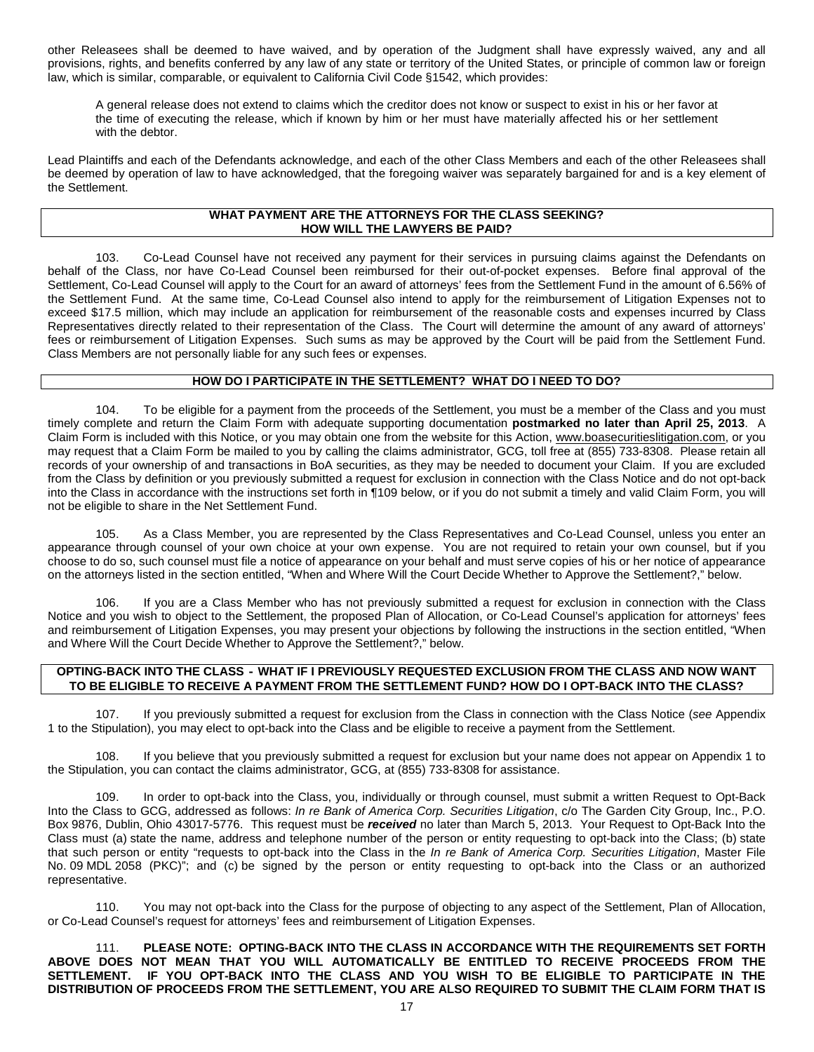other Releasees shall be deemed to have waived, and by operation of the Judgment shall have expressly waived, any and all provisions, rights, and benefits conferred by any law of any state or territory of the United States, or principle of common law or foreign law, which is similar, comparable, or equivalent to California Civil Code §1542, which provides:

> A general release does not extend to claims which the creditor does not know or suspect to exist in his or her favor at the time of executing the release, which if known by him or her must have materially affected his or her settlement with the debtor.

Lead Plaintiffs and each of the Defendants acknowledge, and each of the other Class Members and each of the other Releasees shall be deemed by operation of law to have acknowledged, that the foregoing waiver was separately bargained for and is a key element of the Settlement.

## WHAT PAYMENT ARE THE ATTORNEYS FOR THE CLASS SEEKING? HOW WILL THE LAWYERS BE PAID?

103. Co-Lead Counsel have not received any payment for their services in pursuing claims against the Defendants on behalf of the Class, nor have Co-Lead Counsel been reimbursed for their out-of-pocket expenses. Before final approval of the Settlement, Co-Lead Counsel will apply to the Court for an award of attorneys' fees from the Settlement Fund in the amount of 6.56% of the Settlement Fund. At the same time, Co-Lead Counsel also intend to apply for the reimbursement of Litigation Expenses not to exceed $17.5 million, which may include an application for reimbursement of the reasonable costs and expenses incurred by Class Representatives directly related to their representation of the Class. The Court will determine the amount of any award of attorneys' fees or reimbursement of Litigation Expenses. Such sums as may be approved by the Court will be paid from the Settlement Fund. Class Members are not personally liable for any such fees or expenses.

## HOW DO I PARTICIPATE IN THE SETTLEMENT? WHAT DO I NEED TO DO?

104. To be eligible for a payment from the proceeds of the Settlement, you must be a member of the Class and you must timely complete and return the Claim Form with adequate supporting documentation **postmarked no later than April 25, 2013**. A Claim Form is included with this Notice, or you may obtain one from the website for this Action, www.boasecuritieslitigation.com, or you may request that a Claim Form be mailed to you by calling the claims administrator, GCG, toll free at (855) 733-8308. Please retain all records of your ownership of and transactions in BoA securities, as they may be needed to document your Claim. If you are excluded from the Class by definition or you previously submitted a request for exclusion in connection with the Class Notice and do not opt-back into the Class in accordance with the instructions set forth in ¶109 below, or if you do not submit a timely and valid Claim Form, you will not be eligible to share in the Net Settlement Fund.

105. As a Class Member, you are represented by the Class Representatives and Co-Lead Counsel, unless you enter an appearance through counsel of your own choice at your own expense. You are not required to retain your own counsel, but if you choose to do so, such counsel must file a notice of appearance on your behalf and must serve copies of his or her notice of appearance on the attorneys listed in the section entitled, "When and Where Will the Court Decide Whether to Approve the Settlement?," below.

106. If you are a Class Member who has not previously submitted a request for exclusion in connection with the Class Notice and you wish to object to the Settlement, the proposed Plan of Allocation, or Co-Lead Counsel's application for attorneys' fees and reimbursement of Litigation Expenses, you may present your objections by following the instructions in the section entitled, "When and Where Will the Court Decide Whether to Approve the Settlement?," below.

## OPTING-BACK INTO THE CLASS - WHAT IF I PREVIOUSLY REQUESTED EXCLUSION FROM THE CLASS AND NOW WANT TO BE ELIGIBLE TO RECEIVE A PAYMENT FROM THE SETTLEMENT FUND? HOW DO I OPT-BACK INTO THE CLASS?

107. If you previously submitted a request for exclusion from the Class in connection with the Class Notice (*see* Appendix 1 to the Stipulation), you may elect to opt-back into the Class and be eligible to receive a payment from the Settlement.

108. If you believe that you previously submitted a request for exclusion but your name does not appear on Appendix 1 to the Stipulation, you can contact the claims administrator, GCG, at (855) 733-8308 for assistance.

109. In order to opt-back into the Class, you, individually or through counsel, must submit a written Request to Opt-Back Into the Class to GCG, addressed as follows: *In re Bank of America Corp. Securities Litigation*, c/o The Garden City Group, Inc., P.O. Box 9876, Dublin, Ohio 43017-5776. This request must be ***received*** no later than March 5, 2013. Your Request to Opt-Back Into the Class must (a) state the name, address and telephone number of the person or entity requesting to opt-back into the Class; (b) state that such person or entity "requests to opt-back into the Class in the *In re Bank of America Corp. Securities Litigation*, Master File No. 09 MDL 2058 (PKC)"; and (c) be signed by the person or entity requesting to opt-back into the Class or an authorized representative.

110. You may not opt-back into the Class for the purpose of objecting to any aspect of the Settlement, Plan of Allocation, or Co-Lead Counsel's request for attorneys' fees and reimbursement of Litigation Expenses.

111. **PLEASE NOTE: OPTING-BACK INTO THE CLASS IN ACCORDANCE WITH THE REQUIREMENTS SET FORTH ABOVE DOES NOT MEAN THAT YOU WILL AUTOMATICALLY BE ENTITLED TO RECEIVE PROCEEDS FROM THE SETTLEMENT. IF YOU OPT-BACK INTO THE CLASS AND YOU WISH TO BE ELIGIBLE TO PARTICIPATE IN THE DISTRIBUTION OF PROCEEDS FROM THE SETTLEMENT, YOU ARE ALSO REQUIRED TO SUBMIT THE CLAIM FORM THAT IS**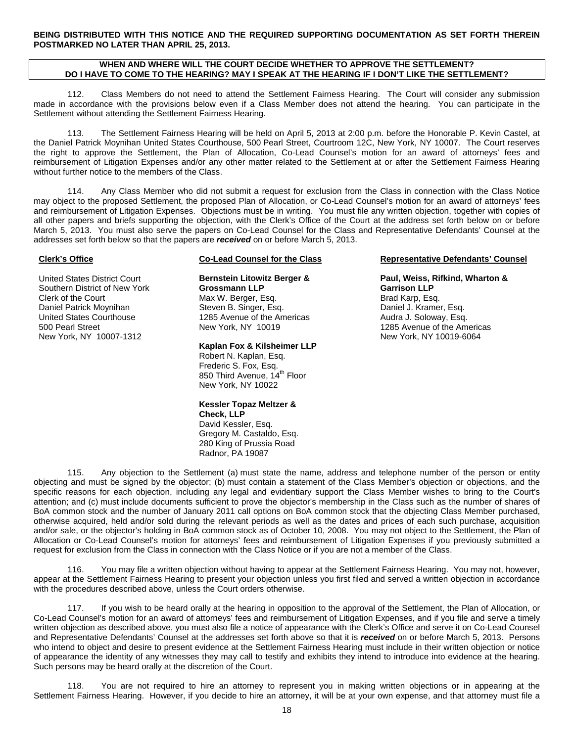**BEING DISTRIBUTED WITH THIS NOTICE AND THE REQUIRED SUPPORTING DOCUMENTATION AS SET FORTH THEREIN POSTMARKED NO LATER THAN APRIL 25, 2013.**

### WHEN AND WHERE WILL THE COURT DECIDE WHETHER TO APPROVE THE SETTLEMENT? DO I HAVE TO COME TO THE HEARING? MAY I SPEAK AT THE HEARING IF I DON'T LIKE THE SETTLEMENT?

112. Class Members do not need to attend the Settlement Fairness Hearing. The Court will consider any submission made in accordance with the provisions below even if a Class Member does not attend the hearing. You can participate in the Settlement without attending the Settlement Fairness Hearing.

113. The Settlement Fairness Hearing will be held on April 5, 2013 at 2:00 p.m. before the Honorable P. Kevin Castel, at the Daniel Patrick Moynihan United States Courthouse, 500 Pearl Street, Courtroom 12C, New York, NY 10007. The Court reserves the right to approve the Settlement, the Plan of Allocation, Co-Lead Counsel's motion for an award of attorneys' fees and reimbursement of Litigation Expenses and/or any other matter related to the Settlement at or after the Settlement Fairness Hearing without further notice to the members of the Class.

114. Any Class Member who did not submit a request for exclusion from the Class in connection with the Class Notice may object to the proposed Settlement, the proposed Plan of Allocation, or Co-Lead Counsel's motion for an award of attorneys' fees and reimbursement of Litigation Expenses. Objections must be in writing. You must file any written objection, together with copies of all other papers and briefs supporting the objection, with the Clerk's Office of the Court at the address set forth below on or before March 5, 2013. You must also serve the papers on Co-Lead Counsel for the Class and Representative Defendants' Counsel at the addresses set forth below so that the papers are ***received*** on or before March 5, 2013.

**Clerk's Office**

United States District Court
Southern District of New York
Clerk of the Court
Daniel Patrick Moynihan
United States Courthouse
500 Pearl Street
New York, NY 10007-1312

**Co-Lead Counsel for the Class**

**Bernstein Litowitz Berger & Grossmann LLP**
Max W. Berger, Esq.
Steven B. Singer, Esq.
1285 Avenue of the Americas
New York, NY 10019

**Kaplan Fox & Kilsheimer LLP**
Robert N. Kaplan, Esq.
Frederic S. Fox, Esq.
850 Third Avenue, 14th Floor
New York, NY 10022

**Kessler Topaz Meltzer & Check, LLP**
David Kessler, Esq.
Gregory M. Castaldo, Esq.
280 King of Prussia Road
Radnor, PA 19087

**Representative Defendants' Counsel**

**Paul, Weiss, Rifkind, Wharton & Garrison LLP**
Brad Karp, Esq.
Daniel J. Kramer, Esq.
Audra J. Soloway, Esq.
1285 Avenue of the Americas
New York, NY 10019-6064

115. Any objection to the Settlement (a) must state the name, address and telephone number of the person or entity objecting and must be signed by the objector; (b) must contain a statement of the Class Member's objection or objections, and the specific reasons for each objection, including any legal and evidentiary support the Class Member wishes to bring to the Court's attention; and (c) must include documents sufficient to prove the objector's membership in the Class such as the number of shares of BoA common stock and the number of January 2011 call options on BoA common stock that the objecting Class Member purchased, otherwise acquired, held and/or sold during the relevant periods as well as the dates and prices of each such purchase, acquisition and/or sale, or the objector's holding in BoA common stock as of October 10, 2008. You may not object to the Settlement, the Plan of Allocation or Co-Lead Counsel's motion for attorneys' fees and reimbursement of Litigation Expenses if you previously submitted a request for exclusion from the Class in connection with the Class Notice or if you are not a member of the Class.

116. You may file a written objection without having to appear at the Settlement Fairness Hearing. You may not, however, appear at the Settlement Fairness Hearing to present your objection unless you first filed and served a written objection in accordance with the procedures described above, unless the Court orders otherwise.

117. If you wish to be heard orally at the hearing in opposition to the approval of the Settlement, the Plan of Allocation, or Co-Lead Counsel's motion for an award of attorneys' fees and reimbursement of Litigation Expenses, and if you file and serve a timely written objection as described above, you must also file a notice of appearance with the Clerk's Office and serve it on Co-Lead Counsel and Representative Defendants' Counsel at the addresses set forth above so that it is ***received*** on or before March 5, 2013. Persons who intend to object and desire to present evidence at the Settlement Fairness Hearing must include in their written objection or notice of appearance the identity of any witnesses they may call to testify and exhibits they intend to introduce into evidence at the hearing. Such persons may be heard orally at the discretion of the Court.

118. You are not required to hire an attorney to represent you in making written objections or in appearing at the Settlement Fairness Hearing. However, if you decide to hire an attorney, it will be at your own expense, and that attorney must file a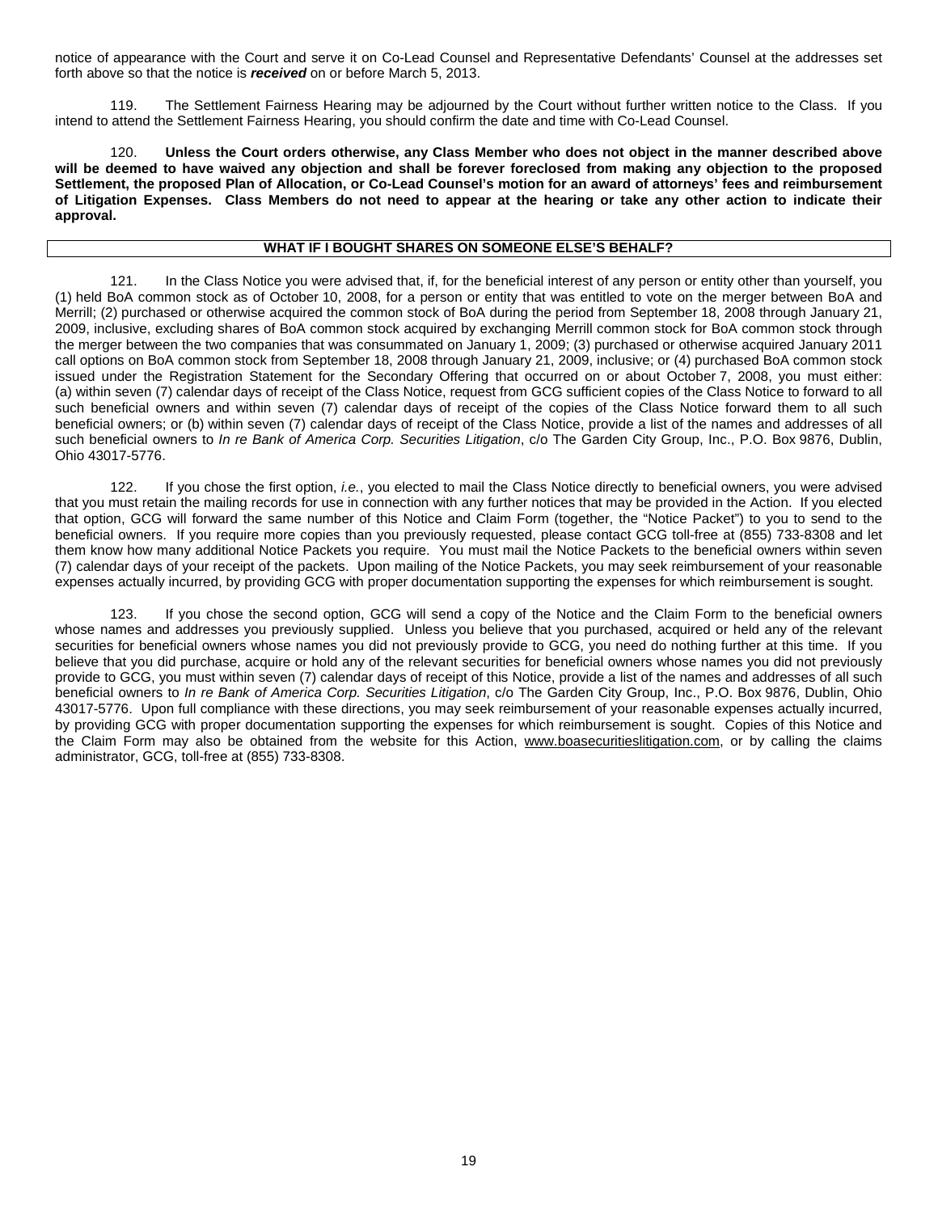notice of appearance with the Court and serve it on Co-Lead Counsel and Representative Defendants' Counsel at the addresses set forth above so that the notice is ***received*** on or before March 5, 2013.

119. The Settlement Fairness Hearing may be adjourned by the Court without further written notice to the Class. If you intend to attend the Settlement Fairness Hearing, you should confirm the date and time with Co-Lead Counsel.

120. **Unless the Court orders otherwise, any Class Member who does not object in the manner described above will be deemed to have waived any objection and shall be forever foreclosed from making any objection to the proposed Settlement, the proposed Plan of Allocation, or Co-Lead Counsel's motion for an award of attorneys' fees and reimbursement of Litigation Expenses. Class Members do not need to appear at the hearing or take any other action to indicate their approval.**

## WHAT IF I BOUGHT SHARES ON SOMEONE ELSE'S BEHALF?

121. In the Class Notice you were advised that, if, for the beneficial interest of any person or entity other than yourself, you (1) held BoA common stock as of October 10, 2008, for a person or entity that was entitled to vote on the merger between BoA and Merrill; (2) purchased or otherwise acquired the common stock of BoA during the period from September 18, 2008 through January 21, 2009, inclusive, excluding shares of BoA common stock acquired by exchanging Merrill common stock for BoA common stock through the merger between the two companies that was consummated on January 1, 2009; (3) purchased or otherwise acquired January 2011 call options on BoA common stock from September 18, 2008 through January 21, 2009, inclusive; or (4) purchased BoA common stock issued under the Registration Statement for the Secondary Offering that occurred on or about October 7, 2008, you must either: (a) within seven (7) calendar days of receipt of the Class Notice, request from GCG sufficient copies of the Class Notice to forward to all such beneficial owners and within seven (7) calendar days of receipt of the copies of the Class Notice forward them to all such beneficial owners; or (b) within seven (7) calendar days of receipt of the Class Notice, provide a list of the names and addresses of all such beneficial owners to *In re Bank of America Corp. Securities Litigation*, c/o The Garden City Group, Inc., P.O. Box 9876, Dublin, Ohio 43017-5776.

122. If you chose the first option, *i.e.*, you elected to mail the Class Notice directly to beneficial owners, you were advised that you must retain the mailing records for use in connection with any further notices that may be provided in the Action. If you elected that option, GCG will forward the same number of this Notice and Claim Form (together, the "Notice Packet") to you to send to the beneficial owners. If you require more copies than you previously requested, please contact GCG toll-free at (855) 733-8308 and let them know how many additional Notice Packets you require. You must mail the Notice Packets to the beneficial owners within seven (7) calendar days of your receipt of the packets. Upon mailing of the Notice Packets, you may seek reimbursement of your reasonable expenses actually incurred, by providing GCG with proper documentation supporting the expenses for which reimbursement is sought.

123. If you chose the second option, GCG will send a copy of the Notice and the Claim Form to the beneficial owners whose names and addresses you previously supplied. Unless you believe that you purchased, acquired or held any of the relevant securities for beneficial owners whose names you did not previously provide to GCG, you need do nothing further at this time. If you believe that you did purchase, acquire or hold any of the relevant securities for beneficial owners whose names you did not previously provide to GCG, you must within seven (7) calendar days of receipt of this Notice, provide a list of the names and addresses of all such beneficial owners to *In re Bank of America Corp. Securities Litigation*, c/o The Garden City Group, Inc., P.O. Box 9876, Dublin, Ohio 43017-5776. Upon full compliance with these directions, you may seek reimbursement of your reasonable expenses actually incurred, by providing GCG with proper documentation supporting the expenses for which reimbursement is sought. Copies of this Notice and the Claim Form may also be obtained from the website for this Action, www.boasecuritieslitigation.com, or by calling the claims administrator, GCG, toll-free at (855) 733-8308.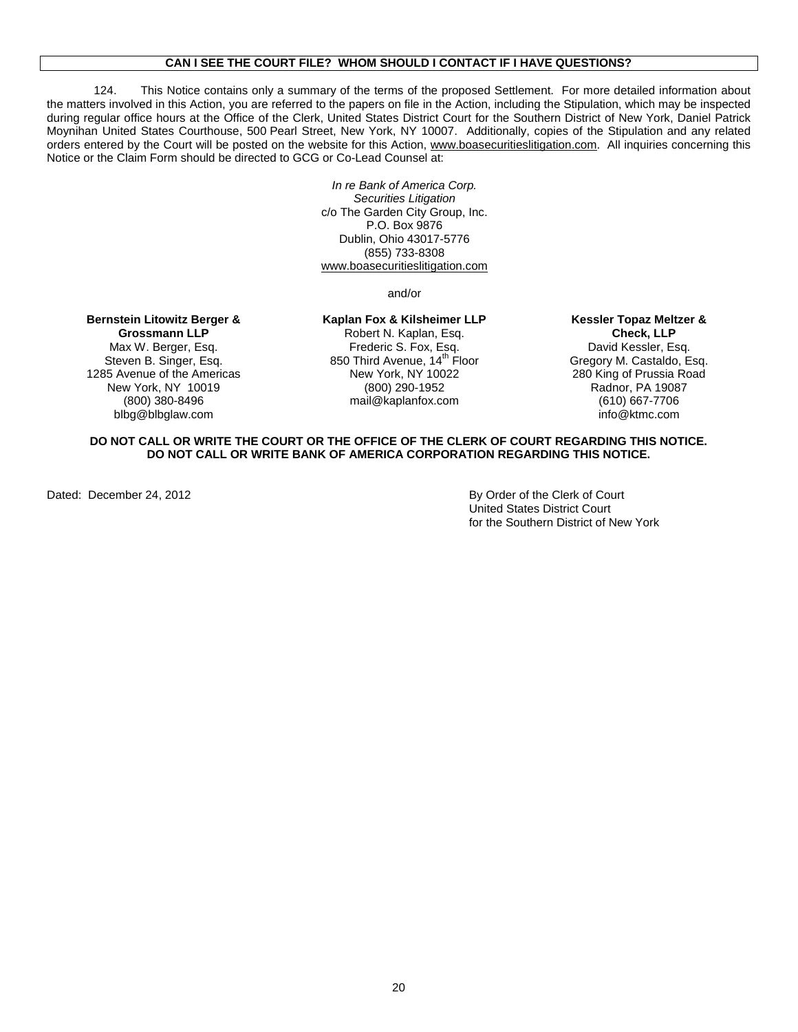## CAN I SEE THE COURT FILE? WHOM SHOULD I CONTACT IF I HAVE QUESTIONS?

124. This Notice contains only a summary of the terms of the proposed Settlement. For more detailed information about the matters involved in this Action, you are referred to the papers on file in the Action, including the Stipulation, which may be inspected during regular office hours at the Office of the Clerk, United States District Court for the Southern District of New York, Daniel Patrick Moynihan United States Courthouse, 500 Pearl Street, New York, NY 10007. Additionally, copies of the Stipulation and any related orders entered by the Court will be posted on the website for this Action, www.boasecuritieslitigation.com. All inquiries concerning this Notice or the Claim Form should be directed to GCG or Co-Lead Counsel at:

*In re Bank of America Corp.*
*Securities Litigation*
c/o The Garden City Group, Inc.
P.O. Box 9876
Dublin, Ohio 43017-5776
(855) 733-8308
www.boasecuritieslitigation.com

and/or

**Bernstein Litowitz Berger & Grossmann LLP**
Max W. Berger, Esq.
Steven B. Singer, Esq.
1285 Avenue of the Americas
New York, NY 10019
(800) 380-8496
blbg@blbglaw.com

**Kaplan Fox & Kilsheimer LLP**
Robert N. Kaplan, Esq.
Frederic S. Fox, Esq.
850 Third Avenue, 14th Floor
New York, NY 10022
(800) 290-1952
mail@kaplanfox.com

**Kessler Topaz Meltzer & Check, LLP**
David Kessler, Esq.
Gregory M. Castaldo, Esq.
280 King of Prussia Road
Radnor, PA 19087
(610) 667-7706
info@ktmc.com

**DO NOT CALL OR WRITE THE COURT OR THE OFFICE OF THE CLERK OF COURT REGARDING THIS NOTICE.**
**DO NOT CALL OR WRITE BANK OF AMERICA CORPORATION REGARDING THIS NOTICE.**

Dated: December 24, 2012

By Order of the Clerk of Court
United States District Court
for the Southern District of New York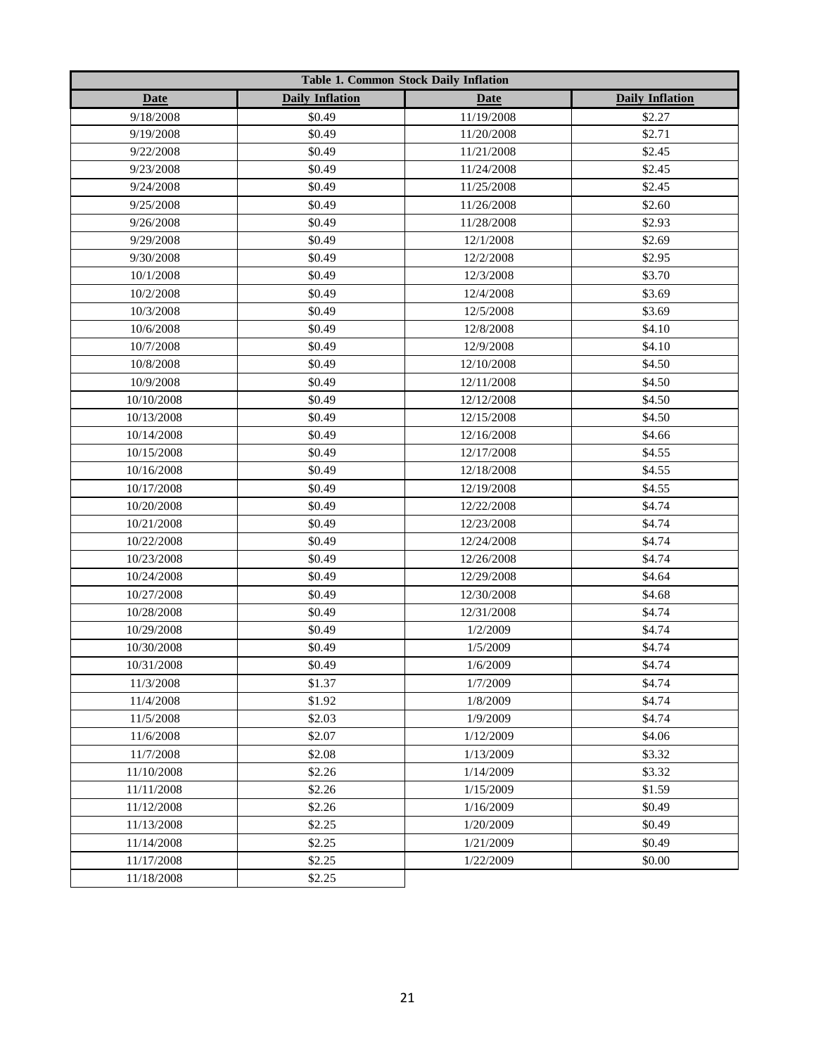| Table 1. Common Stock Daily Inflation | | | |
|---|---|---|---|
| **Date** | **Daily Inflation** | **Date** | **Daily Inflation** |
| 9/18/2008 | $0.49 | 11/19/2008 | $2.27 |
| 9/19/2008 | $0.49 | 11/20/2008 | $2.71 |
| 9/22/2008 | $0.49 | 11/21/2008 | $2.45 |
| 9/23/2008 | $0.49 | 11/24/2008 | $2.45 |
| 9/24/2008 | $0.49 | 11/25/2008 | $2.45 |
| 9/25/2008 | $0.49 | 11/26/2008 | $2.60 |
| 9/26/2008 | $0.49 | 11/28/2008 | $2.93 |
| 9/29/2008 | $0.49 | 12/1/2008 | $2.69 |
| 9/30/2008 | $0.49 | 12/2/2008 | $2.95 |
| 10/1/2008 | $0.49 | 12/3/2008 | $3.70 |
| 10/2/2008 | $0.49 | 12/4/2008 | $3.69 |
| 10/3/2008 | $0.49 | 12/5/2008 | $3.69 |
| 10/6/2008 | $0.49 | 12/8/2008 | $4.10 |
| 10/7/2008 | $0.49 | 12/9/2008 | $4.10 |
| 10/8/2008 | $0.49 | 12/10/2008 | $4.50 |
| 10/9/2008 | $0.49 | 12/11/2008 | $4.50 |
| 10/10/2008 | $0.49 | 12/12/2008 | $4.50 |
| 10/13/2008 | $0.49 | 12/15/2008 | $4.50 |
| 10/14/2008 | $0.49 | 12/16/2008 | $4.66 |
| 10/15/2008 | $0.49 | 12/17/2008 | $4.55 |
| 10/16/2008 | $0.49 | 12/18/2008 | $4.55 |
| 10/17/2008 | $0.49 | 12/19/2008 | $4.55 |
| 10/20/2008 | $0.49 | 12/22/2008 | $4.74 |
| 10/21/2008 | $0.49 | 12/23/2008 | $4.74 |
| 10/22/2008 | $0.49 | 12/24/2008 | $4.74 |
| 10/23/2008 | $0.49 | 12/26/2008 | $4.74 |
| 10/24/2008 | $0.49 | 12/29/2008 | $4.64 |
| 10/27/2008 | $0.49 | 12/30/2008 | $4.68 |
| 10/28/2008 | $0.49 | 12/31/2008 | $4.74 |
| 10/29/2008 | $0.49 | 1/2/2009 | $4.74 |
| 10/30/2008 | $0.49 | 1/5/2009 | $4.74 |
| 10/31/2008 | $0.49 | 1/6/2009 | $4.74 |
| 11/3/2008 | $1.37 | 1/7/2009 | $4.74 |
| 11/4/2008 | $1.92 | 1/8/2009 | $4.74 |
| 11/5/2008 | $2.03 | 1/9/2009 | $4.74 |
| 11/6/2008 | $2.07 | 1/12/2009 | $4.06 |
| 11/7/2008 | $2.08 | 1/13/2009 | $3.32 |
| 11/10/2008 | $2.26 | 1/14/2009 | $3.32 |
| 11/11/2008 | $2.26 | 1/15/2009 | $1.59 |
| 11/12/2008 | $2.26 | 1/16/2009 | $0.49 |
| 11/13/2008 | $2.25 | 1/20/2009 | $0.49 |
| 11/14/2008 | $2.25 | 1/21/2009 | $0.49 |
| 11/17/2008 | $2.25 | 1/22/2009 | $0.00 |
| 11/18/2008 | $2.25 | | |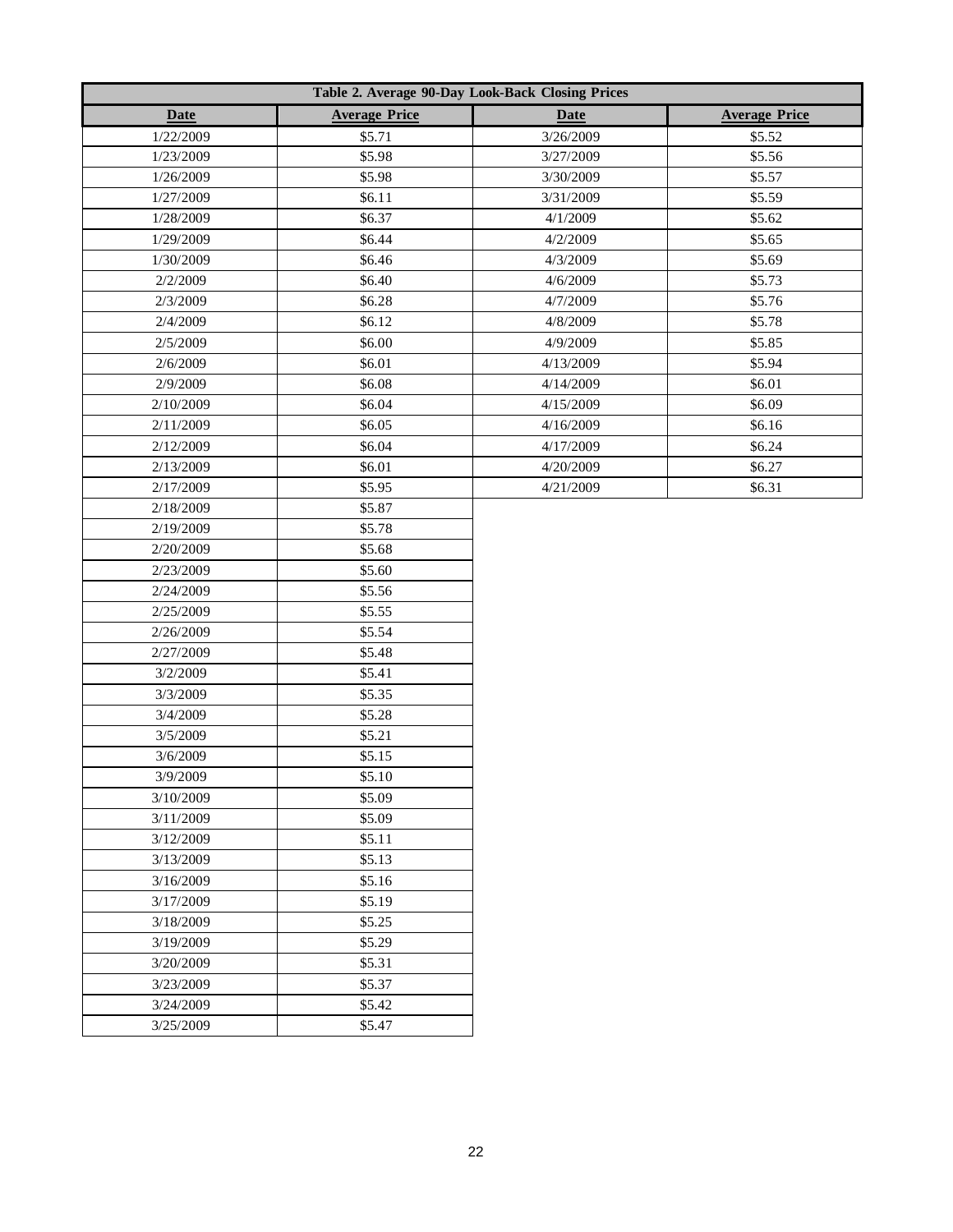| Table 2. Average 90-Day Look-Back Closing Prices | | | |
|---|---|---|---|
| **Date** | **Average Price** | **Date** | **Average Price** |
| 1/22/2009 | $5.71 | 3/26/2009 | $5.52 |
| 1/23/2009 | $5.98 | 3/27/2009 | $5.56 |
| 1/26/2009 | $5.98 | 3/30/2009 | $5.57 |
| 1/27/2009 | $6.11 | 3/31/2009 | $5.59 |
| 1/28/2009 | $6.37 | 4/1/2009 | $5.62 |
| 1/29/2009 | $6.44 | 4/2/2009 | $5.65 |
| 1/30/2009 | $6.46 | 4/3/2009 | $5.69 |
| 2/2/2009 | $6.40 | 4/6/2009 | $5.73 |
| 2/3/2009 | $6.28 | 4/7/2009 | $5.76 |
| 2/4/2009 | $6.12 | 4/8/2009 | $5.78 |
| 2/5/2009 | $6.00 | 4/9/2009 | $5.85 |
| 2/6/2009 | $6.01 | 4/13/2009 | $5.94 |
| 2/9/2009 | $6.08 | 4/14/2009 | $6.01 |
| 2/10/2009 | $6.04 | 4/15/2009 | $6.09 |
| 2/11/2009 | $6.05 | 4/16/2009 | $6.16 |
| 2/12/2009 | $6.04 | 4/17/2009 | $6.24 |
| 2/13/2009 | $6.01 | 4/20/2009 | $6.27 |
| 2/17/2009 | $5.95 | 4/21/2009 | $6.31 |
| 2/18/2009 | $5.87 | | |
| 2/19/2009 | $5.78 | | |
| 2/20/2009 | $5.68 | | |
| 2/23/2009 | $5.60 | | |
| 2/24/2009 | $5.56 | | |
| 2/25/2009 | $5.55 | | |
| 2/26/2009 | $5.54 | | |
| 2/27/2009 | $5.48 | | |
| 3/2/2009 | $5.41 | | |
| 3/3/2009 | $5.35 | | |
| 3/4/2009 | $5.28 | | |
| 3/5/2009 | $5.21 | | |
| 3/6/2009 | $5.15 | | |
| 3/9/2009 | $5.10 | | |
| 3/10/2009 | $5.09 | | |
| 3/11/2009 | $5.09 | | |
| 3/12/2009 | $5.11 | | |
| 3/13/2009 | $5.13 | | |
| 3/16/2009 | $5.16 | | |
| 3/17/2009 | $5.19 | | |
| 3/18/2009 | $5.25 | | |
| 3/19/2009 | $5.29 | | |
| 3/20/2009 | $5.31 | | |
| 3/23/2009 | $5.37 | | |
| 3/24/2009 | $5.42 | | |
| 3/25/2009 | $5.47 | | |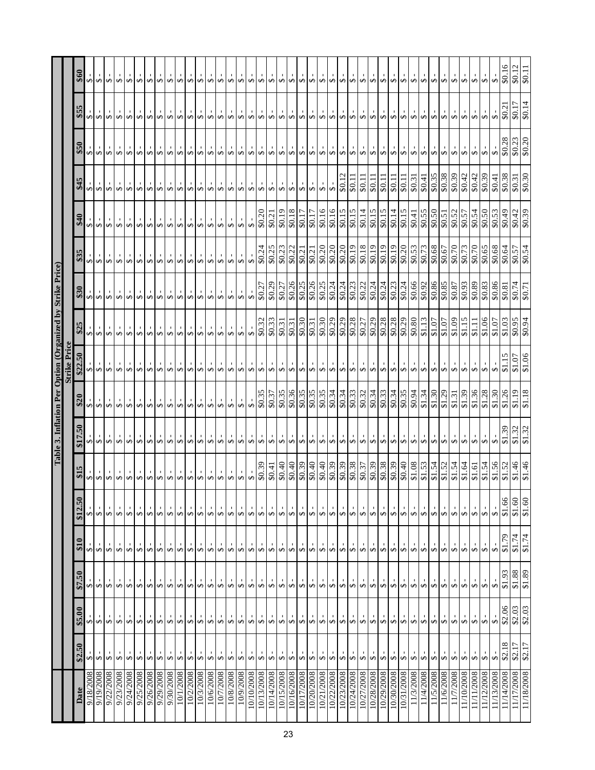**Table 3. Inflation Per Option (Organized by Strike Price)**

| Date | Strike Price | | | | | | | | | | | | | | | | |
|---|---|---|---|---|---|---|---|---|---|---|---|---|---|---|---|---|---|
| | $2.50 | $5.00 | $7.50 | $10 | $12.50 | $15 | $17.50 | $20 | $22.50 | $25 | $30 | $35 | $40 | $45 | $50 | $55 | $60 |
| 9/18/2008 | $ - | $ - | $ - | $ - | $ - | $ - | $ - | $ - | $ - | $ - | $ - | $ - | $ - | $ - | $ - | $ - | $ - |
| 9/19/2008 | $ - | $ - | $ - | $ - | $ - | $ - | $ - | $ - | $ - | $ - | $ - | $ - | $ - | $ - | $ - | $ - | $ - |
| 9/22/2008 | $ - | $ - | $ - | $ - | $ - | $ - | $ - | $ - | $ - | $ - | $ - | $ - | $ - | $ - | $ - | $ - | $ - |
| 9/23/2008 | $ - | $ - | $ - | $ - | $ - | $ - | $ - | $ - | $ - | $ - | $ - | $ - | $ - | $ - | $ - | $ - | $ - |
| 9/24/2008 | $ - | $ - | $ - | $ - | $ - | $ - | $ - | $ - | $ - | $ - | $ - | $ - | $ - | $ - | $ - | $ - | $ - |
| 9/25/2008 | $ - | $ - | $ - | $ - | $ - | $ - | $ - | $ - | $ - | $ - | $ - | $ - | $ - | $ - | $ - | $ - | $ - |
| 9/26/2008 | $ - | $ - | $ - | $ - | $ - | $ - | $ - | $ - | $ - | $ - | $ - | $ - | $ - | $ - | $ - | $ - | $ - |
| 9/29/2008 | $ - | $ - | $ - | $ - | $ - | $ - | $ - | $ - | $ - | $ - | $ - | $ - | $ - | $ - | $ - | $ - | $ - |
| 9/30/2008 | $ - | $ - | $ - | $ - | $ - | $ - | $ - | $ - | $ - | $ - | $ - | $ - | $ - | $ - | $ - | $ - | $ - |
| 10/1/2008 | $ - | $ - | $ - | $ - | $ - | $ - | $ - | $ - | $ - | $ - | $ - | $ - | $ - | $ - | $ - | $ - | $ - |
| 10/2/2008 | $ - | $ - | $ - | $ - | $ - | $ - | $ - | $ - | $ - | $ - | $ - | $ - | $ - | $ - | $ - | $ - | $ - |
| 10/3/2008 | $ - | $ - | $ - | $ - | $ - | $ - | $ - | $ - | $ - | $ - | $ - | $ - | $ - | $ - | $ - | $ - | $ - |
| 10/6/2008 | $ - | $ - | $ - | $ - | $ - | $ - | $ - | $ - | $ - | $ - | $ - | $ - | $ - | $ - | $ - | $ - | $ - |
| 10/7/2008 | $ - | $ - | $ - | $ - | $ - | $ - | $ - | $ - | $ - | $ - | $ - | $ - | $ - | $ - | $ - | $ - | $ - |
| 10/8/2008 | $ - | $ - | $ - | $ - | $ - | $ - | $ - | $ - | $ - | $ - | $ - | $ - | $ - | $ - | $ - | $ - | $ - |
| 10/9/2008 | $ - | $ - | $ - | $ - | $ - | $ - | $ - | $ - | $ - | $ - | $ - | $ - | $ - | $ - | $ - | $ - | $ - |
| 10/10/2008 | $ - | $ - | $ - | $ - | $ - | $ - | $ - | $ - | $ - | $ - | $ - | $ - | $ - | $ - | $ - | $ - | $ - |
| 10/13/2008 | $ - | $ - | $ - | $ - | $ - | $0.39 | $ - | $0.35 | $ - | $0.32 | $0.27 | $0.24 | $0.20 | $ - | $ - | $ - | $ - |
| 10/14/2008 | $ - | $ - | $ - | $ - | $ - | $0.41 | $ - | $0.37 | $ - | $0.33 | $0.29 | $0.25 | $0.21 | $ - | $ - | $ - | $ - |
| 10/15/2008 | $ - | $ - | $ - | $ - | $ - | $0.40 | $ - | $0.35 | $ - | $0.31 | $0.27 | $0.23 | $0.19 | $ - | $ - | $ - | $ - |
| 10/16/2008 | $ - | $ - | $ - | $ - | $ - | $0.40 | $ - | $0.36 | $ - | $0.31 | $0.26 | $0.22 | $0.18 | $ - | $ - | $ - | $ - |
| 10/17/2008 | $ - | $ - | $ - | $ - | $ - | $0.39 | $ - | $0.35 | $ - | $0.30 | $0.25 | $0.21 | $0.17 | $ - | $ - | $ - | $ - |
| 10/20/2008 | $ - | $ - | $ - | $ - | $ - | $0.40 | $ - | $0.35 | $ - | $0.31 | $0.26 | $0.21 | $0.17 | $ - | $ - | $ - | $ - |
| 10/21/2008 | $ - | $ - | $ - | $ - | $ - | $0.40 | $ - | $0.35 | $ - | $0.30 | $0.25 | $0.20 | $0.16 | $ - | $ - | $ - | $ - |
| 10/22/2008 | $ - | $ - | $ - | $ - | $ - | $0.39 | $ - | $0.34 | $ - | $0.29 | $0.24 | $0.20 | $0.16 | $ - | $ - | $ - | $ - |
| 10/23/2008 | $ - | $ - | $ - | $ - | $ - | $0.39 | $ - | $0.34 | $ - | $0.29 | $0.24 | $0.20 | $0.15 | $0.12 | $ - | $ - | $ - |
| 10/24/2008 | $ - | $ - | $ - | $ - | $ - | $0.38 | $ - | $0.33 | $ - | $0.28 | $0.23 | $0.19 | $0.15 | $0.11 | $ - | $ - | $ - |
| 10/27/2008 | $ - | $ - | $ - | $ - | $ - | $0.37 | $ - | $0.32 | $ - | $0.27 | $0.22 | $0.18 | $0.14 | $0.11 | $ - | $ - | $ - |
| 10/28/2008 | $ - | $ - | $ - | $ - | $ - | $0.39 | $ - | $0.34 | $ - | $0.29 | $0.24 | $0.19 | $0.15 | $0.11 | $ - | $ - | $ - |
| 10/29/2008 | $ - | $ - | $ - | $ - | $ - | $0.38 | $ - | $0.33 | $ - | $0.28 | $0.24 | $0.19 | $0.15 | $0.11 | $ - | $ - | $ - |
| 10/30/2008 | $ - | $ - | $ - | $ - | $ - | $0.39 | $ - | $0.34 | $ - | $0.28 | $0.23 | $0.19 | $0.14 | $0.11 | $ - | $ - | $ - |
| 10/31/2008 | $ - | $ - | $ - | $ - | $ - | $0.40 | $ - | $0.35 | $ - | $0.29 | $0.24 | $0.20 | $0.15 | $0.11 | $ - | $ - | $ - |
| 11/3/2008 | $ - | $ - | $ - | $ - | $ - | $1.08 | $ - | $0.94 | $ - | $0.80 | $0.66 | $0.53 | $0.41 | $0.31 | $ - | $ - | $ - |
| 11/4/2008 | $ - | $ - | $ - | $ - | $ - | $1.53 | $ - | $1.34 | $ - | $1.13 | $0.92 | $0.73 | $0.55 | $0.41 | $ - | $ - | $ - |
| 11/5/2008 | $ - | $ - | $ - | $ - | $ - | $1.54 | $ - | $1.30 | $ - | $1.07 | $0.86 | $0.68 | $0.50 | $0.35 | $ - | $ - | $ - |
| 11/6/2008 | $ - | $ - | $ - | $ - | $ - | $1.52 | $ - | $1.29 | $ - | $1.07 | $0.85 | $0.67 | $0.51 | $0.38 | $ - | $ - | $ - |
| 11/7/2008 | $ - | $ - | $ - | $ - | $ - | $1.54 | $ - | $1.31 | $ - | $1.09 | $0.87 | $0.70 | $0.52 | $0.39 | $ - | $ - | $ - |
| 11/10/2008 | $ - | $ - | $ - | $ - | $ - | $1.64 | $ - | $1.39 | $ - | $1.15 | $0.93 | $0.73 | $0.57 | $0.42 | $ - | $ - | $ - |
| 11/11/2008 | $ - | $ - | $ - | $ - | $ - | $1.61 | $ - | $1.36 | $ - | $1.11 | $0.89 | $0.70 | $0.54 | $0.42 | $ - | $ - | $ - |
| 11/12/2008 | $ - | $ - | $ - | $ - | $ - | $1.54 | $ - | $1.28 | $ - | $1.06 | $0.83 | $0.65 | $0.50 | $0.39 | $ - | $ - | $ - |
| 11/13/2008 | $ - | $ - | $ - | $ - | $ - | $1.56 | $ - | $1.30 | $ - | $1.07 | $0.86 | $0.68 | $0.53 | $0.41 | $ - | $ - | $ - |
| 11/14/2008 | $2.18 | $2.06 | $1.93 | $1.79 | $1.66 | $1.52 | $1.39 | $1.26 | $1.15 | $1.03 | $0.81 | $0.64 | $0.49 | $0.38 | $0.28 | $0.21 | $0.16 |
| 11/17/2008 | $2.17 | $2.03 | $1.88 | $1.74 | $1.60 | $1.46 | $1.32 | $1.19 | $1.07 | $0.95 | $0.74 | $0.57 | $0.42 | $0.31 | $0.23 | $0.17 | $0.12 |
| 11/18/2008 | $2.17 | $2.03 | $1.89 | $1.74 | $1.60 | $1.46 | $1.32 | $1.18 | $1.06 | $0.94 | $0.71 | $0.54 | $0.39 | $0.30 | $0.20 | $0.14 | $0.11 |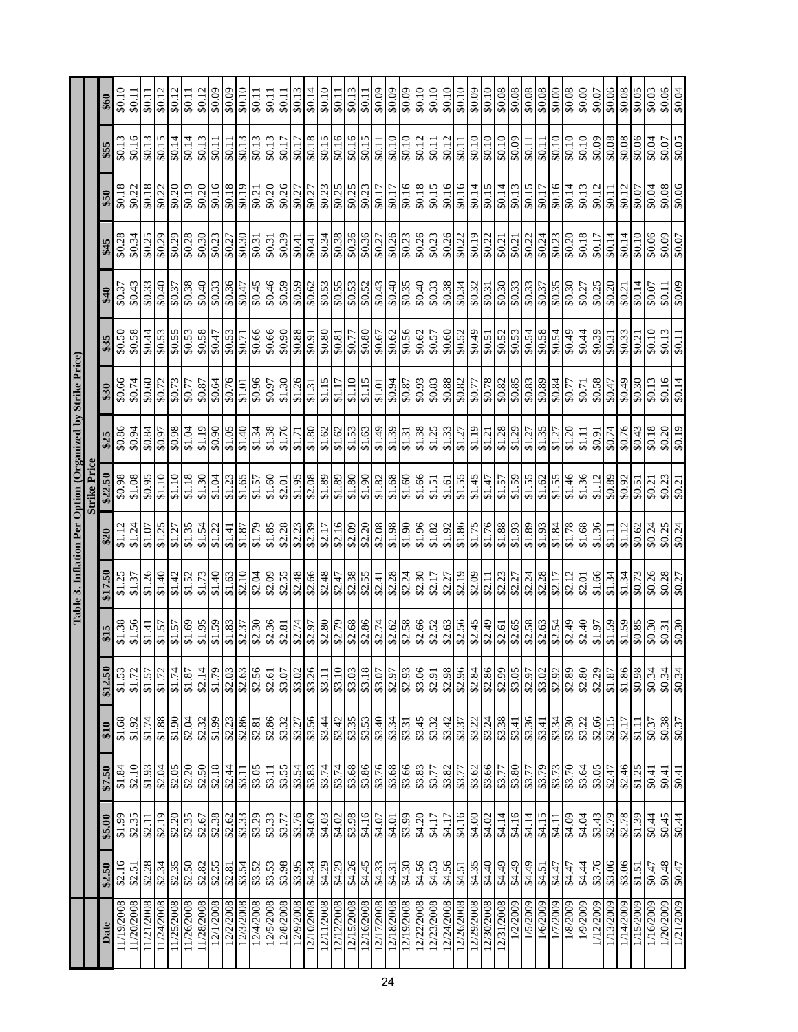**Table 3. Inflation Per Option (Organized by Strike Price)**

| Date | Strike Price | | | | | | | | | | | | | | | | | |
|---|---|---|---|---|---|---|---|---|---|---|---|---|---|---|---|---|---|---|
| | $2.50 | $5.00 | $7.50 | $10 | $12.50 | $15 | $17.50 | $20 | $22.50 | $25 | $30 | $35 | $40 | $45 | $50 | $55 | $60 |
| 11/19/2008 | $2.16 | $1.99 | $1.84 | $1.68 | $1.53 | $1.38 | $1.25 | $1.12 | $0.98 | $0.86 | $0.66 | $0.50 | $0.37 | $0.28 | $0.18 | $0.13 | $0.10 |
| 11/20/2008 | $2.51 | $2.35 | $2.10 | $1.92 | $1.72 | $1.56 | $1.37 | $1.24 | $1.08 | $0.94 | $0.74 | $0.58 | $0.43 | $0.34 | $0.22 | $0.16 | $0.11 |
| 11/21/2008 | $2.28 | $2.11 | $1.93 | $1.74 | $1.57 | $1.41 | $1.26 | $1.07 | $0.95 | $0.84 | $0.60 | $0.44 | $0.33 | $0.25 | $0.18 | $0.13 | $0.11 |
| 11/24/2008 | $2.34 | $2.19 | $2.04 | $1.88 | $1.72 | $1.57 | $1.40 | $1.25 | $1.10 | $0.97 | $0.72 | $0.53 | $0.40 | $0.29 | $0.22 | $0.15 | $0.12 |
| 11/25/2008 | $2.35 | $2.20 | $2.05 | $1.90 | $1.74 | $1.57 | $1.42 | $1.27 | $1.10 | $0.98 | $0.73 | $0.55 | $0.37 | $0.29 | $0.20 | $0.14 | $0.12 |
| 11/26/2008 | $2.50 | $2.35 | $2.20 | $2.04 | $1.87 | $1.69 | $1.52 | $1.35 | $1.18 | $1.04 | $0.77 | $0.53 | $0.38 | $0.28 | $0.19 | $0.14 | $0.11 |
| 11/28/2008 | $2.82 | $2.67 | $2.50 | $2.32 | $2.14 | $1.95 | $1.73 | $1.54 | $1.30 | $1.19 | $0.87 | $0.58 | $0.40 | $0.30 | $0.20 | $0.13 | $0.12 |
| 12/1/2008 | $2.55 | $2.38 | $2.18 | $1.99 | $1.79 | $1.59 | $1.40 | $1.22 | $1.04 | $0.90 | $0.64 | $0.47 | $0.33 | $0.23 | $0.16 | $0.11 | $0.09 |
| 12/2/2008 | $2.81 | $2.62 | $2.44 | $2.23 | $2.03 | $1.83 | $1.63 | $1.41 | $1.23 | $1.05 | $0.76 | $0.53 | $0.36 | $0.27 | $0.18 | $0.11 | $0.09 |
| 12/3/2008 | $3.54 | $3.33 | $3.11 | $2.86 | $2.63 | $2.37 | $2.10 | $1.87 | $1.65 | $1.40 | $1.01 | $0.71 | $0.47 | $0.30 | $0.19 | $0.13 | $0.10 |
| 12/4/2008 | $3.52 | $3.29 | $3.05 | $2.81 | $2.56 | $2.30 | $2.04 | $1.79 | $1.57 | $1.34 | $0.96 | $0.66 | $0.45 | $0.31 | $0.21 | $0.13 | $0.11 |
| 12/5/2008 | $3.53 | $3.33 | $3.11 | $2.86 | $2.61 | $2.36 | $2.09 | $1.85 | $1.60 | $1.38 | $0.97 | $0.66 | $0.46 | $0.31 | $0.20 | $0.13 | $0.11 |
| 12/8/2008 | $3.98 | $3.77 | $3.55 | $3.32 | $3.07 | $2.81 | $2.55 | $2.28 | $2.01 | $1.76 | $1.30 | $0.90 | $0.59 | $0.39 | $0.26 | $0.17 | $0.11 |
| 12/9/2008 | $3.95 | $3.76 | $3.54 | $3.27 | $3.02 | $2.74 | $2.48 | $2.23 | $1.95 | $1.71 | $1.26 | $0.88 | $0.59 | $0.41 | $0.27 | $0.17 | $0.13 |
| 12/10/2008 | $4.34 | $4.09 | $3.83 | $3.56 | $3.26 | $2.97 | $2.66 | $2.39 | $2.08 | $1.80 | $1.31 | $0.91 | $0.62 | $0.41 | $0.27 | $0.18 | $0.14 |
| 12/11/2008 | $4.29 | $4.03 | $3.74 | $3.44 | $3.11 | $2.80 | $2.48 | $2.17 | $1.89 | $1.62 | $1.15 | $0.80 | $0.53 | $0.34 | $0.23 | $0.15 | $0.10 |
| 12/12/2008 | $4.29 | $4.02 | $3.74 | $3.42 | $3.10 | $2.79 | $2.47 | $2.16 | $1.89 | $1.62 | $1.17 | $0.81 | $0.55 | $0.38 | $0.25 | $0.16 | $0.11 |
| 12/15/2008 | $4.26 | $3.98 | $3.68 | $3.35 | $3.03 | $2.68 | $2.38 | $2.09 | $1.80 | $1.53 | $1.10 | $0.77 | $0.53 | $0.36 | $0.25 | $0.16 | $0.13 |
| 12/16/2008 | $4.45 | $4.16 | $3.86 | $3.53 | $3.18 | $2.86 | $2.55 | $2.20 | $1.90 | $1.63 | $1.15 | $0.80 | $0.52 | $0.36 | $0.23 | $0.15 | $0.11 |
| 12/17/2008 | $4.33 | $4.07 | $3.76 | $3.40 | $3.07 | $2.74 | $2.41 | $2.08 | $1.82 | $1.49 | $1.01 | $0.67 | $0.43 | $0.27 | $0.17 | $0.11 | $0.09 |
| 12/18/2008 | $4.31 | $4.01 | $3.68 | $3.34 | $2.97 | $2.62 | $2.28 | $1.98 | $1.68 | $1.39 | $0.94 | $0.62 | $0.40 | $0.26 | $0.17 | $0.10 | $0.09 |
| 12/19/2008 | $4.30 | $3.99 | $3.66 | $3.31 | $2.93 | $2.58 | $2.24 | $1.90 | $1.60 | $1.31 | $0.87 | $0.56 | $0.35 | $0.23 | $0.16 | $0.10 | $0.09 |
| 12/22/2008 | $4.56 | $4.20 | $3.83 | $3.45 | $3.06 | $2.66 | $2.30 | $1.96 | $1.66 | $1.38 | $0.93 | $0.62 | $0.40 | $0.26 | $0.18 | $0.12 | $0.10 |
| 12/23/2008 | $4.53 | $4.17 | $3.77 | $3.32 | $2.91 | $2.52 | $2.17 | $1.82 | $1.51 | $1.25 | $0.83 | $0.57 | $0.33 | $0.23 | $0.15 | $0.11 | $0.10 |
| 12/24/2008 | $4.56 | $4.17 | $3.82 | $3.42 | $2.98 | $2.63 | $2.27 | $1.92 | $1.61 | $1.33 | $0.88 | $0.60 | $0.38 | $0.26 | $0.16 | $0.12 | $0.10 |
| 12/26/2008 | $4.51 | $4.16 | $3.77 | $3.37 | $2.96 | $2.56 | $2.19 | $1.86 | $1.55 | $1.27 | $0.82 | $0.52 | $0.34 | $0.22 | $0.16 | $0.11 | $0.10 |
| 12/29/2008 | $4.35 | $4.00 | $3.62 | $3.22 | $2.84 | $2.45 | $2.09 | $1.75 | $1.45 | $1.19 | $0.77 | $0.49 | $0.32 | $0.19 | $0.14 | $0.10 | $0.09 |
| 12/30/2008 | $4.40 | $4.02 | $3.66 | $3.24 | $2.86 | $2.49 | $2.11 | $1.76 | $1.47 | $1.21 | $0.78 | $0.51 | $0.31 | $0.22 | $0.15 | $0.10 | $0.10 |
| 12/31/2008 | $4.49 | $4.14 | $3.77 | $3.38 | $2.99 | $2.61 | $2.23 | $1.88 | $1.57 | $1.28 | $0.82 | $0.52 | $0.30 | $0.21 | $0.14 | $0.10 | $0.08 |
| 1/2/2009 | $4.49 | $4.16 | $3.80 | $3.41 | $3.05 | $2.65 | $2.27 | $1.93 | $1.59 | $1.29 | $0.85 | $0.53 | $0.33 | $0.21 | $0.13 | $0.09 | $0.08 |
| 1/5/2009 | $4.49 | $4.14 | $3.77 | $3.36 | $2.97 | $2.58 | $2.24 | $1.89 | $1.55 | $1.27 | $0.83 | $0.54 | $0.33 | $0.22 | $0.15 | $0.11 | $0.08 |
| 1/6/2009 | $4.51 | $4.15 | $3.79 | $3.41 | $3.02 | $2.63 | $2.28 | $1.93 | $1.62 | $1.35 | $0.89 | $0.58 | $0.37 | $0.24 | $0.17 | $0.11 | $0.08 |
| 1/7/2009 | $4.47 | $4.11 | $3.73 | $3.34 | $2.92 | $2.54 | $2.17 | $1.84 | $1.55 | $1.27 | $0.84 | $0.54 | $0.35 | $0.23 | $0.16 | $0.10 | $0.00 |
| 1/8/2009 | $4.47 | $4.09 | $3.70 | $3.30 | $2.89 | $2.49 | $2.12 | $1.78 | $1.46 | $1.20 | $0.77 | $0.49 | $0.30 | $0.20 | $0.14 | $0.10 | $0.08 |
| 1/9/2009 | $4.44 | $4.04 | $3.64 | $3.22 | $2.80 | $2.40 | $2.01 | $1.68 | $1.36 | $1.11 | $0.71 | $0.44 | $0.27 | $0.18 | $0.13 | $0.10 | $0.00 |
| 1/12/2009 | $3.76 | $3.43 | $3.05 | $2.66 | $2.29 | $1.97 | $1.66 | $1.36 | $1.12 | $0.91 | $0.58 | $0.39 | $0.25 | $0.17 | $0.12 | $0.09 | $0.07 |
| 1/13/2009 | $3.06 | $2.79 | $2.47 | $2.15 | $1.87 | $1.59 | $1.34 | $1.11 | $0.89 | $0.74 | $0.47 | $0.31 | $0.20 | $0.14 | $0.11 | $0.08 | $0.06 |
| 1/14/2009 | $3.06 | $2.78 | $2.46 | $2.17 | $1.86 | $1.59 | $1.34 | $1.12 | $0.92 | $0.76 | $0.49 | $0.33 | $0.21 | $0.14 | $0.12 | $0.08 | $0.08 |
| 1/15/2009 | $1.51 | $1.39 | $1.25 | $1.11 | $0.98 | $0.85 | $0.73 | $0.62 | $0.51 | $0.43 | $0.30 | $0.21 | $0.14 | $0.10 | $0.07 | $0.06 | $0.05 |
| 1/16/2009 | $0.47 | $0.44 | $0.41 | $0.37 | $0.34 | $0.30 | $0.26 | $0.24 | $0.21 | $0.18 | $0.13 | $0.10 | $0.07 | $0.06 | $0.04 | $0.04 | $0.03 |
| 1/20/2009 | $0.48 | $0.45 | $0.41 | $0.38 | $0.34 | $0.31 | $0.28 | $0.25 | $0.23 | $0.20 | $0.16 | $0.13 | $0.11 | $0.09 | $0.08 | $0.07 | $0.06 |
| 1/21/2009 | $0.47 | $0.44 | $0.41 | $0.37 | $0.34 | $0.30 | $0.27 | $0.24 | $0.21 | $0.19 | $0.14 | $0.11 | $0.09 | $0.07 | $0.06 | $0.05 | $0.04 |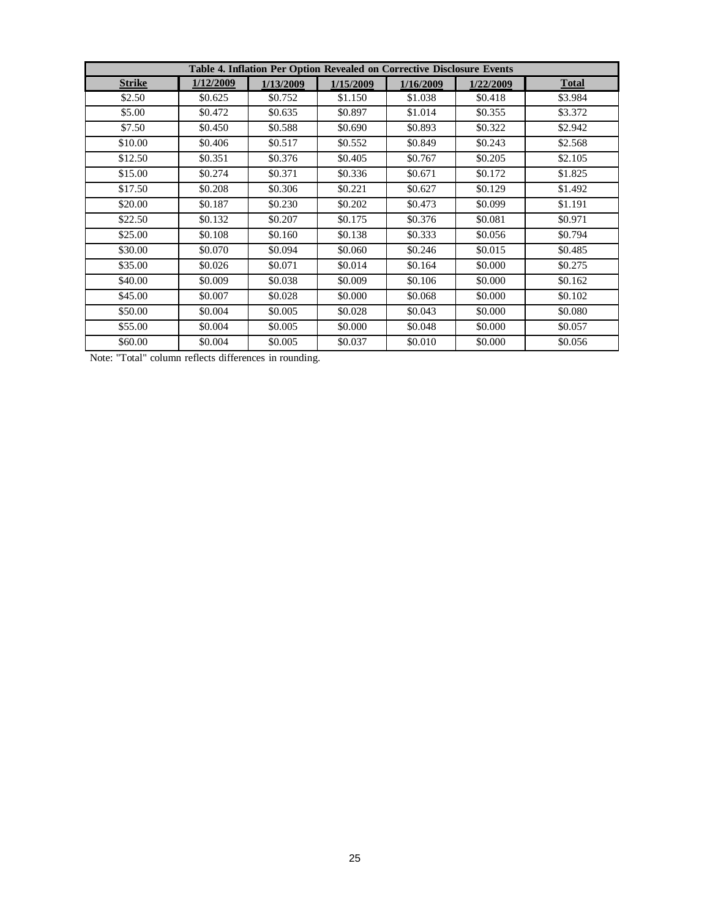**Table 4. Inflation Per Option Revealed on Corrective Disclosure Events**

| Strike | 1/12/2009 | 1/13/2009 | 1/15/2009 | 1/16/2009 | 1/22/2009 | Total |
|---|---|---|---|---|---|---|
| $2.50 | $0.625 | $0.752 | $1.150 | $1.038 | $0.418 | $3.984 |
| $5.00 | $0.472 | $0.635 | $0.897 | $1.014 | $0.355 | $3.372 |
| $7.50 | $0.450 | $0.588 | $0.690 | $0.893 | $0.322 | $2.942 |
| $10.00 | $0.406 | $0.517 | $0.552 | $0.849 | $0.243 | $2.568 |
| $12.50 | $0.351 | $0.376 | $0.405 | $0.767 | $0.205 | $2.105 |
| $15.00 | $0.274 | $0.371 | $0.336 | $0.671 | $0.172 | $1.825 |
| $17.50 | $0.208 | $0.306 | $0.221 | $0.627 | $0.129 | $1.492 |
| $20.00 | $0.187 | $0.230 | $0.202 | $0.473 | $0.099 | $1.191 |
| $22.50 | $0.132 | $0.207 | $0.175 | $0.376 | $0.081 | $0.971 |
| $25.00 | $0.108 | $0.160 | $0.138 | $0.333 | $0.056 | $0.794 |
| $30.00 | $0.070 | $0.094 | $0.060 | $0.246 | $0.015 | $0.485 |
| $35.00 | $0.026 | $0.071 | $0.014 | $0.164 | $0.000 | $0.275 |
| $40.00 | $0.009 | $0.038 | $0.009 | $0.106 | $0.000 | $0.162 |
| $45.00 | $0.007 | $0.028 | $0.000 | $0.068 | $0.000 | $0.102 |
| $50.00 | $0.004 | $0.005 | $0.028 | $0.043 | $0.000 | $0.080 |
| $55.00 | $0.004 | $0.005 | $0.000 | $0.048 | $0.000 | $0.057 |
| $60.00 | $0.004 | $0.005 | $0.037 | $0.010 | $0.000 | $0.056 |

Note: "Total" column reflects differences in rounding.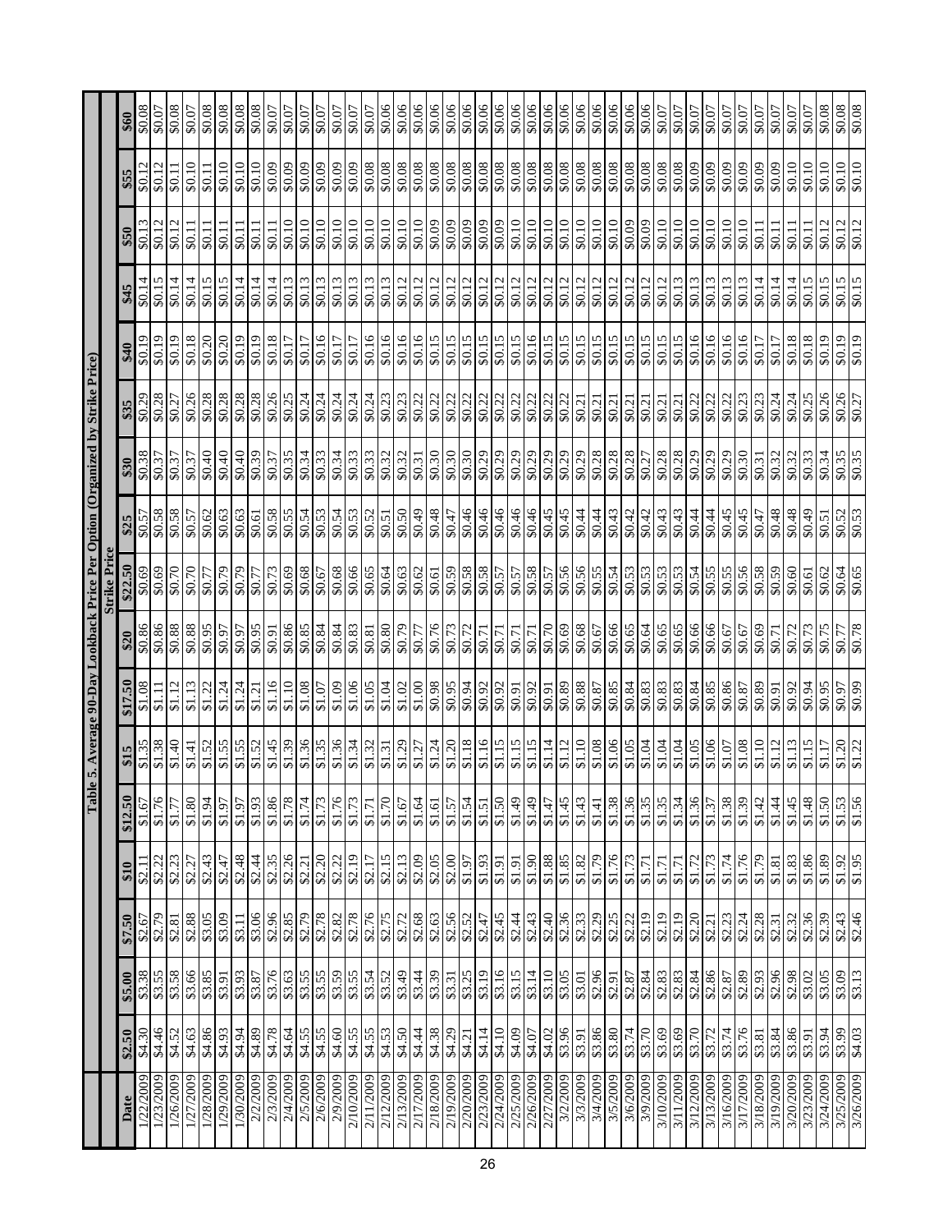## Table 5. Average 90-Day Lookback Price Per Option (Organized by Strike Price)

| Date | Strike Price | | | | | | | | | | | | | | | |
|---|---|---|---|---|---|---|---|---|---|---|---|---|---|---|---|---|
| | $2.50 | $5.00 | $7.50 | $10 | $12.50 | $15 | $17.50 | $20 | $22.50 | $25 | $30 | $35 | $40 | $45 | $50 | $55 | $60 |
| 1/22/2009 | $4.30 | $3.38 | $2.67 | $2.11 | $1.67 | $1.35 | $1.08 | $0.86 | $0.69 | $0.57 | $0.38 | $0.29 | $0.19 | $0.14 | $0.13 | $0.12 | $0.08 |
| 1/23/2009 | $4.46 | $3.55 | $2.79 | $2.22 | $1.76 | $1.38 | $1.11 | $0.86 | $0.69 | $0.58 | $0.37 | $0.28 | $0.19 | $0.15 | $0.12 | $0.12 | $0.07 |
| 1/26/2009 | $4.52 | $3.58 | $2.81 | $2.23 | $1.77 | $1.40 | $1.12 | $0.88 | $0.70 | $0.58 | $0.37 | $0.27 | $0.19 | $0.14 | $0.12 | $0.11 | $0.08 |
| 1/27/2009 | $4.63 | $3.66 | $2.88 | $2.27 | $1.80 | $1.41 | $1.13 | $0.88 | $0.70 | $0.57 | $0.37 | $0.26 | $0.18 | $0.14 | $0.11 | $0.10 | $0.07 |
| 1/28/2009 | $4.86 | $3.85 | $3.05 | $2.43 | $1.94 | $1.52 | $1.22 | $0.95 | $0.77 | $0.62 | $0.40 | $0.28 | $0.20 | $0.15 | $0.11 | $0.11 | $0.08 |
| 1/29/2009 | $4.93 | $3.91 | $3.09 | $2.47 | $1.97 | $1.55 | $1.24 | $0.97 | $0.79 | $0.63 | $0.40 | $0.28 | $0.20 | $0.15 | $0.11 | $0.10 | $0.08 |
| 1/30/2009 | $4.94 | $3.93 | $3.11 | $2.48 | $1.97 | $1.55 | $1.24 | $0.97 | $0.79 | $0.63 | $0.40 | $0.28 | $0.19 | $0.14 | $0.11 | $0.10 | $0.08 |
| 2/2/2009 | $4.89 | $3.87 | $3.06 | $2.44 | $1.93 | $1.52 | $1.21 | $0.95 | $0.77 | $0.61 | $0.39 | $0.28 | $0.19 | $0.14 | $0.11 | $0.10 | $0.08 |
| 2/3/2009 | $4.78 | $3.76 | $2.96 | $2.35 | $1.86 | $1.45 | $1.16 | $0.91 | $0.73 | $0.58 | $0.37 | $0.26 | $0.18 | $0.14 | $0.11 | $0.09 | $0.07 |
| 2/4/2009 | $4.64 | $3.63 | $2.85 | $2.26 | $1.78 | $1.39 | $1.10 | $0.86 | $0.69 | $0.55 | $0.35 | $0.25 | $0.17 | $0.13 | $0.10 | $0.09 | $0.07 |
| 2/5/2009 | $4.55 | $3.55 | $2.79 | $2.21 | $1.74 | $1.36 | $1.08 | $0.85 | $0.68 | $0.54 | $0.34 | $0.24 | $0.17 | $0.13 | $0.10 | $0.09 | $0.07 |
| 2/6/2009 | $4.55 | $3.55 | $2.78 | $2.20 | $1.73 | $1.35 | $1.07 | $0.84 | $0.67 | $0.53 | $0.33 | $0.24 | $0.16 | $0.13 | $0.10 | $0.09 | $0.07 |
| 2/9/2009 | $4.60 | $3.59 | $2.82 | $2.22 | $1.76 | $1.36 | $1.09 | $0.84 | $0.68 | $0.54 | $0.34 | $0.24 | $0.17 | $0.13 | $0.10 | $0.09 | $0.07 |
| 2/10/2009 | $4.55 | $3.55 | $2.78 | $2.19 | $1.73 | $1.34 | $1.06 | $0.83 | $0.66 | $0.53 | $0.33 | $0.24 | $0.17 | $0.13 | $0.10 | $0.09 | $0.07 |
| 2/11/2009 | $4.55 | $3.54 | $2.76 | $2.17 | $1.71 | $1.32 | $1.05 | $0.81 | $0.65 | $0.52 | $0.33 | $0.24 | $0.16 | $0.13 | $0.10 | $0.08 | $0.07 |
| 2/12/2009 | $4.53 | $3.52 | $2.75 | $2.15 | $1.70 | $1.31 | $1.04 | $0.80 | $0.64 | $0.51 | $0.32 | $0.23 | $0.16 | $0.13 | $0.10 | $0.08 | $0.06 |
| 2/13/2009 | $4.50 | $3.49 | $2.72 | $2.13 | $1.67 | $1.29 | $1.02 | $0.79 | $0.63 | $0.50 | $0.32 | $0.23 | $0.16 | $0.12 | $0.10 | $0.08 | $0.06 |
| 2/17/2009 | $4.44 | $3.44 | $2.68 | $2.09 | $1.64 | $1.27 | $1.00 | $0.77 | $0.62 | $0.49 | $0.31 | $0.22 | $0.16 | $0.12 | $0.10 | $0.08 | $0.06 |
| 2/18/2009 | $4.38 | $3.39 | $2.63 | $2.05 | $1.61 | $1.24 | $0.98 | $0.76 | $0.61 | $0.48 | $0.30 | $0.22 | $0.15 | $0.12 | $0.09 | $0.08 | $0.06 |
| 2/19/2009 | $4.29 | $3.31 | $2.56 | $2.00 | $1.57 | $1.20 | $0.95 | $0.73 | $0.59 | $0.47 | $0.30 | $0.22 | $0.15 | $0.12 | $0.09 | $0.08 | $0.06 |
| 2/20/2009 | $4.21 | $3.25 | $2.52 | $1.97 | $1.54 | $1.18 | $0.94 | $0.72 | $0.58 | $0.46 | $0.30 | $0.22 | $0.15 | $0.12 | $0.09 | $0.08 | $0.06 |
| 2/23/2009 | $4.14 | $3.19 | $2.47 | $1.93 | $1.51 | $1.16 | $0.92 | $0.71 | $0.58 | $0.46 | $0.29 | $0.22 | $0.15 | $0.12 | $0.09 | $0.08 | $0.06 |
| 2/24/2009 | $4.10 | $3.16 | $2.45 | $1.91 | $1.50 | $1.15 | $0.92 | $0.71 | $0.57 | $0.46 | $0.29 | $0.22 | $0.15 | $0.12 | $0.09 | $0.08 | $0.06 |
| 2/25/2009 | $4.09 | $3.15 | $2.44 | $1.91 | $1.49 | $1.15 | $0.91 | $0.71 | $0.57 | $0.46 | $0.29 | $0.22 | $0.15 | $0.12 | $0.10 | $0.08 | $0.06 |
| 2/26/2009 | $4.07 | $3.14 | $2.43 | $1.90 | $1.49 | $1.15 | $0.92 | $0.71 | $0.58 | $0.46 | $0.29 | $0.22 | $0.16 | $0.12 | $0.10 | $0.08 | $0.06 |
| 2/27/2009 | $4.02 | $3.10 | $2.40 | $1.88 | $1.47 | $1.14 | $0.91 | $0.70 | $0.57 | $0.45 | $0.29 | $0.22 | $0.15 | $0.12 | $0.10 | $0.08 | $0.06 |
| 3/2/2009 | $3.96 | $3.05 | $2.36 | $1.85 | $1.45 | $1.12 | $0.89 | $0.69 | $0.56 | $0.45 | $0.29 | $0.22 | $0.15 | $0.12 | $0.10 | $0.08 | $0.06 |
| 3/3/2009 | $3.91 | $3.01 | $2.33 | $1.82 | $1.43 | $1.10 | $0.88 | $0.68 | $0.56 | $0.44 | $0.29 | $0.21 | $0.15 | $0.12 | $0.10 | $0.08 | $0.06 |
| 3/4/2009 | $3.86 | $2.96 | $2.29 | $1.79 | $1.41 | $1.08 | $0.87 | $0.67 | $0.55 | $0.44 | $0.28 | $0.21 | $0.15 | $0.12 | $0.10 | $0.08 | $0.06 |
| 3/5/2009 | $3.80 | $2.91 | $2.25 | $1.76 | $1.38 | $1.06 | $0.85 | $0.66 | $0.54 | $0.43 | $0.28 | $0.21 | $0.15 | $0.12 | $0.10 | $0.08 | $0.06 |
| 3/6/2009 | $3.74 | $2.87 | $2.22 | $1.73 | $1.36 | $1.05 | $0.84 | $0.65 | $0.53 | $0.42 | $0.28 | $0.21 | $0.15 | $0.12 | $0.09 | $0.08 | $0.06 |
| 3/9/2009 | $3.70 | $2.84 | $2.19 | $1.71 | $1.35 | $1.04 | $0.83 | $0.64 | $0.53 | $0.42 | $0.27 | $0.21 | $0.15 | $0.12 | $0.09 | $0.08 | $0.06 |
| 3/10/2009 | $3.69 | $2.83 | $2.19 | $1.71 | $1.35 | $1.04 | $0.83 | $0.65 | $0.53 | $0.43 | $0.28 | $0.21 | $0.15 | $0.12 | $0.10 | $0.08 | $0.07 |
| 3/11/2009 | $3.69 | $2.83 | $2.19 | $1.71 | $1.34 | $1.04 | $0.83 | $0.65 | $0.53 | $0.43 | $0.28 | $0.21 | $0.15 | $0.13 | $0.10 | $0.08 | $0.07 |
| 3/12/2009 | $3.70 | $2.84 | $2.20 | $1.72 | $1.36 | $1.05 | $0.84 | $0.66 | $0.54 | $0.44 | $0.29 | $0.22 | $0.16 | $0.13 | $0.10 | $0.09 | $0.07 |
| 3/13/2009 | $3.72 | $2.86 | $2.21 | $1.73 | $1.37 | $1.06 | $0.85 | $0.66 | $0.55 | $0.44 | $0.29 | $0.22 | $0.16 | $0.13 | $0.10 | $0.09 | $0.07 |
| 3/16/2009 | $3.74 | $2.87 | $2.23 | $1.74 | $1.38 | $1.07 | $0.86 | $0.67 | $0.55 | $0.45 | $0.29 | $0.22 | $0.16 | $0.13 | $0.10 | $0.09 | $0.07 |
| 3/17/2009 | $3.76 | $2.89 | $2.24 | $1.76 | $1.39 | $1.08 | $0.87 | $0.67 | $0.56 | $0.45 | $0.30 | $0.23 | $0.16 | $0.13 | $0.10 | $0.09 | $0.07 |
| 3/18/2009 | $3.81 | $2.93 | $2.28 | $1.79 | $1.42 | $1.10 | $0.89 | $0.69 | $0.58 | $0.47 | $0.31 | $0.23 | $0.17 | $0.14 | $0.11 | $0.09 | $0.07 |
| 3/19/2009 | $3.84 | $2.96 | $2.31 | $1.81 | $1.44 | $1.12 | $0.91 | $0.71 | $0.59 | $0.48 | $0.32 | $0.24 | $0.17 | $0.14 | $0.11 | $0.09 | $0.07 |
| 3/20/2009 | $3.86 | $2.98 | $2.32 | $1.83 | $1.45 | $1.13 | $0.92 | $0.72 | $0.60 | $0.48 | $0.32 | $0.24 | $0.18 | $0.14 | $0.11 | $0.10 | $0.07 |
| 3/23/2009 | $3.91 | $3.02 | $2.36 | $1.86 | $1.48 | $1.15 | $0.94 | $0.73 | $0.61 | $0.49 | $0.33 | $0.25 | $0.18 | $0.15 | $0.11 | $0.10 | $0.07 |
| 3/24/2009 | $3.94 | $3.05 | $2.39 | $1.89 | $1.50 | $1.17 | $0.95 | $0.75 | $0.62 | $0.51 | $0.34 | $0.26 | $0.19 | $0.15 | $0.12 | $0.10 | $0.08 |
| 3/25/2009 | $3.99 | $3.09 | $2.43 | $1.92 | $1.53 | $1.20 | $0.97 | $0.77 | $0.64 | $0.52 | $0.35 | $0.26 | $0.19 | $0.15 | $0.12 | $0.10 | $0.08 |
| 3/26/2009 | $4.03 | $3.13 | $2.46 | $1.95 | $1.56 | $1.22 | $0.99 | $0.78 | $0.65 | $0.53 | $0.35 | $0.27 | $0.19 | $0.15 | $0.12 | $0.10 | $0.08 |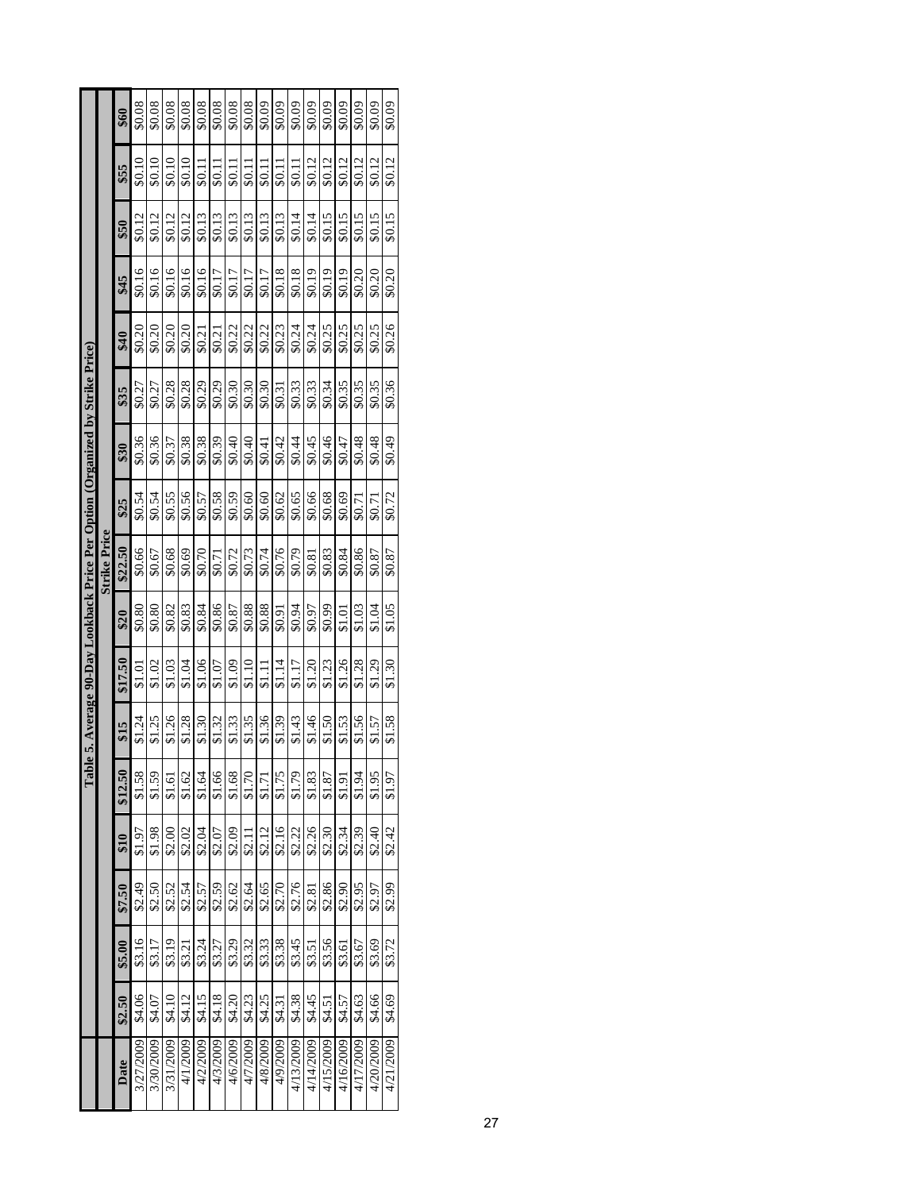**Table 5. Average 90-Day Lookback Price Per Option (Organized by Strike Price)**

| Date | Strike Price | | | | | | | | | | | | | | | | |
|---|---|---|---|---|---|---|---|---|---|---|---|---|---|---|---|---|---|
| | $2.50 | $5.00 | $7.50 | $10 | $12.50 | $15 | $17.50 | $20 | $22.50 | $25 | $30 | $35 | $40 | $45 | $50 | $55 | $60 |
| 3/27/2009 | $4.06 | $3.16 | $2.49 | $1.97 | $1.58 | $1.24 | $1.01 | $0.80 | $0.66 | $0.54 | $0.36 | $0.27 | $0.20 | $0.16 | $0.12 | $0.10 | $0.08 |
| 3/30/2009 | $4.07 | $3.17 | $2.50 | $1.98 | $1.59 | $1.25 | $1.02 | $0.80 | $0.67 | $0.54 | $0.36 | $0.27 | $0.20 | $0.16 | $0.12 | $0.10 | $0.08 |
| 3/31/2009 | $4.10 | $3.19 | $2.52 | $2.00 | $1.61 | $1.26 | $1.03 | $0.82 | $0.68 | $0.55 | $0.37 | $0.28 | $0.20 | $0.16 | $0.12 | $0.10 | $0.08 |
| 4/1/2009 | $4.12 | $3.21 | $2.54 | $2.02 | $1.62 | $1.28 | $1.04 | $0.83 | $0.69 | $0.56 | $0.38 | $0.28 | $0.20 | $0.16 | $0.12 | $0.10 | $0.08 |
| 4/2/2009 | $4.15 | $3.24 | $2.57 | $2.04 | $1.64 | $1.30 | $1.06 | $0.84 | $0.70 | $0.57 | $0.38 | $0.29 | $0.21 | $0.16 | $0.13 | $0.11 | $0.08 |
| 4/3/2009 | $4.18 | $3.27 | $2.59 | $2.07 | $1.66 | $1.32 | $1.07 | $0.86 | $0.71 | $0.58 | $0.39 | $0.29 | $0.21 | $0.17 | $0.13 | $0.11 | $0.08 |
| 4/6/2009 | $4.20 | $3.29 | $2.62 | $2.09 | $1.68 | $1.33 | $1.09 | $0.87 | $0.72 | $0.59 | $0.40 | $0.30 | $0.22 | $0.17 | $0.13 | $0.11 | $0.08 |
| 4/7/2009 | $4.23 | $3.32 | $2.64 | $2.11 | $1.70 | $1.35 | $1.10 | $0.88 | $0.73 | $0.60 | $0.40 | $0.30 | $0.22 | $0.17 | $0.13 | $0.11 | $0.08 |
| 4/8/2009 | $4.25 | $3.33 | $2.65 | $2.12 | $1.71 | $1.36 | $1.11 | $0.88 | $0.74 | $0.60 | $0.41 | $0.30 | $0.22 | $0.17 | $0.13 | $0.11 | $0.09 |
| 4/9/2009 | $4.31 | $3.38 | $2.70 | $2.16 | $1.75 | $1.39 | $1.14 | $0.91 | $0.76 | $0.62 | $0.42 | $0.31 | $0.23 | $0.18 | $0.13 | $0.11 | $0.09 |
| 4/13/2009 | $4.38 | $3.45 | $2.76 | $2.22 | $1.79 | $1.43 | $1.17 | $0.94 | $0.79 | $0.65 | $0.44 | $0.33 | $0.24 | $0.18 | $0.14 | $0.11 | $0.09 |
| 4/14/2009 | $4.45 | $3.51 | $2.81 | $2.26 | $1.83 | $1.46 | $1.20 | $0.97 | $0.81 | $0.66 | $0.45 | $0.33 | $0.24 | $0.19 | $0.14 | $0.12 | $0.09 |
| 4/15/2009 | $4.51 | $3.56 | $2.86 | $2.30 | $1.87 | $1.50 | $1.23 | $0.99 | $0.83 | $0.68 | $0.46 | $0.34 | $0.25 | $0.19 | $0.15 | $0.12 | $0.09 |
| 4/16/2009 | $4.57 | $3.61 | $2.90 | $2.34 | $1.91 | $1.53 | $1.26 | $1.01 | $0.84 | $0.69 | $0.47 | $0.35 | $0.25 | $0.19 | $0.15 | $0.12 | $0.09 |
| 4/17/2009 | $4.63 | $3.67 | $2.95 | $2.39 | $1.94 | $1.56 | $1.28 | $1.03 | $0.86 | $0.71 | $0.48 | $0.35 | $0.25 | $0.20 | $0.15 | $0.12 | $0.09 |
| 4/20/2009 | $4.66 | $3.69 | $2.97 | $2.40 | $1.95 | $1.57 | $1.29 | $1.04 | $0.87 | $0.71 | $0.48 | $0.35 | $0.25 | $0.20 | $0.15 | $0.12 | $0.09 |
| 4/21/2009 | $4.69 | $3.72 | $2.99 | $2.42 | $1.97 | $1.58 | $1.30 | $1.05 | $0.87 | $0.72 | $0.49 | $0.36 | $0.26 | $0.20 | $0.15 | $0.12 | $0.09 |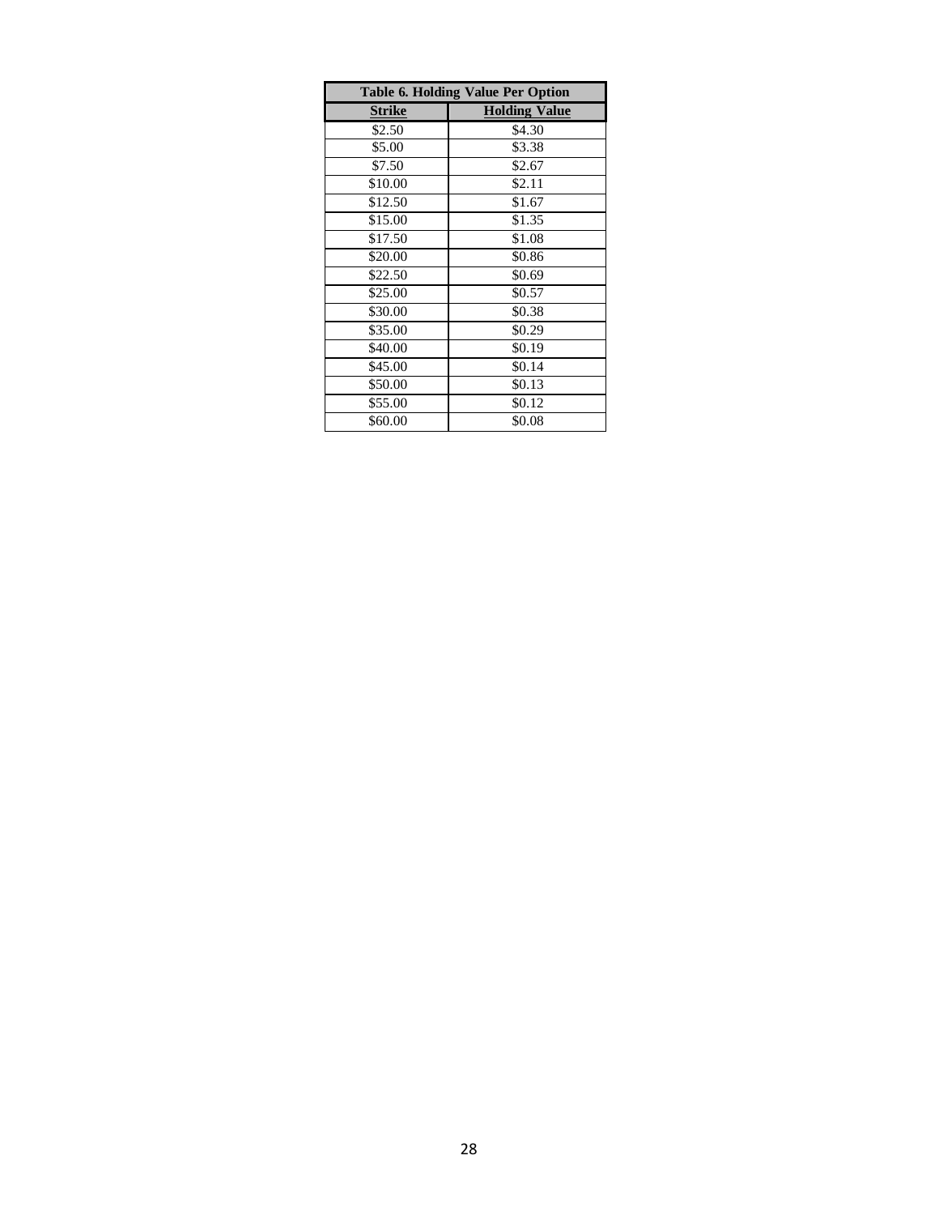**Table 6. Holding Value Per Option**

| Strike | Holding Value |
|---|---|
| $2.50 | $4.30 |
| $5.00 | $3.38 |
| $7.50 | $2.67 |
| $10.00 | $2.11 |
| $12.50 | $1.67 |
| $15.00 | $1.35 |
| $17.50 | $1.08 |
| $20.00 | $0.86 |
| $22.50 | $0.69 |
| $25.00 | $0.57 |
| $30.00 | $0.38 |
| $35.00 | $0.29 |
| $40.00 | $0.19 |
| $45.00 | $0.14 |
| $50.00 | $0.13 |
| $55.00 | $0.12 |
| $60.00 | $0.08 |